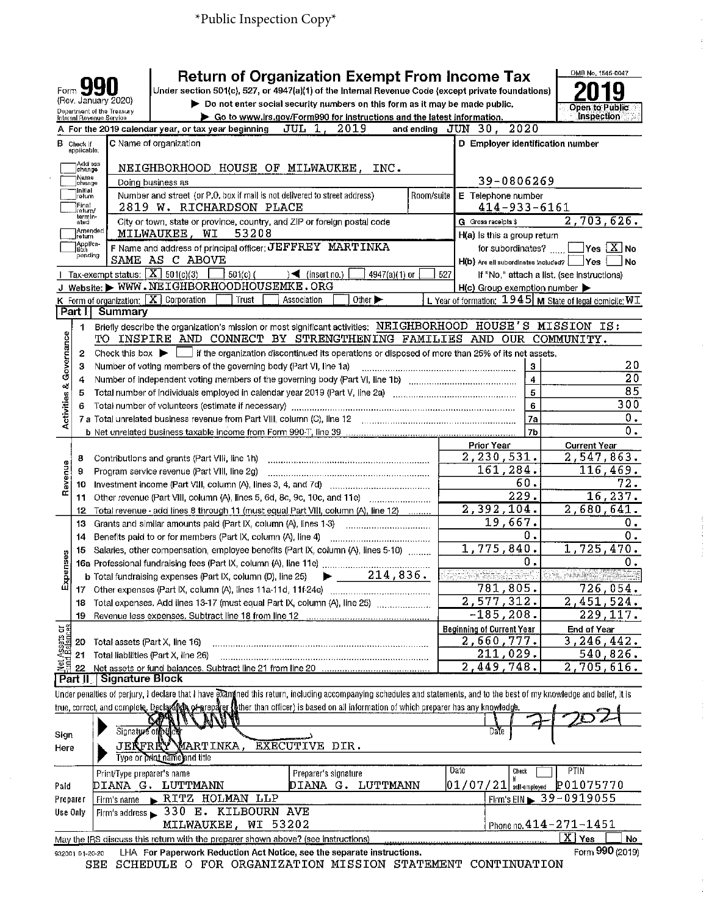*Public Inspection Copy*

# Form 990 — Return of Organization Exempt From Income Tax

Form **990** (Rev. January 2020)
Department of the Treasury
Internal Revenue Service

Under section 501(c), 527, or 4947(a)(1) of the Internal Revenue Code (except private foundations)

▶ Do not enter social security numbers on this form as it may be made public.

▶ Go to www.irs.gov/Form990 for instructions and the latest information.

OMB No. 1545-0047

**2019**

**Open to Public Inspection**

**A** For the 2019 calendar year, or tax year beginning JUL 1, 2019 and ending JUN 30, 2020

**B** Check if applicable: Address change, Name change, Initial return, Final return/terminated, Amended return, Application pending

**C** Name of organization: NEIGHBORHOOD HOUSE OF MILWAUKEE, INC.

Doing business as

Number and street (or P.O. box if mail is not delivered to street address): 2819 W. RICHARDSON PLACE | Room/suite

City or town, state or province, country, and ZIP or foreign postal code: MILWAUKEE, WI 53208

**D** Employer identification number: 39-0806269

**E** Telephone number: 414-933-6161

**G** Gross receipts $ 2,703,626.

**F** Name and address of principal officer: JEFFREY MARTINKA, SAME AS C ABOVE

**H(a)** Is this a group return for subordinates? ☐ Yes ☒ No

**H(b)** Are all subordinates included? ☐ Yes ☐ No
If "No," attach a list. (see instructions)

**H(c)** Group exemption number ▶

**I** Tax-exempt status: ☒ 501(c)(3) ☐ 501(c)( ) ◀ (insert no.) ☐ 4947(a)(1) or ☐ 527

**J** Website: ▶ WWW.NEIGHBORHOODHOUSEMKE.ORG

**K** Form of organization: ☒ Corporation ☐ Trust ☐ Association ☐ Other ▶

**L** Year of formation: 1945 **M** State of legal domicile: WI

## Part I Summary

**Activities & Governance**

1. Briefly describe the organization's mission or most significant activities: NEIGHBORHOOD HOUSE'S MISSION IS: TO INSPIRE AND CONNECT BY STRENGTHENING FAMILIES AND OUR COMMUNITY.
2. Check this box ▶ ☐ if the organization discontinued its operations or disposed of more than 25% of its net assets.

| Line | Description | No. | Value |
|---|---|---|---|
| 3 | Number of voting members of the governing body (Part VI, line 1a) | 3 | 20 |
| 4 | Number of independent voting members of the governing body (Part VI, line 1b) | 4 | 20 |
| 5 | Total number of individuals employed in calendar year 2019 (Part V, line 2a) | 5 | 85 |
| 6 | Total number of volunteers (estimate if necessary) | 6 | 300 |
| 7a | Total unrelated business revenue from Part VIII, column (C), line 12 | 7a | 0. |
| 7b | Net unrelated business taxable income from Form 990-T, line 39 | 7b | 0. |

| Line | Description | Prior Year | Current Year |
|---|---|---|---|
| **Revenue** | | | |
| 8 | Contributions and grants (Part VIII, line 1h) | 2,230,531. | 2,547,863. |
| 9 | Program service revenue (Part VIII, line 2g) | 161,284. | 116,469. |
| 10 | Investment income (Part VIII, column (A), lines 3, 4, and 7d) | 60. | 72. |
| 11 | Other revenue (Part VIII, column (A), lines 5, 6d, 8c, 9c, 10c, and 11e) | 229. | 16,237. |
| 12 | Total revenue - add lines 8 through 11 (must equal Part VIII, column (A), line 12) | 2,392,104. | 2,680,641. |
| **Expenses** | | | |
| 13 | Grants and similar amounts paid (Part IX, column (A), lines 1-3) | 19,667. | 0. |
| 14 | Benefits paid to or for members (Part IX, column (A), line 4) | 0. | 0. |
| 15 | Salaries, other compensation, employee benefits (Part IX, column (A), lines 5-10) | 1,775,840. | 1,725,470. |
| 16a | Professional fundraising fees (Part IX, column (A), line 11e) | 0. | 0. |
| b | Total fundraising expenses (Part IX, column (D), line 25) ▶ 214,836. | | |
| 17 | Other expenses (Part IX, column (A), lines 11a-11d, 11f-24e) | 781,805. | 726,054. |
| 18 | Total expenses. Add lines 13-17 (must equal Part IX, column (A), line 25) | 2,577,312. | 2,451,524. |
| 19 | Revenue less expenses. Subtract line 18 from line 12 | -185,208. | 229,117. |

| Line | Description | Beginning of Current Year | End of Year |
|---|---|---|---|
| **Net Assets or Fund Balances** | | | |
| 20 | Total assets (Part X, line 16) | 2,660,777. | 3,246,442. |
| 21 | Total liabilities (Part X, line 26) | 211,029. | 540,826. |
| 22 | Net assets or fund balances. Subtract line 21 from line 20 | 2,449,748. | 2,705,616. |

## Part II Signature Block

Under penalties of perjury, I declare that I have examined this return, including accompanying schedules and statements, and to the best of my knowledge and belief, it is true, correct, and complete. Declaration of preparer (other than officer) is based on all information of which preparer has any knowledge.

**Sign Here**

Signature of officer: [signature] Date: 1/7/2021

JEFFREY MARTINKA, EXECUTIVE DIR.
Type or print name and title

**Paid Preparer Use Only**

| Print/Type preparer's name | Preparer's signature | Date | Check ☐ if self-employed | PTIN |
|---|---|---|---|---|
| DIANA G. LUTTMANN | DIANA G. LUTTMANN | 01/07/21 | | P01075770 |

Firm's name ▶ RITZ HOLMAN LLP | Firm's EIN ▶ 39-0919055

Firm's address ▶ 330 E. KILBOURN AVE, MILWAUKEE, WI 53202 | Phone no. 414-271-1451

May the IRS discuss this return with the preparer shown above? (see instructions) ☒ Yes ☐ No

932001 01-20-20 LHA For Paperwork Reduction Act Notice, see the separate instructions. Form **990** (2019)

SEE SCHEDULE O FOR ORGANIZATION MISSION STATEMENT CONTINUATION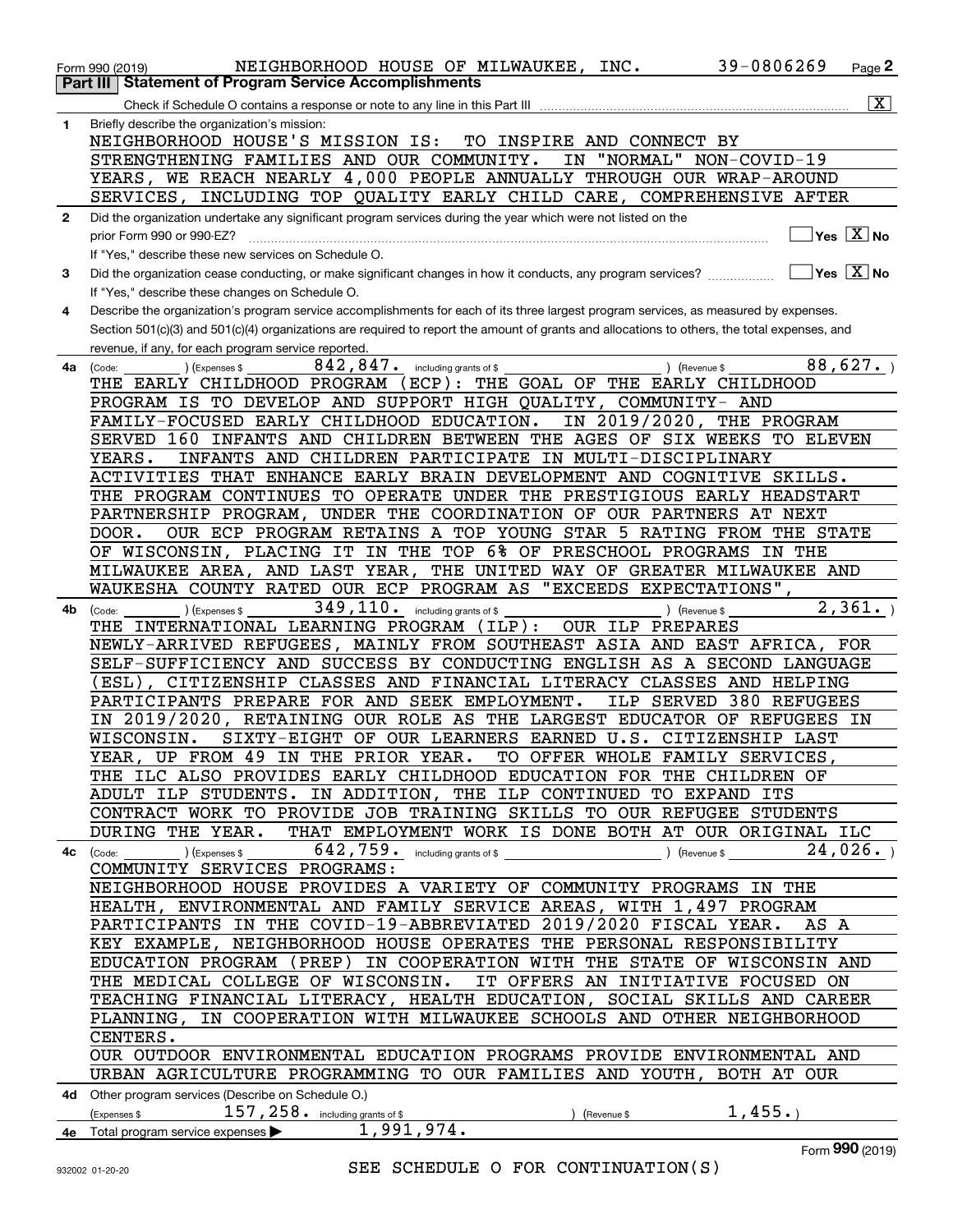Form 990 (2019) NEIGHBORHOOD HOUSE OF MILWAUKEE, INC. 39-0806269 Page 2

## Part III | Statement of Program Service Accomplishments

Check if Schedule O contains a response or note to any line in this Part III [X]

**1** Briefly describe the organization's mission:

NEIGHBORHOOD HOUSE'S MISSION IS: TO INSPIRE AND CONNECT BY STRENGTHENING FAMILIES AND OUR COMMUNITY. IN "NORMAL" NON-COVID-19 YEARS, WE REACH NEARLY 4,000 PEOPLE ANNUALLY THROUGH OUR WRAP-AROUND SERVICES, INCLUDING TOP QUALITY EARLY CHILD CARE, COMPREHENSIVE AFTER

**2** Did the organization undertake any significant program services during the year which were not listed on the prior Form 990 or 990-EZ? [ ] Yes [X] No

If "Yes," describe these new services on Schedule O.

**3** Did the organization cease conducting, or make significant changes in how it conducts, any program services? [ ] Yes [X] No

If "Yes," describe these changes on Schedule O.

**4** Describe the organization's program service accomplishments for each of its three largest program services, as measured by expenses. Section 501(c)(3) and 501(c)(4) organizations are required to report the amount of grants and allocations to others, the total expenses, and revenue, if any, for each program service reported.

**4a** (Code: ) (Expenses $ 842,847. including grants of $ ) (Revenue $ 88,627. )

THE EARLY CHILDHOOD PROGRAM (ECP): THE GOAL OF THE EARLY CHILDHOOD PROGRAM IS TO DEVELOP AND SUPPORT HIGH QUALITY, COMMUNITY- AND FAMILY-FOCUSED EARLY CHILDHOOD EDUCATION. IN 2019/2020, THE PROGRAM SERVED 160 INFANTS AND CHILDREN BETWEEN THE AGES OF SIX WEEKS TO ELEVEN YEARS. INFANTS AND CHILDREN PARTICIPATE IN MULTI-DISCIPLINARY ACTIVITIES THAT ENHANCE EARLY BRAIN DEVELOPMENT AND COGNITIVE SKILLS. THE PROGRAM CONTINUES TO OPERATE UNDER THE PRESTIGIOUS EARLY HEADSTART PARTNERSHIP PROGRAM, UNDER THE COORDINATION OF OUR PARTNERS AT NEXT DOOR. OUR ECP PROGRAM RETAINS A TOP YOUNG STAR 5 RATING FROM THE STATE OF WISCONSIN, PLACING IT IN THE TOP 6% OF PRESCHOOL PROGRAMS IN THE MILWAUKEE AREA, AND LAST YEAR, THE UNITED WAY OF GREATER MILWAUKEE AND WAUKESHA COUNTY RATED OUR ECP PROGRAM AS "EXCEEDS EXPECTATIONS",

**4b** (Code: ) (Expenses $ 349,110. including grants of $ ) (Revenue $ 2,361. )

THE INTERNATIONAL LEARNING PROGRAM (ILP): OUR ILP PREPARES NEWLY-ARRIVED REFUGEES, MAINLY FROM SOUTHEAST ASIA AND EAST AFRICA, FOR SELF-SUFFICIENCY AND SUCCESS BY CONDUCTING ENGLISH AS A SECOND LANGUAGE (ESL), CITIZENSHIP CLASSES AND FINANCIAL LITERACY CLASSES AND HELPING PARTICIPANTS PREPARE FOR AND SEEK EMPLOYMENT. ILP SERVED 380 REFUGEES IN 2019/2020, RETAINING OUR ROLE AS THE LARGEST EDUCATOR OF REFUGEES IN WISCONSIN. SIXTY-EIGHT OF OUR LEARNERS EARNED U.S. CITIZENSHIP LAST YEAR, UP FROM 49 IN THE PRIOR YEAR. TO OFFER WHOLE FAMILY SERVICES, THE ILC ALSO PROVIDES EARLY CHILDHOOD EDUCATION FOR THE CHILDREN OF ADULT ILP STUDENTS. IN ADDITION, THE ILP CONTINUED TO EXPAND ITS CONTRACT WORK TO PROVIDE JOB TRAINING SKILLS TO OUR REFUGEE STUDENTS DURING THE YEAR. THAT EMPLOYMENT WORK IS DONE BOTH AT OUR ORIGINAL ILC

**4c** (Code: ) (Expenses $ 642,759. including grants of $ ) (Revenue $ 24,026. )

COMMUNITY SERVICES PROGRAMS:
NEIGHBORHOOD HOUSE PROVIDES A VARIETY OF COMMUNITY PROGRAMS IN THE HEALTH, ENVIRONMENTAL AND FAMILY SERVICE AREAS, WITH 1,497 PROGRAM PARTICIPANTS IN THE COVID-19-ABBREVIATED 2019/2020 FISCAL YEAR. AS A KEY EXAMPLE, NEIGHBORHOOD HOUSE OPERATES THE PERSONAL RESPONSIBILITY EDUCATION PROGRAM (PREP) IN COOPERATION WITH THE STATE OF WISCONSIN AND THE MEDICAL COLLEGE OF WISCONSIN. IT OFFERS AN INITIATIVE FOCUSED ON TEACHING FINANCIAL LITERACY, HEALTH EDUCATION, SOCIAL SKILLS AND CAREER PLANNING, IN COOPERATION WITH MILWAUKEE SCHOOLS AND OTHER NEIGHBORHOOD CENTERS.
OUR OUTDOOR ENVIRONMENTAL EDUCATION PROGRAMS PROVIDE ENVIRONMENTAL AND URBAN AGRICULTURE PROGRAMMING TO OUR FAMILIES AND YOUTH, BOTH AT OUR

**4d** Other program services (Describe on Schedule O.)
(Expenses $ 157,258. including grants of $ ) (Revenue $ 1,455.)

**4e** Total program service expenses ▶ 1,991,974.

SEE SCHEDULE O FOR CONTINUATION(S)

Form 990 (2019)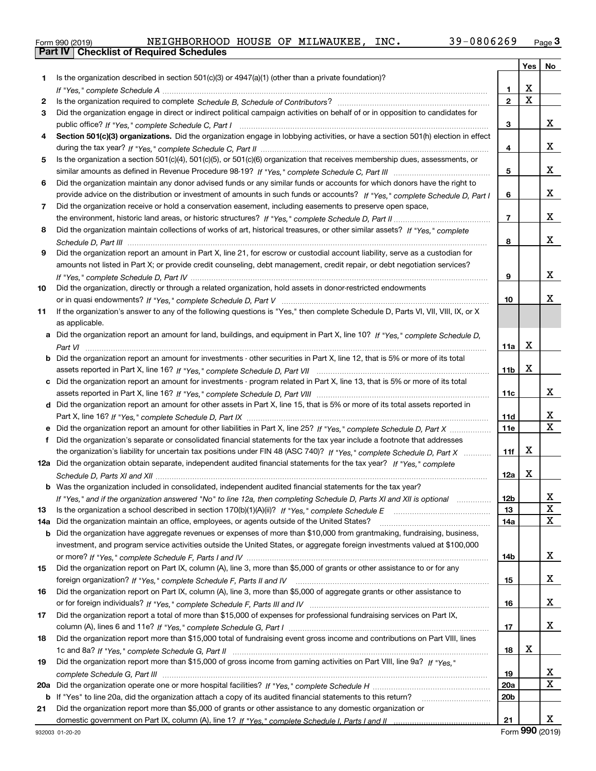Form 990 (2019) NEIGHBORHOOD HOUSE OF MILWAUKEE, INC. 39-0806269 Page 3

## Part IV Checklist of Required Schedules

| | | | Yes | No |
|---|---|---|---|---|
| 1 | Is the organization described in section 501(c)(3) or 4947(a)(1) (other than a private foundation)? *If "Yes," complete Schedule A* | 1 | X | |
| 2 | Is the organization required to complete *Schedule B, Schedule of Contributors*? | 2 | X | |
| 3 | Did the organization engage in direct or indirect political campaign activities on behalf of or in opposition to candidates for public office? *If "Yes," complete Schedule C, Part I* | 3 | | X |
| 4 | **Section 501(c)(3) organizations.** Did the organization engage in lobbying activities, or have a section 501(h) election in effect during the tax year? *If "Yes," complete Schedule C, Part II* | 4 | | X |
| 5 | Is the organization a section 501(c)(4), 501(c)(5), or 501(c)(6) organization that receives membership dues, assessments, or similar amounts as defined in Revenue Procedure 98-19? *If "Yes," complete Schedule C, Part III* | 5 | | X |
| 6 | Did the organization maintain any donor advised funds or any similar funds or accounts for which donors have the right to provide advice on the distribution or investment of amounts in such funds or accounts? *If "Yes," complete Schedule D, Part I* | 6 | | X |
| 7 | Did the organization receive or hold a conservation easement, including easements to preserve open space, the environment, historic land areas, or historic structures? *If "Yes," complete Schedule D, Part II* | 7 | | X |
| 8 | Did the organization maintain collections of works of art, historical treasures, or other similar assets? *If "Yes," complete Schedule D, Part III* | 8 | | X |
| 9 | Did the organization report an amount in Part X, line 21, for escrow or custodial account liability, serve as a custodian for amounts not listed in Part X; or provide credit counseling, debt management, credit repair, or debt negotiation services? *If "Yes," complete Schedule D, Part IV* | 9 | | X |
| 10 | Did the organization, directly or through a related organization, hold assets in donor-restricted endowments or in quasi endowments? *If "Yes," complete Schedule D, Part V* | 10 | | X |
| 11 | If the organization's answer to any of the following questions is "Yes," then complete Schedule D, Parts VI, VII, VIII, IX, or X as applicable. | | | |
| a | Did the organization report an amount for land, buildings, and equipment in Part X, line 10? *If "Yes," complete Schedule D, Part VI* | 11a | X | |
| b | Did the organization report an amount for investments - other securities in Part X, line 12, that is 5% or more of its total assets reported in Part X, line 16? *If "Yes," complete Schedule D, Part VII* | 11b | X | |
| c | Did the organization report an amount for investments - program related in Part X, line 13, that is 5% or more of its total assets reported in Part X, line 16? *If "Yes," complete Schedule D, Part VIII* | 11c | | X |
| d | Did the organization report an amount for other assets in Part X, line 15, that is 5% or more of its total assets reported in Part X, line 16? *If "Yes," complete Schedule D, Part IX* | 11d | | X |
| e | Did the organization report an amount for other liabilities in Part X, line 25? *If "Yes," complete Schedule D, Part X* | 11e | | X |
| f | Did the organization's separate or consolidated financial statements for the tax year include a footnote that addresses the organization's liability for uncertain tax positions under FIN 48 (ASC 740)? *If "Yes," complete Schedule D, Part X* | 11f | X | |
| 12a | Did the organization obtain separate, independent audited financial statements for the tax year? *If "Yes," complete Schedule D, Parts XI and XII* | 12a | X | |
| b | Was the organization included in consolidated, independent audited financial statements for the tax year? *If "Yes," and if the organization answered "No" to line 12a, then completing Schedule D, Parts XI and XII is optional* | 12b | | X |
| 13 | Is the organization a school described in section 170(b)(1)(A)(ii)? *If "Yes," complete Schedule E* | 13 | | X |
| 14a | Did the organization maintain an office, employees, or agents outside of the United States? | 14a | | X |
| b | Did the organization have aggregate revenues or expenses of more than $10,000 from grantmaking, fundraising, business, investment, and program service activities outside the United States, or aggregate foreign investments valued at $100,000 or more? *If "Yes," complete Schedule F, Parts I and IV* | 14b | | X |
| 15 | Did the organization report on Part IX, column (A), line 3, more than $5,000 of grants or other assistance to or for any foreign organization? *If "Yes," complete Schedule F, Parts II and IV* | 15 | | X |
| 16 | Did the organization report on Part IX, column (A), line 3, more than $5,000 of aggregate grants or other assistance to or for foreign individuals? *If "Yes," complete Schedule F, Parts III and IV* | 16 | | X |
| 17 | Did the organization report a total of more than $15,000 of expenses for professional fundraising services on Part IX, column (A), lines 6 and 11e? *If "Yes," complete Schedule G, Part I* | 17 | | X |
| 18 | Did the organization report more than $15,000 total of fundraising event gross income and contributions on Part VIII, lines 1c and 8a? *If "Yes," complete Schedule G, Part II* | 18 | X | |
| 19 | Did the organization report more than $15,000 of gross income from gaming activities on Part VIII, line 9a? *If "Yes," complete Schedule G, Part III* | 19 | | X |
| 20a | Did the organization operate one or more hospital facilities? *If "Yes," complete Schedule H* | 20a | | X |
| b | If "Yes" to line 20a, did the organization attach a copy of its audited financial statements to this return? | 20b | | |
| 21 | Did the organization report more than $5,000 of grants or other assistance to any domestic organization or domestic government on Part IX, column (A), line 1? *If "Yes," complete Schedule I, Parts I and II* | 21 | | X |

932003 01-20-20 Form **990** (2019)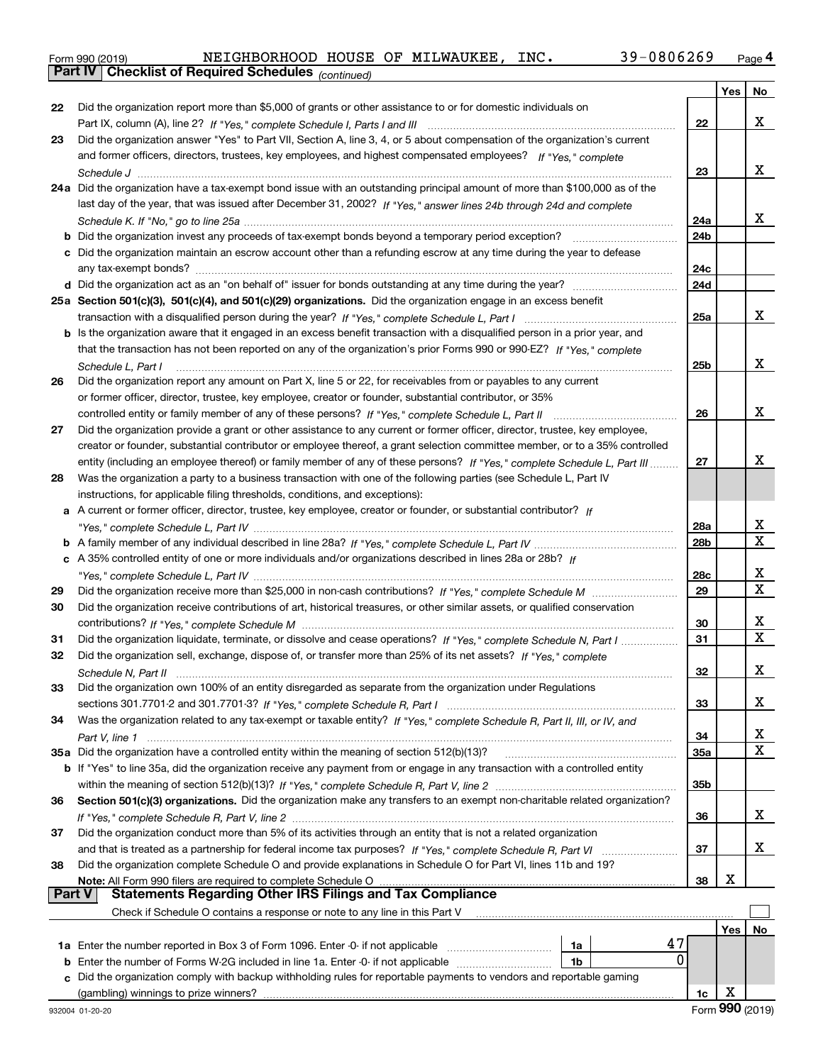Form 990 (2019) NEIGHBORHOOD HOUSE OF MILWAUKEE, INC. 39-0806269 Page 4

## Part IV Checklist of Required Schedules *(continued)*

| | | | Yes | No |
|---|---|---|---|---|
| 22 | Did the organization report more than $5,000 of grants or other assistance to or for domestic individuals on Part IX, column (A), line 2? *If "Yes," complete Schedule I, Parts I and III* | 22 | | X |
| 23 | Did the organization answer "Yes" to Part VII, Section A, line 3, 4, or 5 about compensation of the organization's current and former officers, directors, trustees, key employees, and highest compensated employees? *If "Yes," complete Schedule J* | 23 | | X |
| 24a | Did the organization have a tax-exempt bond issue with an outstanding principal amount of more than $100,000 as of the last day of the year, that was issued after December 31, 2002? *If "Yes," answer lines 24b through 24d and complete Schedule K. If "No," go to line 25a* | 24a | | X |
| b | Did the organization invest any proceeds of tax-exempt bonds beyond a temporary period exception? | 24b | | |
| c | Did the organization maintain an escrow account other than a refunding escrow at any time during the year to defease any tax-exempt bonds? | 24c | | |
| d | Did the organization act as an "on behalf of" issuer for bonds outstanding at any time during the year? | 24d | | |
| 25a | **Section 501(c)(3), 501(c)(4), and 501(c)(29) organizations.** Did the organization engage in an excess benefit transaction with a disqualified person during the year? *If "Yes," complete Schedule L, Part I* | 25a | | X |
| b | Is the organization aware that it engaged in an excess benefit transaction with a disqualified person in a prior year, and that the transaction has not been reported on any of the organization's prior Forms 990 or 990-EZ? *If "Yes," complete Schedule L, Part I* | 25b | | X |
| 26 | Did the organization report any amount on Part X, line 5 or 22, for receivables from or payables to any current or former officer, director, trustee, key employee, creator or founder, substantial contributor, or 35% controlled entity or family member of any of these persons? *If "Yes," complete Schedule L, Part II* | 26 | | X |
| 27 | Did the organization provide a grant or other assistance to any current or former officer, director, trustee, key employee, creator or founder, substantial contributor or employee thereof, a grant selection committee member, or to a 35% controlled entity (including an employee thereof) or family member of any of these persons? *If "Yes," complete Schedule L, Part III* | 27 | | X |
| 28 | Was the organization a party to a business transaction with one of the following parties (see Schedule L, Part IV instructions, for applicable filing thresholds, conditions, and exceptions): | | | |
| a | A current or former officer, director, trustee, key employee, creator or founder, or substantial contributor? *If "Yes," complete Schedule L, Part IV* | 28a | | X |
| b | A family member of any individual described in line 28a? *If "Yes," complete Schedule L, Part IV* | 28b | | X |
| c | A 35% controlled entity of one or more individuals and/or organizations described in lines 28a or 28b? *If "Yes," complete Schedule L, Part IV* | 28c | | X |
| 29 | Did the organization receive more than $25,000 in non-cash contributions? *If "Yes," complete Schedule M* | 29 | | X |
| 30 | Did the organization receive contributions of art, historical treasures, or other similar assets, or qualified conservation contributions? *If "Yes," complete Schedule M* | 30 | | X |
| 31 | Did the organization liquidate, terminate, or dissolve and cease operations? *If "Yes," complete Schedule N, Part I* | 31 | | X |
| 32 | Did the organization sell, exchange, dispose of, or transfer more than 25% of its net assets? *If "Yes," complete Schedule N, Part II* | 32 | | X |
| 33 | Did the organization own 100% of an entity disregarded as separate from the organization under Regulations sections 301.7701-2 and 301.7701-3? *If "Yes," complete Schedule R, Part I* | 33 | | X |
| 34 | Was the organization related to any tax-exempt or taxable entity? *If "Yes," complete Schedule R, Part II, III, or IV, and Part V, line 1* | 34 | | X |
| 35a | Did the organization have a controlled entity within the meaning of section 512(b)(13)? | 35a | | X |
| b | If "Yes" to line 35a, did the organization receive any payment from or engage in any transaction with a controlled entity within the meaning of section 512(b)(13)? *If "Yes," complete Schedule R, Part V, line 2* | 35b | | |
| 36 | **Section 501(c)(3) organizations.** Did the organization make any transfers to an exempt non-charitable related organization? *If "Yes," complete Schedule R, Part V, line 2* | 36 | | X |
| 37 | Did the organization conduct more than 5% of its activities through an entity that is not a related organization and that is treated as a partnership for federal income tax purposes? *If "Yes," complete Schedule R, Part VI* | 37 | | X |
| 38 | Did the organization complete Schedule O and provide explanations in Schedule O for Part VI, lines 11b and 19? **Note:** All Form 990 filers are required to complete Schedule O | 38 | X | |

## Part V Statements Regarding Other IRS Filings and Tax Compliance

Check if Schedule O contains a response or note to any line in this Part V ☐

| | | | | | Yes | No |
|---|---|---|---|---|---|---|
| 1a | Enter the number reported in Box 3 of Form 1096. Enter -0- if not applicable | 1a | 47 | | | |
| b | Enter the number of Forms W-2G included in line 1a. Enter -0- if not applicable | 1b | 0 | | | |
| c | Did the organization comply with backup withholding rules for reportable payments to vendors and reportable gaming (gambling) winnings to prize winners? | | | 1c | X | |

932004 01-20-20 Form **990** (2019)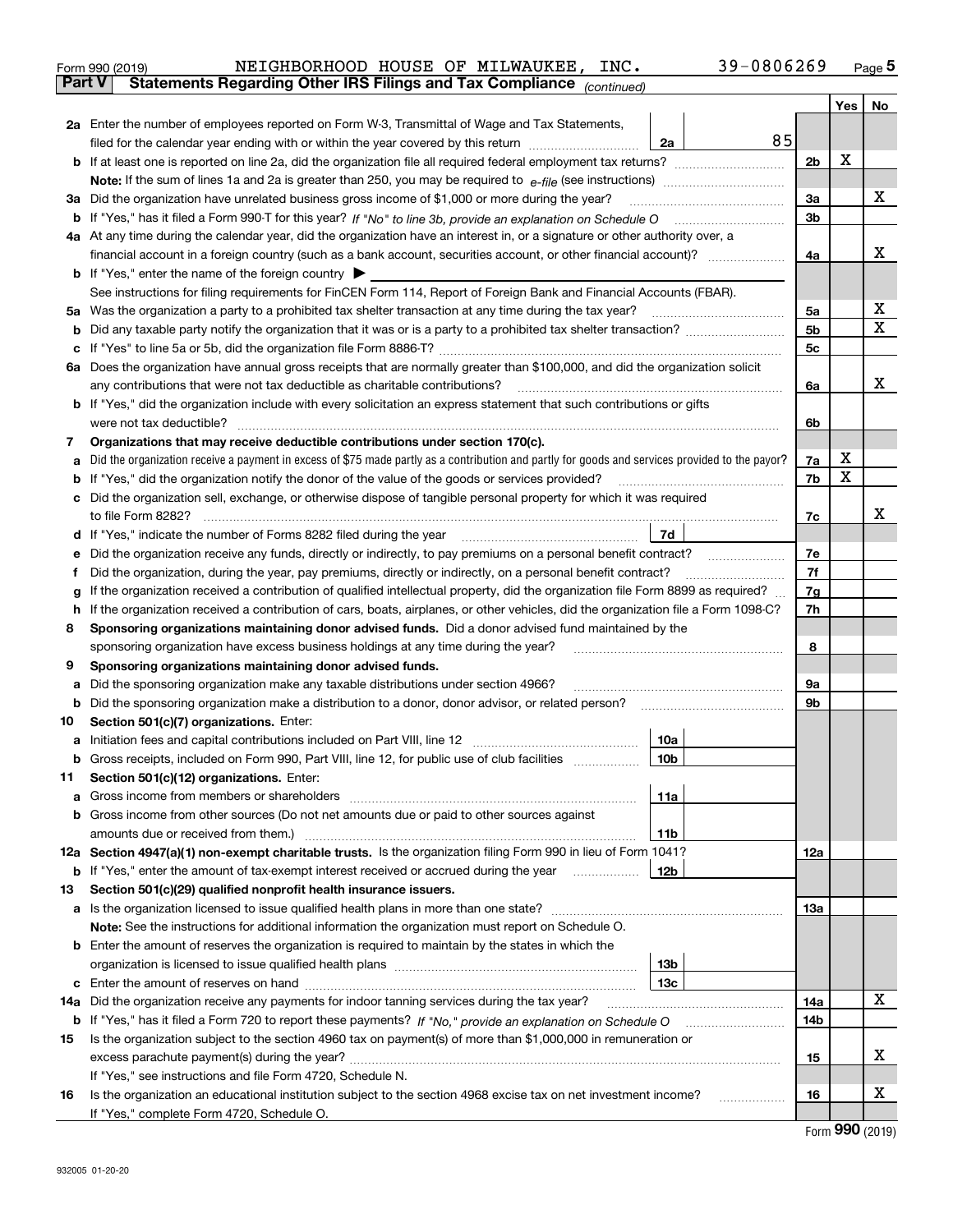Form 990 (2019) NEIGHBORHOOD HOUSE OF MILWAUKEE, INC. 39-0806269 Page 5

**Part V Statements Regarding Other IRS Filings and Tax Compliance** *(continued)*

| | | | | Yes | No |
|---|---|---|---|---|---|
| **2a** | Enter the number of employees reported on Form W-3, Transmittal of Wage and Tax Statements, filed for the calendar year ending with or within the year covered by this return | 2a | 85 | | |
| **b** | If at least one is reported on line 2a, did the organization file all required federal employment tax returns? | 2b | | X | |
| | **Note:** If the sum of lines 1a and 2a is greater than 250, you may be required to *e-file* (see instructions) | | | | |
| **3a** | Did the organization have unrelated business gross income of $1,000 or more during the year? | 3a | | | X |
| **b** | If "Yes," has it filed a Form 990-T for this year? *If "No" to line 3b, provide an explanation on Schedule O* | 3b | | | |
| **4a** | At any time during the calendar year, did the organization have an interest in, or a signature or other authority over, a financial account in a foreign country (such as a bank account, securities account, or other financial account)? | 4a | | | X |
| **b** | If "Yes," enter the name of the foreign country ▶ | | | | |
| | See instructions for filing requirements for FinCEN Form 114, Report of Foreign Bank and Financial Accounts (FBAR). | | | | |
| **5a** | Was the organization a party to a prohibited tax shelter transaction at any time during the tax year? | 5a | | | X |
| **b** | Did any taxable party notify the organization that it was or is a party to a prohibited tax shelter transaction? | 5b | | | X |
| **c** | If "Yes" to line 5a or 5b, did the organization file Form 8886-T? | 5c | | | |
| **6a** | Does the organization have annual gross receipts that are normally greater than $100,000, and did the organization solicit any contributions that were not tax deductible as charitable contributions? | 6a | | | X |
| **b** | If "Yes," did the organization include with every solicitation an express statement that such contributions or gifts were not tax deductible? | 6b | | | |
| **7** | **Organizations that may receive deductible contributions under section 170(c).** | | | | |
| **a** | Did the organization receive a payment in excess of $75 made partly as a contribution and partly for goods and services provided to the payor? | 7a | | X | |
| **b** | If "Yes," did the organization notify the donor of the value of the goods or services provided? | 7b | | X | |
| **c** | Did the organization sell, exchange, or otherwise dispose of tangible personal property for which it was required to file Form 8282? | 7c | | | X |
| **d** | If "Yes," indicate the number of Forms 8282 filed during the year | 7d | | | |
| **e** | Did the organization receive any funds, directly or indirectly, to pay premiums on a personal benefit contract? | 7e | | | |
| **f** | Did the organization, during the year, pay premiums, directly or indirectly, on a personal benefit contract? | 7f | | | |
| **g** | If the organization received a contribution of qualified intellectual property, did the organization file Form 8899 as required? | 7g | | | |
| **h** | If the organization received a contribution of cars, boats, airplanes, or other vehicles, did the organization file a Form 1098-C? | 7h | | | |
| **8** | **Sponsoring organizations maintaining donor advised funds.** Did a donor advised fund maintained by the sponsoring organization have excess business holdings at any time during the year? | 8 | | | |
| **9** | **Sponsoring organizations maintaining donor advised funds.** | | | | |
| **a** | Did the sponsoring organization make any taxable distributions under section 4966? | 9a | | | |
| **b** | Did the sponsoring organization make a distribution to a donor, donor advisor, or related person? | 9b | | | |
| **10** | **Section 501(c)(7) organizations.** Enter: | | | | |
| **a** | Initiation fees and capital contributions included on Part VIII, line 12 | 10a | | | |
| **b** | Gross receipts, included on Form 990, Part VIII, line 12, for public use of club facilities | 10b | | | |
| **11** | **Section 501(c)(12) organizations.** Enter: | | | | |
| **a** | Gross income from members or shareholders | 11a | | | |
| **b** | Gross income from other sources (Do not net amounts due or paid to other sources against amounts due or received from them.) | 11b | | | |
| **12a** | **Section 4947(a)(1) non-exempt charitable trusts.** Is the organization filing Form 990 in lieu of Form 1041? | 12a | | | |
| **b** | If "Yes," enter the amount of tax-exempt interest received or accrued during the year | 12b | | | |
| **13** | **Section 501(c)(29) qualified nonprofit health insurance issuers.** | | | | |
| **a** | Is the organization licensed to issue qualified health plans in more than one state? | 13a | | | |
| | **Note:** See the instructions for additional information the organization must report on Schedule O. | | | | |
| **b** | Enter the amount of reserves the organization is required to maintain by the states in which the organization is licensed to issue qualified health plans | 13b | | | |
| **c** | Enter the amount of reserves on hand | 13c | | | |
| **14a** | Did the organization receive any payments for indoor tanning services during the tax year? | 14a | | | X |
| **b** | If "Yes," has it filed a Form 720 to report these payments? *If "No," provide an explanation on Schedule O* | 14b | | | |
| **15** | Is the organization subject to the section 4960 tax on payment(s) of more than $1,000,000 in remuneration or excess parachute payment(s) during the year? | 15 | | | X |
| | If "Yes," see instructions and file Form 4720, Schedule N. | | | | |
| **16** | Is the organization an educational institution subject to the section 4968 excise tax on net investment income? | 16 | | | X |
| | If "Yes," complete Form 4720, Schedule O. | | | | |

Form **990** (2019)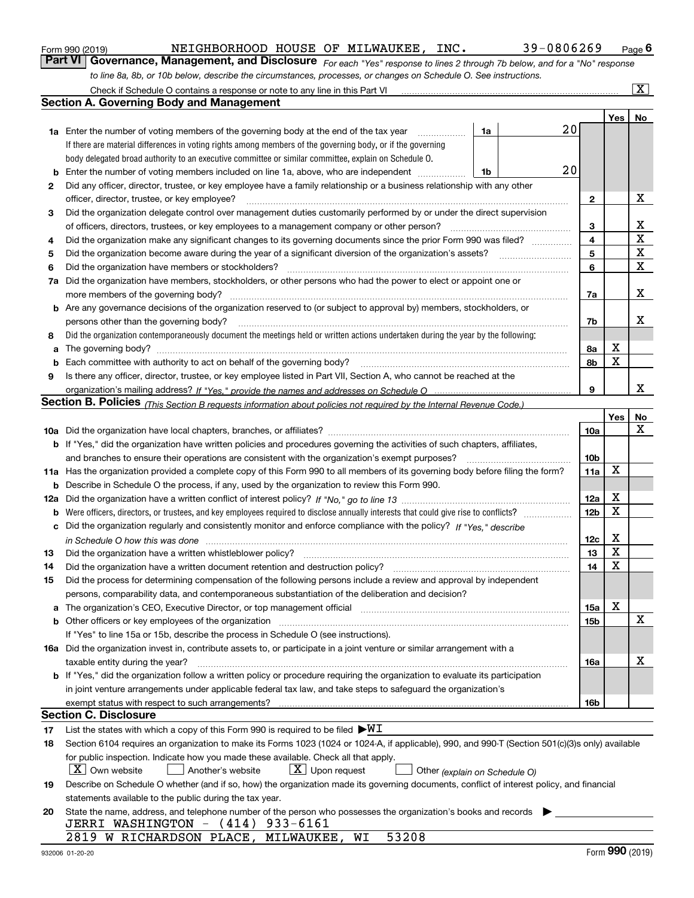Form 990 (2019) NEIGHBORHOOD HOUSE OF MILWAUKEE, INC. 39-0806269 Page 6

**Part VI Governance, Management, and Disclosure** *For each "Yes" response to lines 2 through 7b below, and for a "No" response to line 8a, 8b, or 10b below, describe the circumstances, processes, or changes on Schedule O. See instructions.*

Check if Schedule O contains a response or note to any line in this Part VI [X]

## Section A. Governing Body and Management

| | | | | Yes | No |
|---|---|---|---|---|---|
| **1a** | Enter the number of voting members of the governing body at the end of the tax year | 1a | 20 | | |
| | If there are material differences in voting rights among members of the governing body, or if the governing body delegated broad authority to an executive committee or similar committee, explain on Schedule O. | | | | |
| **b** | Enter the number of voting members included on line 1a, above, who are independent | 1b | 20 | | |
| **2** | Did any officer, director, trustee, or key employee have a family relationship or a business relationship with any other officer, director, trustee, or key employee? | 2 | | | X |
| **3** | Did the organization delegate control over management duties customarily performed by or under the direct supervision of officers, directors, trustees, or key employees to a management company or other person? | 3 | | | X |
| **4** | Did the organization make any significant changes to its governing documents since the prior Form 990 was filed? | 4 | | | X |
| **5** | Did the organization become aware during the year of a significant diversion of the organization's assets? | 5 | | | X |
| **6** | Did the organization have members or stockholders? | 6 | | | X |
| **7a** | Did the organization have members, stockholders, or other persons who had the power to elect or appoint one or more members of the governing body? | 7a | | | X |
| **b** | Are any governance decisions of the organization reserved to (or subject to approval by) members, stockholders, or persons other than the governing body? | 7b | | | X |
| **8** | Did the organization contemporaneously document the meetings held or written actions undertaken during the year by the following: | | | | |
| **a** | The governing body? | 8a | | X | |
| **b** | Each committee with authority to act on behalf of the governing body? | 8b | | X | |
| **9** | Is there any officer, director, trustee, or key employee listed in Part VII, Section A, who cannot be reached at the organization's mailing address? *If "Yes," provide the names and addresses on Schedule O* | 9 | | | X |

## Section B. Policies *(This Section B requests information about policies not required by the Internal Revenue Code.)*

| | | | Yes | No |
|---|---|---|---|---|
| **10a** | Did the organization have local chapters, branches, or affiliates? | 10a | | X |
| **b** | If "Yes," did the organization have written policies and procedures governing the activities of such chapters, affiliates, and branches to ensure their operations are consistent with the organization's exempt purposes? | 10b | | |
| **11a** | Has the organization provided a complete copy of this Form 990 to all members of its governing body before filing the form? | 11a | X | |
| **b** | Describe in Schedule O the process, if any, used by the organization to review this Form 990. | | | |
| **12a** | Did the organization have a written conflict of interest policy? *If "No," go to line 13* | 12a | X | |
| **b** | Were officers, directors, or trustees, and key employees required to disclose annually interests that could give rise to conflicts? | 12b | X | |
| **c** | Did the organization regularly and consistently monitor and enforce compliance with the policy? *If "Yes," describe in Schedule O how this was done* | 12c | X | |
| **13** | Did the organization have a written whistleblower policy? | 13 | X | |
| **14** | Did the organization have a written document retention and destruction policy? | 14 | X | |
| **15** | Did the process for determining compensation of the following persons include a review and approval by independent persons, comparability data, and contemporaneous substantiation of the deliberation and decision? | | | |
| **a** | The organization's CEO, Executive Director, or top management official | 15a | X | |
| **b** | Other officers or key employees of the organization | 15b | | X |
| | If "Yes" to line 15a or 15b, describe the process in Schedule O (see instructions). | | | |
| **16a** | Did the organization invest in, contribute assets to, or participate in a joint venture or similar arrangement with a taxable entity during the year? | 16a | | X |
| **b** | If "Yes," did the organization follow a written policy or procedure requiring the organization to evaluate its participation in joint venture arrangements under applicable federal tax law, and take steps to safeguard the organization's exempt status with respect to such arrangements? | 16b | | |

## Section C. Disclosure

**17** List the states with which a copy of this Form 990 is required to be filed ▶WI

**18** Section 6104 requires an organization to make its Forms 1023 (1024 or 1024-A, if applicable), 990, and 990-T (Section 501(c)(3)s only) available for public inspection. Indicate how you made these available. Check all that apply.

[X] Own website [ ] Another's website [X] Upon request [ ] Other *(explain on Schedule O)*

**19** Describe on Schedule O whether (and if so, how) the organization made its governing documents, conflict of interest policy, and financial statements available to the public during the tax year.

**20** State the name, address, and telephone number of the person who possesses the organization's books and records ▶

JERRI WASHINGTON - (414) 933-6161
2819 W RICHARDSON PLACE, MILWAUKEE, WI 53208

932006 01-20-20 Form **990** (2019)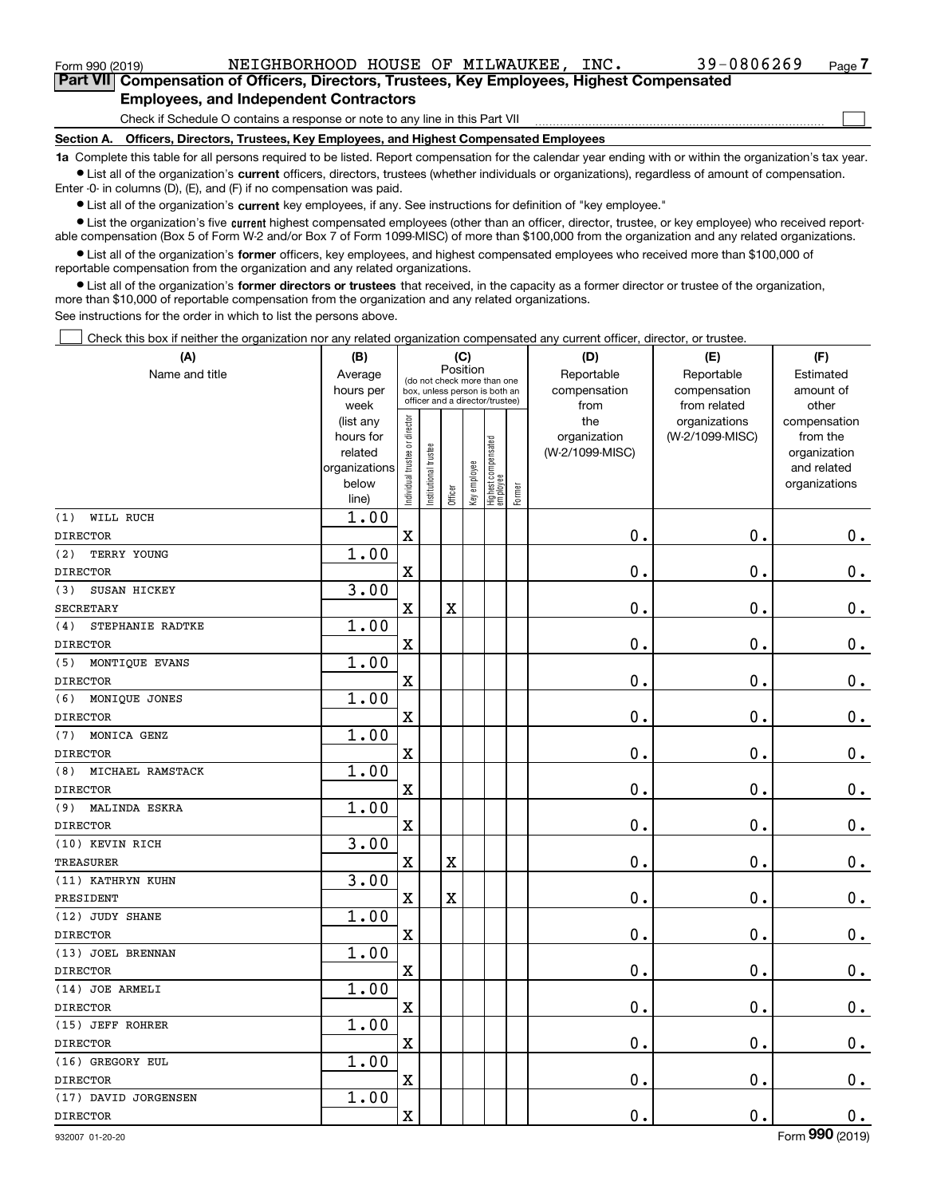Form 990 (2019) NEIGHBORHOOD HOUSE OF MILWAUKEE, INC. 39-0806269

## Part VII Compensation of Officers, Directors, Trustees, Key Employees, Highest Compensated Employees, and Independent Contractors

Check if Schedule O contains a response or note to any line in this Part VII ☐

### Section A. Officers, Directors, Trustees, Key Employees, and Highest Compensated Employees

**1a** Complete this table for all persons required to be listed. Report compensation for the calendar year ending with or within the organization's tax year.

- List all of the organization's **current** officers, directors, trustees (whether individuals or organizations), regardless of amount of compensation. Enter -0- in columns (D), (E), and (F) if no compensation was paid.
- List all of the organization's **current** key employees, if any. See instructions for definition of "key employee."
- List the organization's five **current** highest compensated employees (other than an officer, director, trustee, or key employee) who received reportable compensation (Box 5 of Form W-2 and/or Box 7 of Form 1099-MISC) of more than $100,000 from the organization and any related organizations.
- List all of the organization's **former** officers, key employees, and highest compensated employees who received more than $100,000 of reportable compensation from the organization and any related organizations.
- List all of the organization's **former directors or trustees** that received, in the capacity as a former director or trustee of the organization, more than $10,000 of reportable compensation from the organization and any related organizations.

See instructions for the order in which to list the persons above.

☐ Check this box if neither the organization nor any related organization compensated any current officer, director, or trustee.

| (A) Name and title | (B) Average hours per week (list any hours for related organizations below line) | (C) Position: Individual trustee or director | Institutional trustee | Officer | Key employee | Highest compensated employee | Former | (D) Reportable compensation from the organization (W-2/1099-MISC) | (E) Reportable compensation from related organizations (W-2/1099-MISC) | (F) Estimated amount of other compensation from the organization and related organizations |
|---|---|---|---|---|---|---|---|---|---|---|
| (1) WILL RUCH<br>DIRECTOR | 1.00 | X | | | | | | 0. | 0. | 0. |
| (2) TERRY YOUNG<br>DIRECTOR | 1.00 | X | | | | | | 0. | 0. | 0. |
| (3) SUSAN HICKEY<br>SECRETARY | 3.00 | X | | X | | | | 0. | 0. | 0. |
| (4) STEPHANIE RADTKE<br>DIRECTOR | 1.00 | X | | | | | | 0. | 0. | 0. |
| (5) MONTIQUE EVANS<br>DIRECTOR | 1.00 | X | | | | | | 0. | 0. | 0. |
| (6) MONIQUE JONES<br>DIRECTOR | 1.00 | X | | | | | | 0. | 0. | 0. |
| (7) MONICA GENZ<br>DIRECTOR | 1.00 | X | | | | | | 0. | 0. | 0. |
| (8) MICHAEL RAMSTACK<br>DIRECTOR | 1.00 | X | | | | | | 0. | 0. | 0. |
| (9) MALINDA ESKRA<br>DIRECTOR | 1.00 | X | | | | | | 0. | 0. | 0. |
| (10) KEVIN RICH<br>TREASURER | 3.00 | X | | X | | | | 0. | 0. | 0. |
| (11) KATHRYN KUHN<br>PRESIDENT | 3.00 | X | | X | | | | 0. | 0. | 0. |
| (12) JUDY SHANE<br>DIRECTOR | 1.00 | X | | | | | | 0. | 0. | 0. |
| (13) JOEL BRENNAN<br>DIRECTOR | 1.00 | X | | | | | | 0. | 0. | 0. |
| (14) JOE ARMELI<br>DIRECTOR | 1.00 | X | | | | | | 0. | 0. | 0. |
| (15) JEFF ROHRER<br>DIRECTOR | 1.00 | X | | | | | | 0. | 0. | 0. |
| (16) GREGORY EUL<br>DIRECTOR | 1.00 | X | | | | | | 0. | 0. | 0. |
| (17) DAVID JORGENSEN<br>DIRECTOR | 1.00 | X | | | | | | 0. | 0. | 0. |

932007 01-20-20 Form 990 (2019)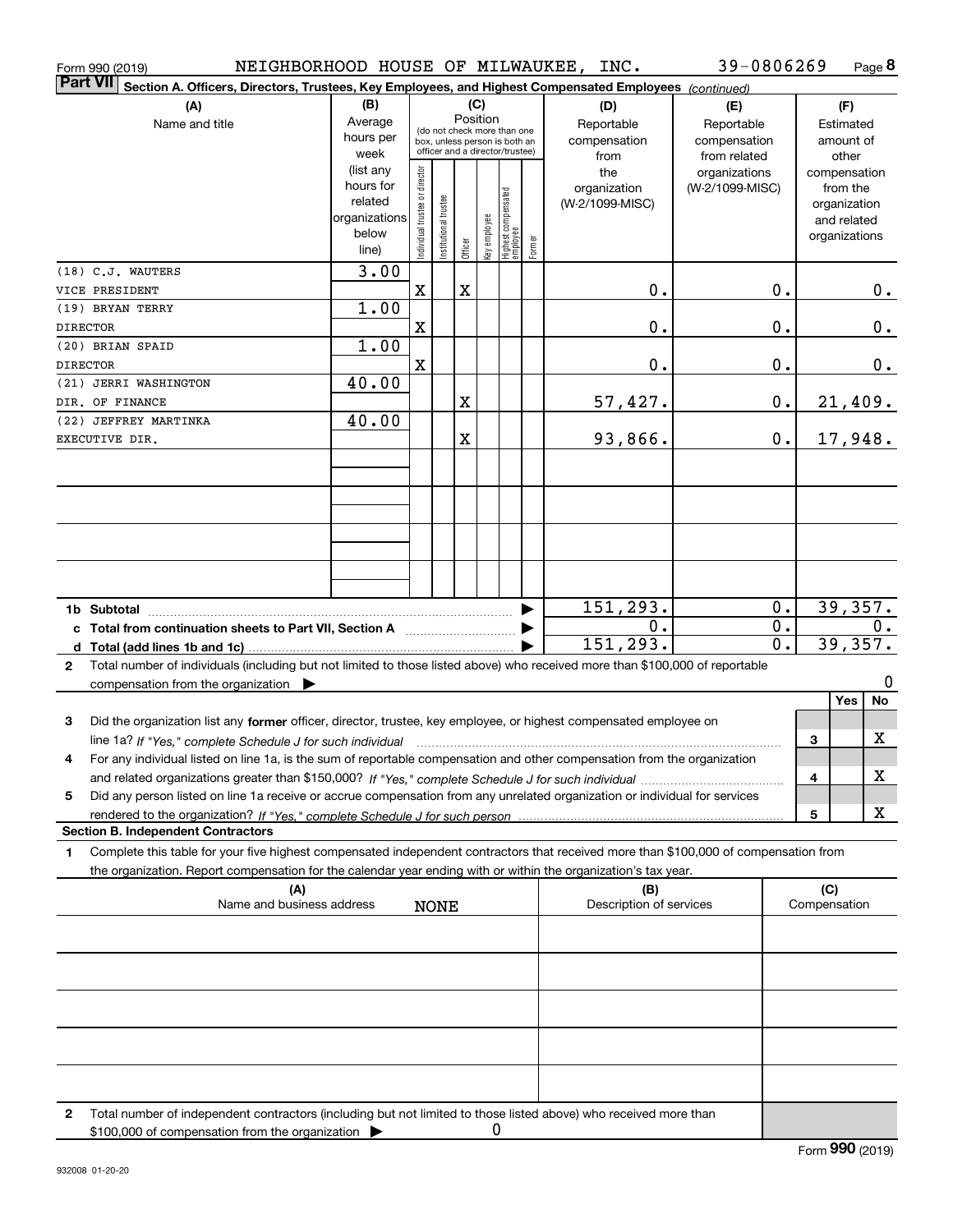Form 990 (2019) NEIGHBORHOOD HOUSE OF MILWAUKEE, INC. 39-0806269 Page 8

**Part VII Section A. Officers, Directors, Trustees, Key Employees, and Highest Compensated Employees** *(continued)*

| (A) Name and title | (B) Average hours per week (list any hours for related organizations below line) | (C) Position: Individual trustee or director | Institutional trustee | Officer | Key employee | Highest compensated employee | Former | (D) Reportable compensation from the organization (W-2/1099-MISC) | (E) Reportable compensation from related organizations (W-2/1099-MISC) | (F) Estimated amount of other compensation from the organization and related organizations |
|---|---|---|---|---|---|---|---|---|---|---|
| (18) C.J. WAUTERS VICE PRESIDENT | 3.00 | X | | X | | | | 0. | 0. | 0. |
| (19) BRYAN TERRY DIRECTOR | 1.00 | X | | | | | | 0. | 0. | 0. |
| (20) BRIAN SPAID DIRECTOR | 1.00 | X | | | | | | 0. | 0. | 0. |
| (21) JERRI WASHINGTON DIR. OF FINANCE | 40.00 | | | X | | | | 57,427. | 0. | 21,409. |
| (22) JEFFREY MARTINKA EXECUTIVE DIR. | 40.00 | | | X | | | | 93,866. | 0. | 17,948. |
| 1b Subtotal | | | | | | | | 151,293. | 0. | 39,357. |
| c Total from continuation sheets to Part VII, Section A | | | | | | | | 0. | 0. | 0. |
| d Total (add lines 1b and 1c) | | | | | | | | 151,293. | 0. | 39,357. |

2 Total number of individuals (including but not limited to those listed above) who received more than $100,000 of reportable compensation from the organization ▶ 0

| | | Yes | No |
|---|---|---|---|
| 3 Did the organization list any **former** officer, director, trustee, key employee, or highest compensated employee on line 1a? *If "Yes," complete Schedule J for such individual* | 3 | | X |
| 4 For any individual listed on line 1a, is the sum of reportable compensation and other compensation from the organization and related organizations greater than $150,000? *If "Yes," complete Schedule J for such individual* | 4 | | X |
| 5 Did any person listed on line 1a receive or accrue compensation from any unrelated organization or individual for services rendered to the organization? *If "Yes," complete Schedule J for such person* | 5 | | X |

**Section B. Independent Contractors**

1 Complete this table for your five highest compensated independent contractors that received more than $100,000 of compensation from the organization. Report compensation for the calendar year ending with or within the organization's tax year.

| (A) Name and business address | (B) Description of services | (C) Compensation |
|---|---|---|
| NONE | | |
| | | |
| | | |
| | | |
| | | |

2 Total number of independent contractors (including but not limited to those listed above) who received more than $100,000 of compensation from the organization ▶ 0

Form **990** (2019)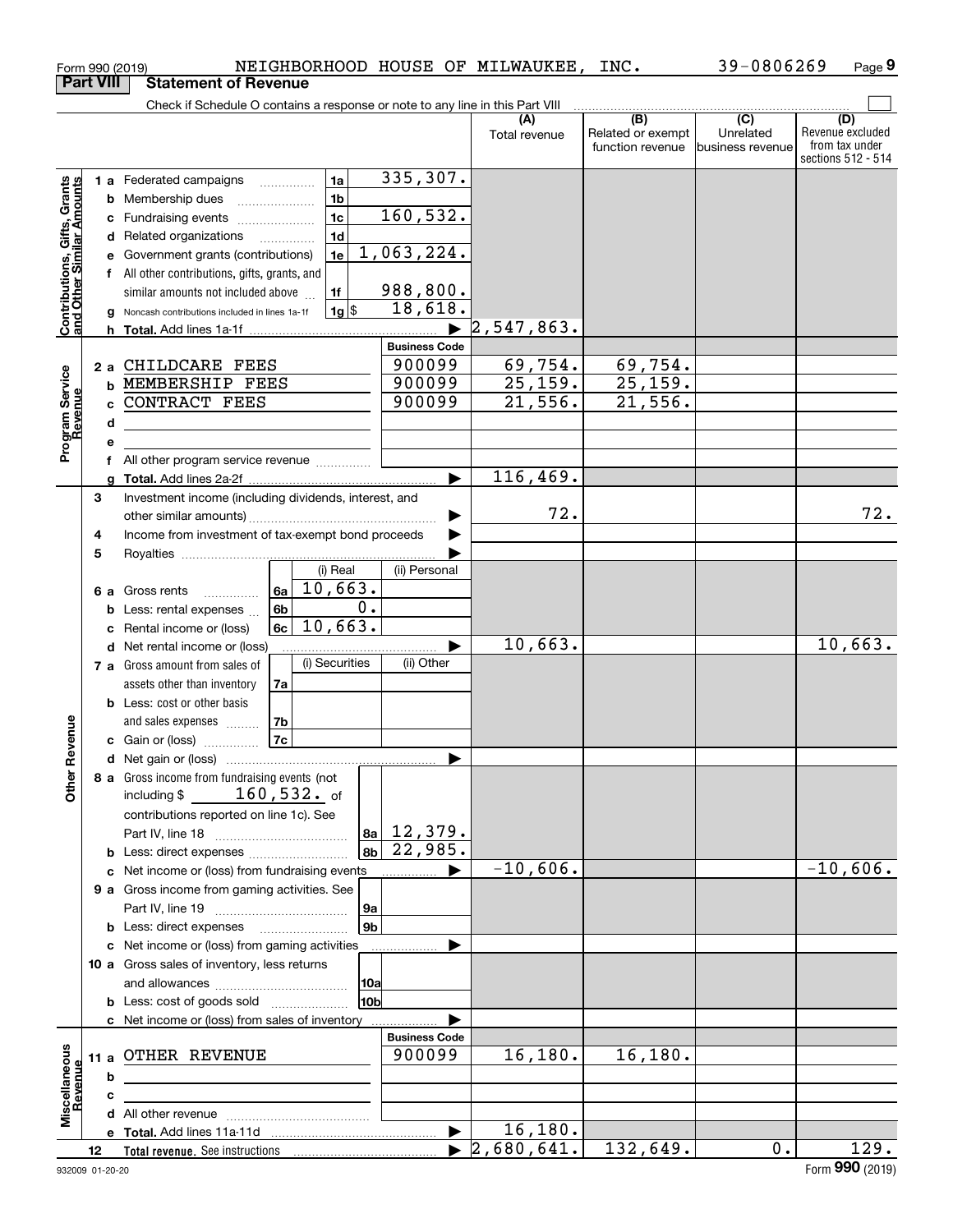Form 990 (2019) NEIGHBORHOOD HOUSE OF MILWAUKEE, INC. 39-0806269 Page 9

## Part VIII Statement of Revenue

Check if Schedule O contains a response or note to any line in this Part VIII

| | | | | (A) Total revenue | (B) Related or exempt function revenue | (C) Unrelated business revenue | (D) Revenue excluded from tax under sections 512 - 514 |
|---|---|---|---|---|---|---|---|
| **Contributions, Gifts, Grants and Other Similar Amounts** | 1a Federated campaigns | 1a | 335,307. | | | | |
| | b Membership dues | 1b | | | | | |
| | c Fundraising events | 1c | 160,532. | | | | |
| | d Related organizations | 1d | | | | | |
| | e Government grants (contributions) | 1e | 1,063,224. | | | | |
| | f All other contributions, gifts, grants, and similar amounts not included above | 1f | 988,800. | | | | |
| | g Noncash contributions included in lines 1a-1f | 1g $ | 18,618. | | | | |
| | h Total. Add lines 1a-1f | | ▶ | 2,547,863. | | | |
| | | | **Business Code** | | | | |
| **Program Service Revenue** | 2a CHILDCARE FEES | | 900099 | 69,754. | 69,754. | | |
| | b MEMBERSHIP FEES | | 900099 | 25,159. | 25,159. | | |
| | c CONTRACT FEES | | 900099 | 21,556. | 21,556. | | |
| | d | | | | | | |
| | e | | | | | | |
| | f All other program service revenue | | | | | | |
| | g Total. Add lines 2a-2f | | ▶ | 116,469. | | | |
| **Other Revenue** | 3 Investment income (including dividends, interest, and other similar amounts) | | ▶ | 72. | | | 72. |
| | 4 Income from investment of tax-exempt bond proceeds | | ▶ | | | | |
| | 5 Royalties | | ▶ | | | | |
| | | (i) Real | (ii) Personal | | | | |
| | 6a Gross rents | 6a 10,663. | | | | | |
| | b Less: rental expenses | 6b 0. | | | | | |
| | c Rental income or (loss) | 6c 10,663. | | | | | |
| | d Net rental income or (loss) | | ▶ | 10,663. | | | 10,663. |
| | | (i) Securities | (ii) Other | | | | |
| | 7a Gross amount from sales of assets other than inventory | 7a | | | | | |
| | b Less: cost or other basis and sales expenses | 7b | | | | | |
| | c Gain or (loss) | 7c | | | | | |
| | d Net gain or (loss) | | ▶ | | | | |
| | 8a Gross income from fundraising events (not including $ 160,532. of contributions reported on line 1c). See Part IV, line 18 | 8a | 12,379. | | | | |
| | b Less: direct expenses | 8b | 22,985. | | | | |
| | c Net income or (loss) from fundraising events | | ▶ | -10,606. | | | -10,606. |
| | 9a Gross income from gaming activities. See Part IV, line 19 | 9a | | | | | |
| | b Less: direct expenses | 9b | | | | | |
| | c Net income or (loss) from gaming activities | | ▶ | | | | |
| | 10a Gross sales of inventory, less returns and allowances | 10a | | | | | |
| | b Less: cost of goods sold | 10b | | | | | |
| | c Net income or (loss) from sales of inventory | | ▶ | | | | |
| | | | **Business Code** | | | | |
| **Miscellaneous Revenue** | 11a OTHER REVENUE | | 900099 | 16,180. | 16,180. | | |
| | b | | | | | | |
| | c | | | | | | |
| | d All other revenue | | | | | | |
| | e Total. Add lines 11a-11d | | ▶ | 16,180. | | | |
| | 12 Total revenue. See instructions | | ▶ | 2,680,641. | 132,649. | 0. | 129. |

932009 01-20-20 Form 990 (2019)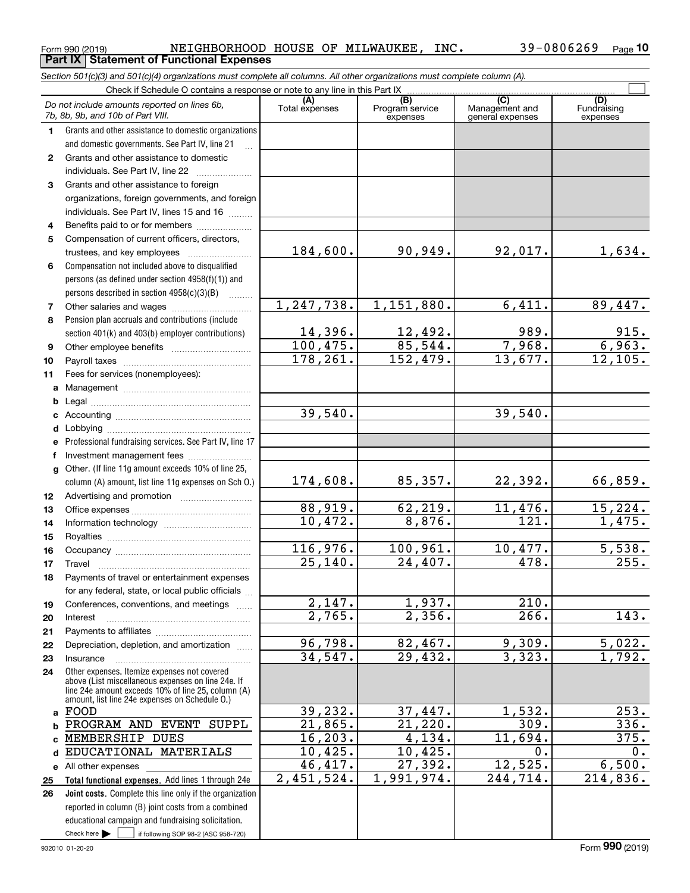Form 990 (2019) NEIGHBORHOOD HOUSE OF MILWAUKEE, INC. 39-0806269

## Part IX Statement of Functional Expenses

*Section 501(c)(3) and 501(c)(4) organizations must complete all columns. All other organizations must complete column (A).*

Check if Schedule O contains a response or note to any line in this Part IX

| *Do not include amounts reported on lines 6b, 7b, 8b, 9b, and 10b of Part VIII.* | (A) Total expenses | (B) Program service expenses | (C) Management and general expenses | (D) Fundraising expenses |
|---|---|---|---|---|
| **1** Grants and other assistance to domestic organizations and domestic governments. See Part IV, line 21 | | | | |
| **2** Grants and other assistance to domestic individuals. See Part IV, line 22 | | | | |
| **3** Grants and other assistance to foreign organizations, foreign governments, and foreign individuals. See Part IV, lines 15 and 16 | | | | |
| **4** Benefits paid to or for members | | | | |
| **5** Compensation of current officers, directors, trustees, and key employees | 184,600. | 90,949. | 92,017. | 1,634. |
| **6** Compensation not included above to disqualified persons (as defined under section 4958(f)(1)) and persons described in section 4958(c)(3)(B) | | | | |
| **7** Other salaries and wages | 1,247,738. | 1,151,880. | 6,411. | 89,447. |
| **8** Pension plan accruals and contributions (include section 401(k) and 403(b) employer contributions) | 14,396. | 12,492. | 989. | 915. |
| **9** Other employee benefits | 100,475. | 85,544. | 7,968. | 6,963. |
| **10** Payroll taxes | 178,261. | 152,479. | 13,677. | 12,105. |
| **11** Fees for services (nonemployees): | | | | |
| **a** Management | | | | |
| **b** Legal | | | | |
| **c** Accounting | 39,540. | | 39,540. | |
| **d** Lobbying | | | | |
| **e** Professional fundraising services. See Part IV, line 17 | | | | |
| **f** Investment management fees | | | | |
| **g** Other. (If line 11g amount exceeds 10% of line 25, column (A) amount, list line 11g expenses on Sch O.) | 174,608. | 85,357. | 22,392. | 66,859. |
| **12** Advertising and promotion | | | | |
| **13** Office expenses | 88,919. | 62,219. | 11,476. | 15,224. |
| **14** Information technology | 10,472. | 8,876. | 121. | 1,475. |
| **15** Royalties | | | | |
| **16** Occupancy | 116,976. | 100,961. | 10,477. | 5,538. |
| **17** Travel | 25,140. | 24,407. | 478. | 255. |
| **18** Payments of travel or entertainment expenses for any federal, state, or local public officials | | | | |
| **19** Conferences, conventions, and meetings | 2,147. | 1,937. | 210. | |
| **20** Interest | 2,765. | 2,356. | 266. | 143. |
| **21** Payments to affiliates | | | | |
| **22** Depreciation, depletion, and amortization | 96,798. | 82,467. | 9,309. | 5,022. |
| **23** Insurance | 34,547. | 29,432. | 3,323. | 1,792. |
| **24** Other expenses. Itemize expenses not covered above (List miscellaneous expenses on line 24e. If line 24e amount exceeds 10% of line 25, column (A) amount, list line 24e expenses on Schedule O.) | | | | |
| **a** FOOD | 39,232. | 37,447. | 1,532. | 253. |
| **b** PROGRAM AND EVENT SUPPL | 21,865. | 21,220. | 309. | 336. |
| **c** MEMBERSHIP DUES | 16,203. | 4,134. | 11,694. | 375. |
| **d** EDUCATIONAL MATERIALS | 10,425. | 10,425. | 0. | 0. |
| **e** All other expenses | 46,417. | 27,392. | 12,525. | 6,500. |
| **25 Total functional expenses.** Add lines 1 through 24e | 2,451,524. | 1,991,974. | 244,714. | 214,836. |
| **26 Joint costs.** Complete this line only if the organization reported in column (B) joint costs from a combined educational campaign and fundraising solicitation. Check here ☐ if following SOP 98-2 (ASC 958-720) | | | | |

932010 01-20-20 Form **990** (2019)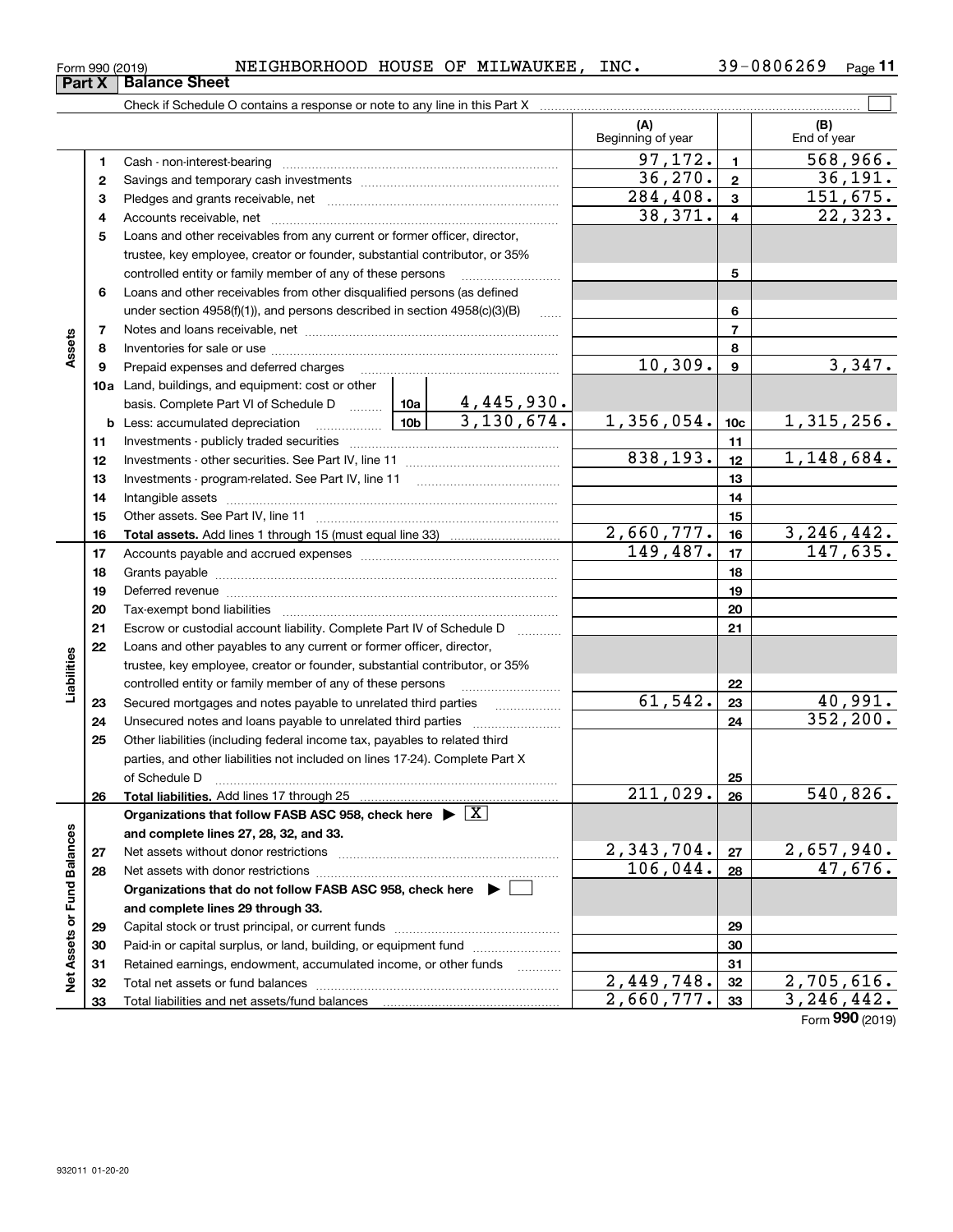Form 990 (2019) NEIGHBORHOOD HOUSE OF MILWAUKEE, INC. 39-0806269

## Part X Balance Sheet

Check if Schedule O contains a response or note to any line in this Part X

| Section | Line | Description | | | (A) Beginning of year | | (B) End of year |
|---|---|---|---|---|---|---|---|
| Assets | 1 | Cash - non-interest-bearing | | | 97,172. | 1 | 568,966. |
| | 2 | Savings and temporary cash investments | | | 36,270. | 2 | 36,191. |
| | 3 | Pledges and grants receivable, net | | | 284,408. | 3 | 151,675. |
| | 4 | Accounts receivable, net | | | 38,371. | 4 | 22,323. |
| | 5 | Loans and other receivables from any current or former officer, director, trustee, key employee, creator or founder, substantial contributor, or 35% controlled entity or family member of any of these persons | | | | 5 | |
| | 6 | Loans and other receivables from other disqualified persons (as defined under section 4958(f)(1)), and persons described in section 4958(c)(3)(B) | | | | 6 | |
| | 7 | Notes and loans receivable, net | | | | 7 | |
| | 8 | Inventories for sale or use | | | | 8 | |
| | 9 | Prepaid expenses and deferred charges | | | 10,309. | 9 | 3,347. |
| | 10a | Land, buildings, and equipment: cost or other basis. Complete Part VI of Schedule D | 10a | 4,445,930. | | | |
| | b | Less: accumulated depreciation | 10b | 3,130,674. | 1,356,054. | 10c | 1,315,256. |
| | 11 | Investments - publicly traded securities | | | | 11 | |
| | 12 | Investments - other securities. See Part IV, line 11 | | | 838,193. | 12 | 1,148,684. |
| | 13 | Investments - program-related. See Part IV, line 11 | | | | 13 | |
| | 14 | Intangible assets | | | | 14 | |
| | 15 | Other assets. See Part IV, line 11 | | | | 15 | |
| | 16 | **Total assets.** Add lines 1 through 15 (must equal line 33) | | | 2,660,777. | 16 | 3,246,442. |
| Liabilities | 17 | Accounts payable and accrued expenses | | | 149,487. | 17 | 147,635. |
| | 18 | Grants payable | | | | 18 | |
| | 19 | Deferred revenue | | | | 19 | |
| | 20 | Tax-exempt bond liabilities | | | | 20 | |
| | 21 | Escrow or custodial account liability. Complete Part IV of Schedule D | | | | 21 | |
| | 22 | Loans and other payables to any current or former officer, director, trustee, key employee, creator or founder, substantial contributor, or 35% controlled entity or family member of any of these persons | | | | 22 | |
| | 23 | Secured mortgages and notes payable to unrelated third parties | | | 61,542. | 23 | 40,991. |
| | 24 | Unsecured notes and loans payable to unrelated third parties | | | | 24 | 352,200. |
| | 25 | Other liabilities (including federal income tax, payables to related third parties, and other liabilities not included on lines 17-24). Complete Part X of Schedule D | | | | 25 | |
| | 26 | **Total liabilities.** Add lines 17 through 25 | | | 211,029. | 26 | 540,826. |
| Net Assets or Fund Balances | | **Organizations that follow FASB ASC 958, check here** ▶ [X] **and complete lines 27, 28, 32, and 33.** | | | | | |
| | 27 | Net assets without donor restrictions | | | 2,343,704. | 27 | 2,657,940. |
| | 28 | Net assets with donor restrictions | | | 106,044. | 28 | 47,676. |
| | | **Organizations that do not follow FASB ASC 958, check here** ▶ [ ] **and complete lines 29 through 33.** | | | | | |
| | 29 | Capital stock or trust principal, or current funds | | | | 29 | |
| | 30 | Paid-in or capital surplus, or land, building, or equipment fund | | | | 30 | |
| | 31 | Retained earnings, endowment, accumulated income, or other funds | | | | 31 | |
| | 32 | Total net assets or fund balances | | | 2,449,748. | 32 | 2,705,616. |
| | 33 | Total liabilities and net assets/fund balances | | | 2,660,777. | 33 | 3,246,442. |

Form **990** (2019)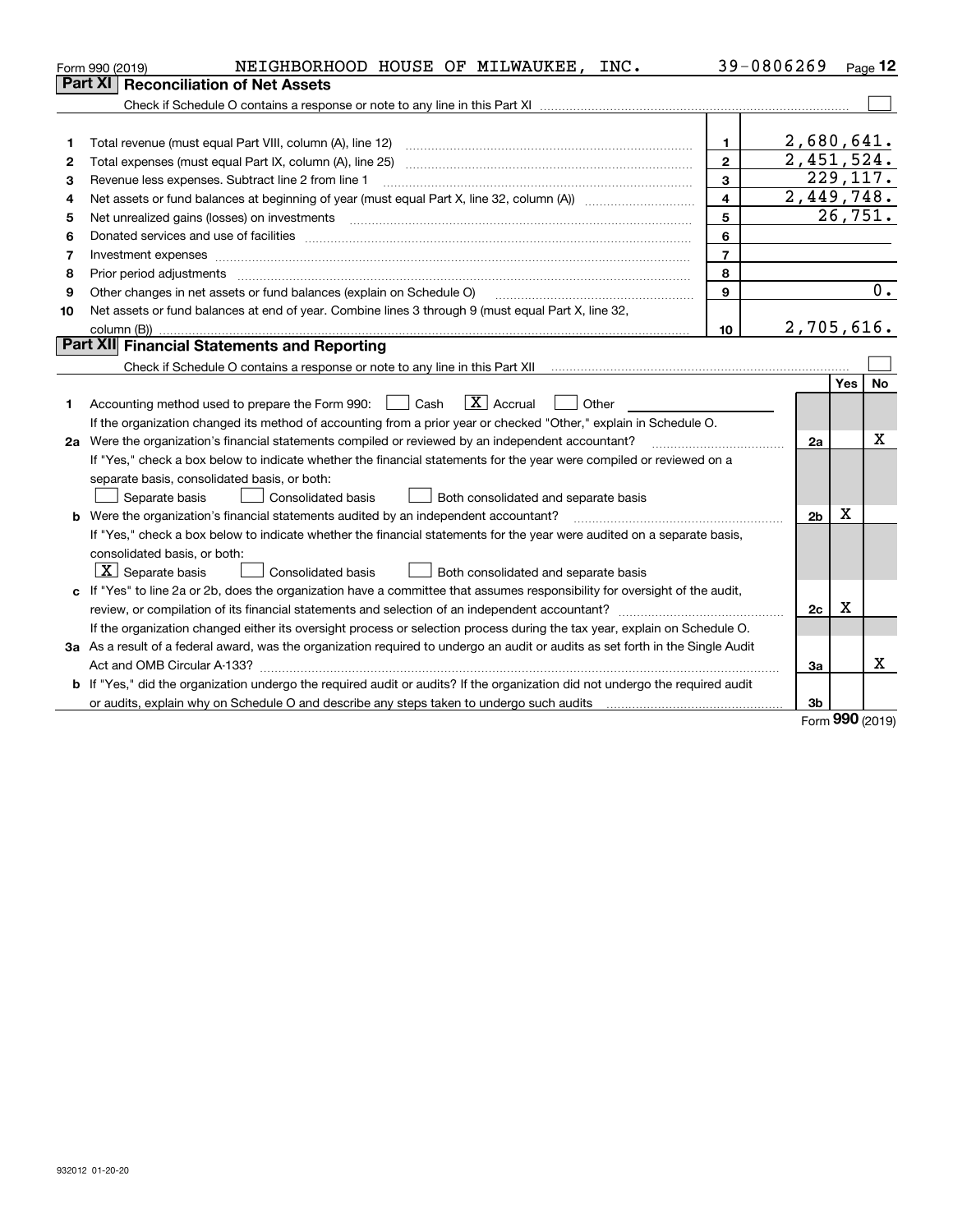Form 990 (2019) NEIGHBORHOOD HOUSE OF MILWAUKEE, INC. 39-0806269

## Part XI Reconciliation of Net Assets

Check if Schedule O contains a response or note to any line in this Part XI ☐

| | | | |
|---|---|---|---|
| 1 | Total revenue (must equal Part VIII, column (A), line 12) | 1 | 2,680,641. |
| 2 | Total expenses (must equal Part IX, column (A), line 25) | 2 | 2,451,524. |
| 3 | Revenue less expenses. Subtract line 2 from line 1 | 3 | 229,117. |
| 4 | Net assets or fund balances at beginning of year (must equal Part X, line 32, column (A)) | 4 | 2,449,748. |
| 5 | Net unrealized gains (losses) on investments | 5 | 26,751. |
| 6 | Donated services and use of facilities | 6 | |
| 7 | Investment expenses | 7 | |
| 8 | Prior period adjustments | 8 | |
| 9 | Other changes in net assets or fund balances (explain on Schedule O) | 9 | 0. |
| 10 | Net assets or fund balances at end of year. Combine lines 3 through 9 (must equal Part X, line 32, column (B)) | 10 | 2,705,616. |

## Part XII Financial Statements and Reporting

Check if Schedule O contains a response or note to any line in this Part XII ☐

| | | | Yes | No |
|---|---|---|---|---|
| 1 | Accounting method used to prepare the Form 990: ☐ Cash ☒ Accrual ☐ Other<br>If the organization changed its method of accounting from a prior year or checked "Other," explain in Schedule O. | | | |
| 2a | Were the organization's financial statements compiled or reviewed by an independent accountant?<br>If "Yes," check a box below to indicate whether the financial statements for the year were compiled or reviewed on a separate basis, consolidated basis, or both:<br>☐ Separate basis ☐ Consolidated basis ☐ Both consolidated and separate basis | 2a | | X |
| b | Were the organization's financial statements audited by an independent accountant?<br>If "Yes," check a box below to indicate whether the financial statements for the year were audited on a separate basis, consolidated basis, or both:<br>☒ Separate basis ☐ Consolidated basis ☐ Both consolidated and separate basis | 2b | X | |
| c | If "Yes" to line 2a or 2b, does the organization have a committee that assumes responsibility for oversight of the audit, review, or compilation of its financial statements and selection of an independent accountant?<br>If the organization changed either its oversight process or selection process during the tax year, explain on Schedule O. | 2c | X | |
| 3a | As a result of a federal award, was the organization required to undergo an audit or audits as set forth in the Single Audit Act and OMB Circular A-133? | 3a | | X |
| b | If "Yes," did the organization undergo the required audit or audits? If the organization did not undergo the required audit or audits, explain why on Schedule O and describe any steps taken to undergo such audits | 3b | | |

Form 990 (2019)

932012 01-20-20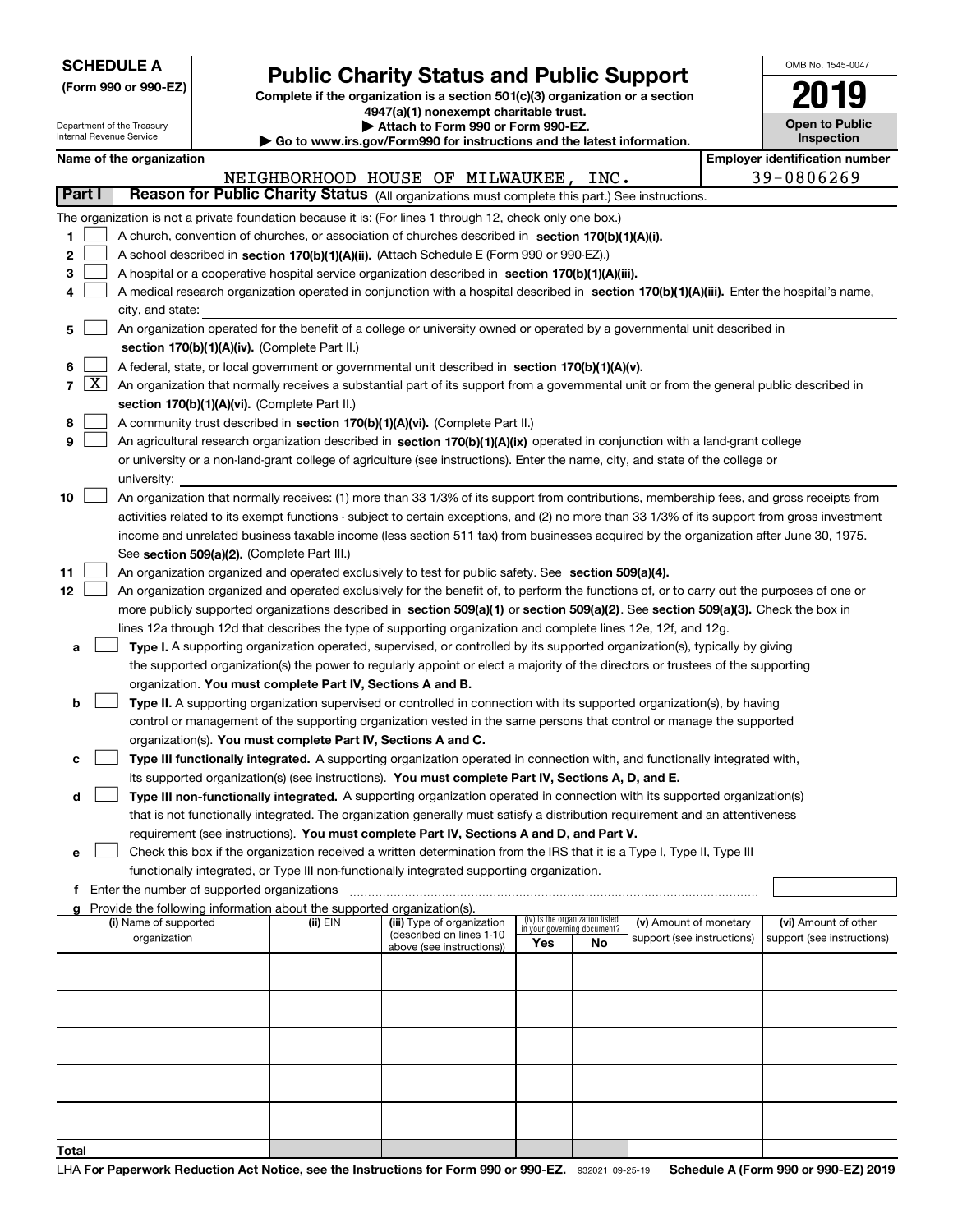**SCHEDULE A**
**(Form 990 or 990-EZ)**

Department of the Treasury
Internal Revenue Service

# Public Charity Status and Public Support

**Complete if the organization is a section 501(c)(3) organization or a section 4947(a)(1) nonexempt charitable trust.**
**▶ Attach to Form 990 or Form 990-EZ.**
**▶ Go to www.irs.gov/Form990 for instructions and the latest information.**

OMB No. 1545-0047

**2019**

**Open to Public Inspection**

**Name of the organization**
NEIGHBORHOOD HOUSE OF MILWAUKEE, INC.

**Employer identification number**
39-0806269

## Part I — Reason for Public Charity Status (All organizations must complete this part.) See instructions.

The organization is not a private foundation because it is: (For lines 1 through 12, check only one box.)

1. ☐ A church, convention of churches, or association of churches described in **section 170(b)(1)(A)(i).**
2. ☐ A school described in **section 170(b)(1)(A)(ii).** (Attach Schedule E (Form 990 or 990-EZ).)
3. ☐ A hospital or a cooperative hospital service organization described in **section 170(b)(1)(A)(iii).**
4. ☐ A medical research organization operated in conjunction with a hospital described in **section 170(b)(1)(A)(iii).** Enter the hospital's name, city, and state:
5. ☐ An organization operated for the benefit of a college or university owned or operated by a governmental unit described in **section 170(b)(1)(A)(iv).** (Complete Part II.)
6. ☐ A federal, state, or local government or governmental unit described in **section 170(b)(1)(A)(v).**
7. ☒ An organization that normally receives a substantial part of its support from a governmental unit or from the general public described in **section 170(b)(1)(A)(vi).** (Complete Part II.)
8. ☐ A community trust described in **section 170(b)(1)(A)(vi).** (Complete Part II.)
9. ☐ An agricultural research organization described in **section 170(b)(1)(A)(ix)** operated in conjunction with a land-grant college or university or a non-land-grant college of agriculture (see instructions). Enter the name, city, and state of the college or university:
10. ☐ An organization that normally receives: (1) more than 33 1/3% of its support from contributions, membership fees, and gross receipts from activities related to its exempt functions - subject to certain exceptions, and (2) no more than 33 1/3% of its support from gross investment income and unrelated business taxable income (less section 511 tax) from businesses acquired by the organization after June 30, 1975. See **section 509(a)(2).** (Complete Part III.)
11. ☐ An organization organized and operated exclusively to test for public safety. See **section 509(a)(4).**
12. ☐ An organization organized and operated exclusively for the benefit of, to perform the functions of, or to carry out the purposes of one or more publicly supported organizations described in **section 509(a)(1)** or **section 509(a)(2)**. See **section 509(a)(3).** Check the box in lines 12a through 12d that describes the type of supporting organization and complete lines 12e, 12f, and 12g.
   - **a** ☐ **Type I.** A supporting organization operated, supervised, or controlled by its supported organization(s), typically by giving the supported organization(s) the power to regularly appoint or elect a majority of the directors or trustees of the supporting organization. **You must complete Part IV, Sections A and B.**
   - **b** ☐ **Type II.** A supporting organization supervised or controlled in connection with its supported organization(s), by having control or management of the supporting organization vested in the same persons that control or manage the supported organization(s). **You must complete Part IV, Sections A and C.**
   - **c** ☐ **Type III functionally integrated.** A supporting organization operated in connection with, and functionally integrated with, its supported organization(s) (see instructions). **You must complete Part IV, Sections A, D, and E.**
   - **d** ☐ **Type III non-functionally integrated.** A supporting organization operated in connection with its supported organization(s) that is not functionally integrated. The organization generally must satisfy a distribution requirement and an attentiveness requirement (see instructions). **You must complete Part IV, Sections A and D, and Part V.**
   - **e** ☐ Check this box if the organization received a written determination from the IRS that it is a Type I, Type II, Type III functionally integrated, or Type III non-functionally integrated supporting organization.
   - **f** Enter the number of supported organizations
   - **g** Provide the following information about the supported organization(s).

| (i) Name of supported organization | (ii) EIN | (iii) Type of organization (described on lines 1-10 above (see instructions)) | (iv) Is the organization listed in your governing document? Yes | No | (v) Amount of monetary support (see instructions) | (vi) Amount of other support (see instructions) |
|---|---|---|---|---|---|---|
| | | | | | | |
| | | | | | | |
| | | | | | | |
| | | | | | | |
| | | | | | | |
| **Total** | | | | | | |

LHA **For Paperwork Reduction Act Notice, see the Instructions for Form 990 or 990-EZ.** 932021 09-25-19 **Schedule A (Form 990 or 990-EZ) 2019**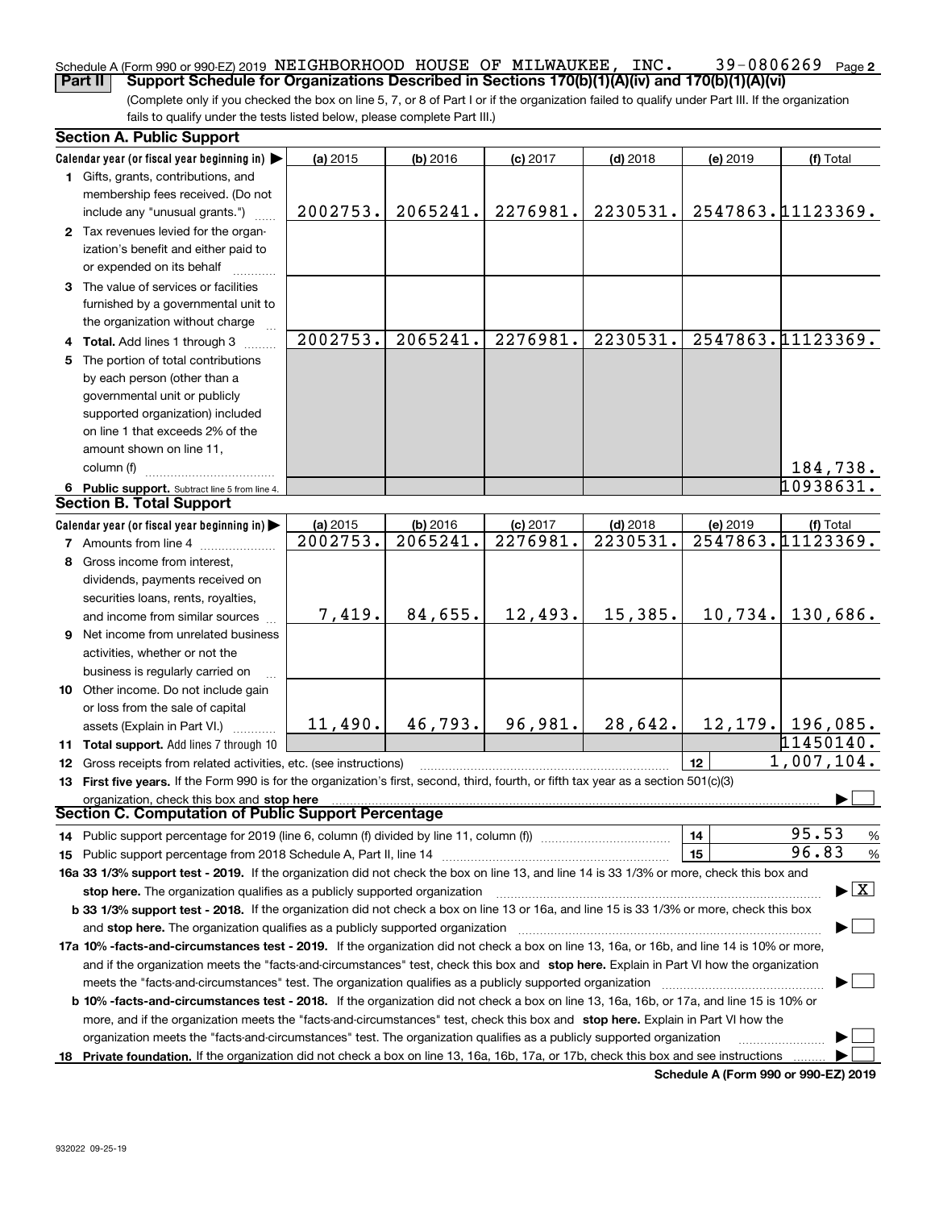Schedule A (Form 990 or 990-EZ) 2019 NEIGHBORHOOD HOUSE OF MILWAUKEE, INC. 39-0806269 Page 2

**Part II Support Schedule for Organizations Described in Sections 170(b)(1)(A)(iv) and 170(b)(1)(A)(vi)**

(Complete only if you checked the box on line 5, 7, or 8 of Part I or if the organization failed to qualify under Part III. If the organization fails to qualify under the tests listed below, please complete Part III.)

## Section A. Public Support

| Calendar year (or fiscal year beginning in) ▶ | (a) 2015 | (b) 2016 | (c) 2017 | (d) 2018 | (e) 2019 | (f) Total |
|---|---|---|---|---|---|---|
| 1 Gifts, grants, contributions, and membership fees received. (Do not include any "unusual grants.") | 2002753. | 2065241. | 2276981. | 2230531. | 2547863. | 11123369. |
| 2 Tax revenues levied for the organization's benefit and either paid to or expended on its behalf | | | | | | |
| 3 The value of services or facilities furnished by a governmental unit to the organization without charge | | | | | | |
| 4 Total. Add lines 1 through 3 | 2002753. | 2065241. | 2276981. | 2230531. | 2547863. | 11123369. |
| 5 The portion of total contributions by each person (other than a governmental unit or publicly supported organization) included on line 1 that exceeds 2% of the amount shown on line 11, column (f) | | | | | | 184,738. |
| 6 Public support. Subtract line 5 from line 4. | | | | | | 10938631. |

## Section B. Total Support

| Calendar year (or fiscal year beginning in) ▶ | (a) 2015 | (b) 2016 | (c) 2017 | (d) 2018 | (e) 2019 | (f) Total |
|---|---|---|---|---|---|---|
| 7 Amounts from line 4 | 2002753. | 2065241. | 2276981. | 2230531. | 2547863. | 11123369. |
| 8 Gross income from interest, dividends, payments received on securities loans, rents, royalties, and income from similar sources | 7,419. | 84,655. | 12,493. | 15,385. | 10,734. | 130,686. |
| 9 Net income from unrelated business activities, whether or not the business is regularly carried on | | | | | | |
| 10 Other income. Do not include gain or loss from the sale of capital assets (Explain in Part VI.) | 11,490. | 46,793. | 96,981. | 28,642. | 12,179. | 196,085. |
| 11 Total support. Add lines 7 through 10 | | | | | | 11450140. |
| 12 Gross receipts from related activities, etc. (see instructions) | | | | | 12 | 1,007,104. |

**13 First five years.** If the Form 990 is for the organization's first, second, third, fourth, or fifth tax year as a section 501(c)(3) organization, check this box and **stop here** ▶ ☐

## Section C. Computation of Public Support Percentage

| | | |
|---|---|---|
| 14 Public support percentage for 2019 (line 6, column (f) divided by line 11, column (f)) | 14 | 95.53 % |
| 15 Public support percentage from 2018 Schedule A, Part II, line 14 | 15 | 96.83 % |

**16a 33 1/3% support test - 2019.** If the organization did not check the box on line 13, and line 14 is 33 1/3% or more, check this box and **stop here.** The organization qualifies as a publicly supported organization ▶ ☒

**b 33 1/3% support test - 2018.** If the organization did not check a box on line 13 or 16a, and line 15 is 33 1/3% or more, check this box and **stop here.** The organization qualifies as a publicly supported organization ▶ ☐

**17a 10% -facts-and-circumstances test - 2019.** If the organization did not check a box on line 13, 16a, or 16b, and line 14 is 10% or more, and if the organization meets the "facts-and-circumstances" test, check this box and **stop here.** Explain in Part VI how the organization meets the "facts-and-circumstances" test. The organization qualifies as a publicly supported organization ▶ ☐

**b 10% -facts-and-circumstances test - 2018.** If the organization did not check a box on line 13, 16a, 16b, or 17a, and line 15 is 10% or more, and if the organization meets the "facts-and-circumstances" test, check this box and **stop here.** Explain in Part VI how the organization meets the "facts-and-circumstances" test. The organization qualifies as a publicly supported organization ▶ ☐

**18 Private foundation.** If the organization did not check a box on line 13, 16a, 16b, 17a, or 17b, check this box and see instructions ▶ ☐

**Schedule A (Form 990 or 990-EZ) 2019**

932022 09-25-19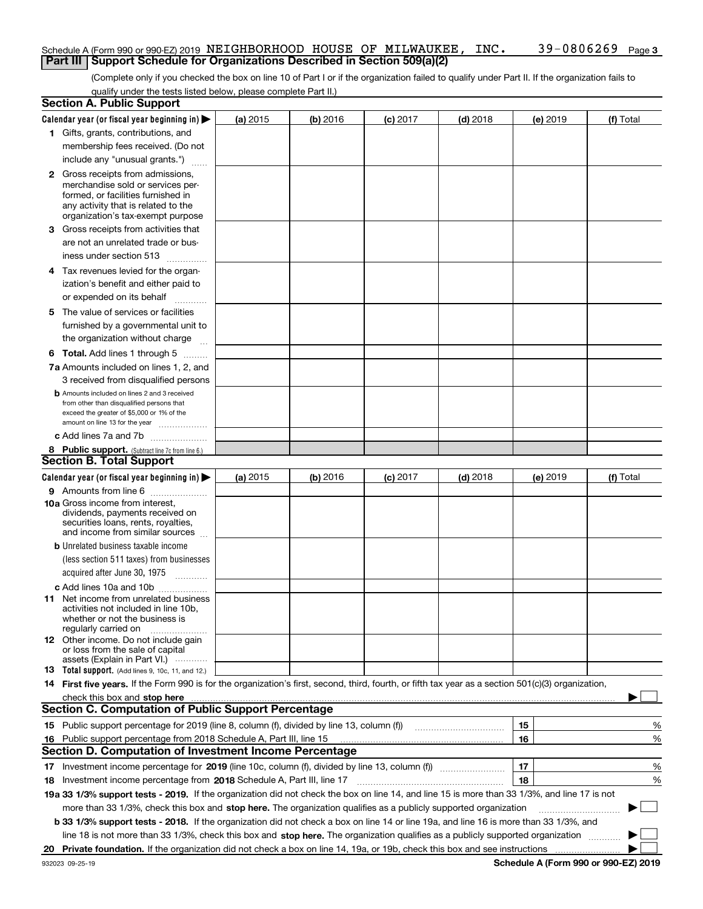Schedule A (Form 990 or 990-EZ) 2019 NEIGHBORHOOD HOUSE OF MILWAUKEE, INC. 39-0806269 Page 3

## Part III Support Schedule for Organizations Described in Section 509(a)(2)

(Complete only if you checked the box on line 10 of Part I or if the organization failed to qualify under Part II. If the organization fails to qualify under the tests listed below, please complete Part II.)

### Section A. Public Support

| Calendar year (or fiscal year beginning in) ▶ | (a) 2015 | (b) 2016 | (c) 2017 | (d) 2018 | (e) 2019 | (f) Total |
|---|---|---|---|---|---|---|
| 1 Gifts, grants, contributions, and membership fees received. (Do not include any "unusual grants.") | | | | | | |
| 2 Gross receipts from admissions, merchandise sold or services performed, or facilities furnished in any activity that is related to the organization's tax-exempt purpose | | | | | | |
| 3 Gross receipts from activities that are not an unrelated trade or business under section 513 | | | | | | |
| 4 Tax revenues levied for the organization's benefit and either paid to or expended on its behalf | | | | | | |
| 5 The value of services or facilities furnished by a governmental unit to the organization without charge | | | | | | |
| 6 Total. Add lines 1 through 5 | | | | | | |
| 7a Amounts included on lines 1, 2, and 3 received from disqualified persons | | | | | | |
| b Amounts included on lines 2 and 3 received from other than disqualified persons that exceed the greater of $5,000 or 1% of the amount on line 13 for the year | | | | | | |
| c Add lines 7a and 7b | | | | | | |
| 8 Public support. (Subtract line 7c from line 6.) | | | | | | |

### Section B. Total Support

| Calendar year (or fiscal year beginning in) ▶ | (a) 2015 | (b) 2016 | (c) 2017 | (d) 2018 | (e) 2019 | (f) Total |
|---|---|---|---|---|---|---|
| 9 Amounts from line 6 | | | | | | |
| 10a Gross income from interest, dividends, payments received on securities loans, rents, royalties, and income from similar sources | | | | | | |
| b Unrelated business taxable income (less section 511 taxes) from businesses acquired after June 30, 1975 | | | | | | |
| c Add lines 10a and 10b | | | | | | |
| 11 Net income from unrelated business activities not included in line 10b, whether or not the business is regularly carried on | | | | | | |
| 12 Other income. Do not include gain or loss from the sale of capital assets (Explain in Part VI.) | | | | | | |
| 13 Total support. (Add lines 9, 10c, 11, and 12.) | | | | | | |

**14 First five years.** If the Form 990 is for the organization's first, second, third, fourth, or fifth tax year as a section 501(c)(3) organization, check this box and **stop here** ▶ ☐

### Section C. Computation of Public Support Percentage

| | | | |
|---|---|---|---|
| 15 | Public support percentage for 2019 (line 8, column (f), divided by line 13, column (f)) | 15 | % |
| 16 | Public support percentage from 2018 Schedule A, Part III, line 15 | 16 | % |

### Section D. Computation of Investment Income Percentage

| | | | |
|---|---|---|---|
| 17 | Investment income percentage for **2019** (line 10c, column (f), divided by line 13, column (f)) | 17 | % |
| 18 | Investment income percentage from **2018** Schedule A, Part III, line 17 | 18 | % |

**19a 33 1/3% support tests - 2019.** If the organization did not check the box on line 14, and line 15 is more than 33 1/3%, and line 17 is not more than 33 1/3%, check this box and **stop here.** The organization qualifies as a publicly supported organization ▶ ☐

**b 33 1/3% support tests - 2018.** If the organization did not check a box on line 14 or line 19a, and line 16 is more than 33 1/3%, and line 18 is not more than 33 1/3%, check this box and **stop here.** The organization qualifies as a publicly supported organization ▶ ☐

**20 Private foundation.** If the organization did not check a box on line 14, 19a, or 19b, check this box and see instructions ▶ ☐

932023 09-25-19 **Schedule A (Form 990 or 990-EZ) 2019**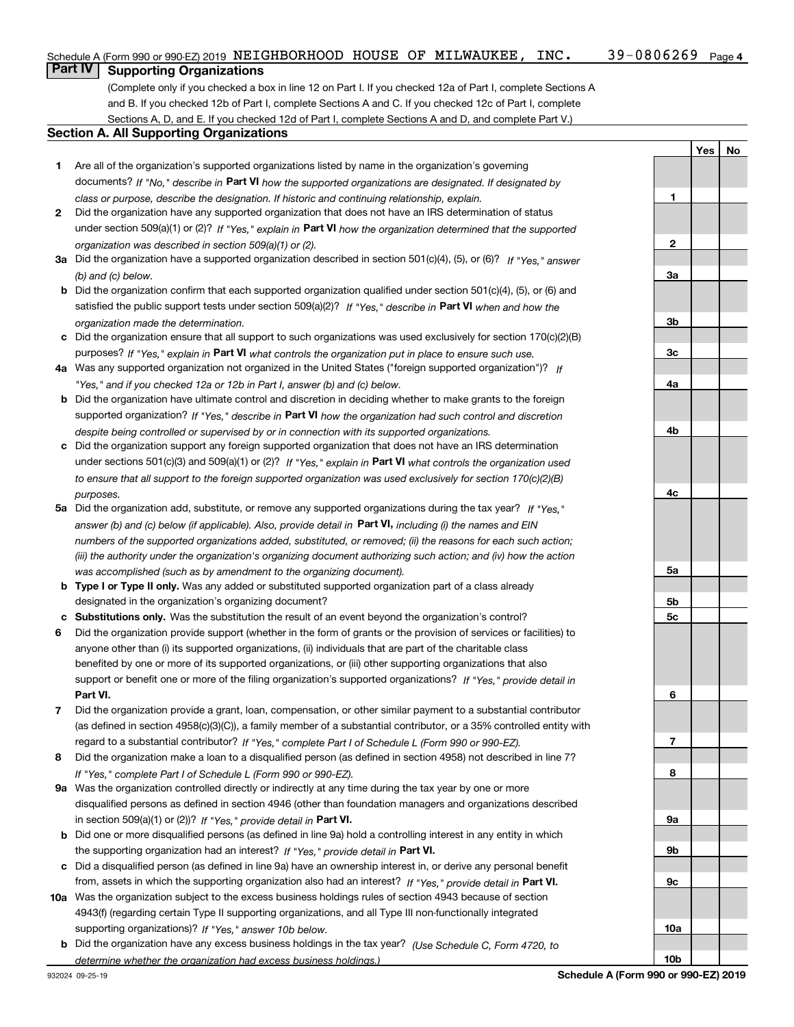Schedule A (Form 990 or 990-EZ) 2019 NEIGHBORHOOD HOUSE OF MILWAUKEE, INC. 39-0806269 Page 4

## Part IV Supporting Organizations

(Complete only if you checked a box in line 12 on Part I. If you checked 12a of Part I, complete Sections A and B. If you checked 12b of Part I, complete Sections A and C. If you checked 12c of Part I, complete Sections A, D, and E. If you checked 12d of Part I, complete Sections A and D, and complete Part V.)

### Section A. All Supporting Organizations

| | | | Yes | No |
|---|---|---|---|---|
| 1 | Are all of the organization's supported organizations listed by name in the organization's governing documents? *If "No," describe in* **Part VI** *how the supported organizations are designated. If designated by class or purpose, describe the designation. If historic and continuing relationship, explain.* | 1 | | |
| 2 | Did the organization have any supported organization that does not have an IRS determination of status under section 509(a)(1) or (2)? *If "Yes," explain in* **Part VI** *how the organization determined that the supported organization was described in section 509(a)(1) or (2).* | 2 | | |
| 3a | Did the organization have a supported organization described in section 501(c)(4), (5), or (6)? *If "Yes," answer (b) and (c) below.* | 3a | | |
| b | Did the organization confirm that each supported organization qualified under section 501(c)(4), (5), or (6) and satisfied the public support tests under section 509(a)(2)? *If "Yes," describe in* **Part VI** *when and how the organization made the determination.* | 3b | | |
| c | Did the organization ensure that all support to such organizations was used exclusively for section 170(c)(2)(B) purposes? *If "Yes," explain in* **Part VI** *what controls the organization put in place to ensure such use.* | 3c | | |
| 4a | Was any supported organization not organized in the United States ("foreign supported organization")? *If "Yes," and if you checked 12a or 12b in Part I, answer (b) and (c) below.* | 4a | | |
| b | Did the organization have ultimate control and discretion in deciding whether to make grants to the foreign supported organization? *If "Yes," describe in* **Part VI** *how the organization had such control and discretion despite being controlled or supervised by or in connection with its supported organizations.* | 4b | | |
| c | Did the organization support any foreign supported organization that does not have an IRS determination under sections 501(c)(3) and 509(a)(1) or (2)? *If "Yes," explain in* **Part VI** *what controls the organization used to ensure that all support to the foreign supported organization was used exclusively for section 170(c)(2)(B) purposes.* | 4c | | |
| 5a | Did the organization add, substitute, or remove any supported organizations during the tax year? *If "Yes," answer (b) and (c) below (if applicable). Also, provide detail in* **Part VI,** *including (i) the names and EIN numbers of the supported organizations added, substituted, or removed; (ii) the reasons for each such action; (iii) the authority under the organization's organizing document authorizing such action; and (iv) how the action was accomplished (such as by amendment to the organizing document).* | 5a | | |
| b | **Type I or Type II only.** Was any added or substituted supported organization part of a class already designated in the organization's organizing document? | 5b | | |
| c | **Substitutions only.** Was the substitution the result of an event beyond the organization's control? | 5c | | |
| 6 | Did the organization provide support (whether in the form of grants or the provision of services or facilities) to anyone other than (i) its supported organizations, (ii) individuals that are part of the charitable class benefited by one or more of its supported organizations, or (iii) other supporting organizations that also support or benefit one or more of the filing organization's supported organizations? *If "Yes," provide detail in* **Part VI.** | 6 | | |
| 7 | Did the organization provide a grant, loan, compensation, or other similar payment to a substantial contributor (as defined in section 4958(c)(3)(C)), a family member of a substantial contributor, or a 35% controlled entity with regard to a substantial contributor? *If "Yes," complete Part I of Schedule L (Form 990 or 990-EZ).* | 7 | | |
| 8 | Did the organization make a loan to a disqualified person (as defined in section 4958) not described in line 7? *If "Yes," complete Part I of Schedule L (Form 990 or 990-EZ).* | 8 | | |
| 9a | Was the organization controlled directly or indirectly at any time during the tax year by one or more disqualified persons as defined in section 4946 (other than foundation managers and organizations described in section 509(a)(1) or (2))? *If "Yes," provide detail in* **Part VI.** | 9a | | |
| b | Did one or more disqualified persons (as defined in line 9a) hold a controlling interest in any entity in which the supporting organization had an interest? *If "Yes," provide detail in* **Part VI.** | 9b | | |
| c | Did a disqualified person (as defined in line 9a) have an ownership interest in, or derive any personal benefit from, assets in which the supporting organization also had an interest? *If "Yes," provide detail in* **Part VI.** | 9c | | |
| 10a | Was the organization subject to the excess business holdings rules of section 4943 because of section 4943(f) (regarding certain Type II supporting organizations, and all Type III non-functionally integrated supporting organizations)? *If "Yes," answer 10b below.* | 10a | | |
| b | Did the organization have any excess business holdings in the tax year? *(Use Schedule C, Form 4720, to determine whether the organization had excess business holdings.)* | 10b | | |

932024 09-25-19 **Schedule A (Form 990 or 990-EZ) 2019**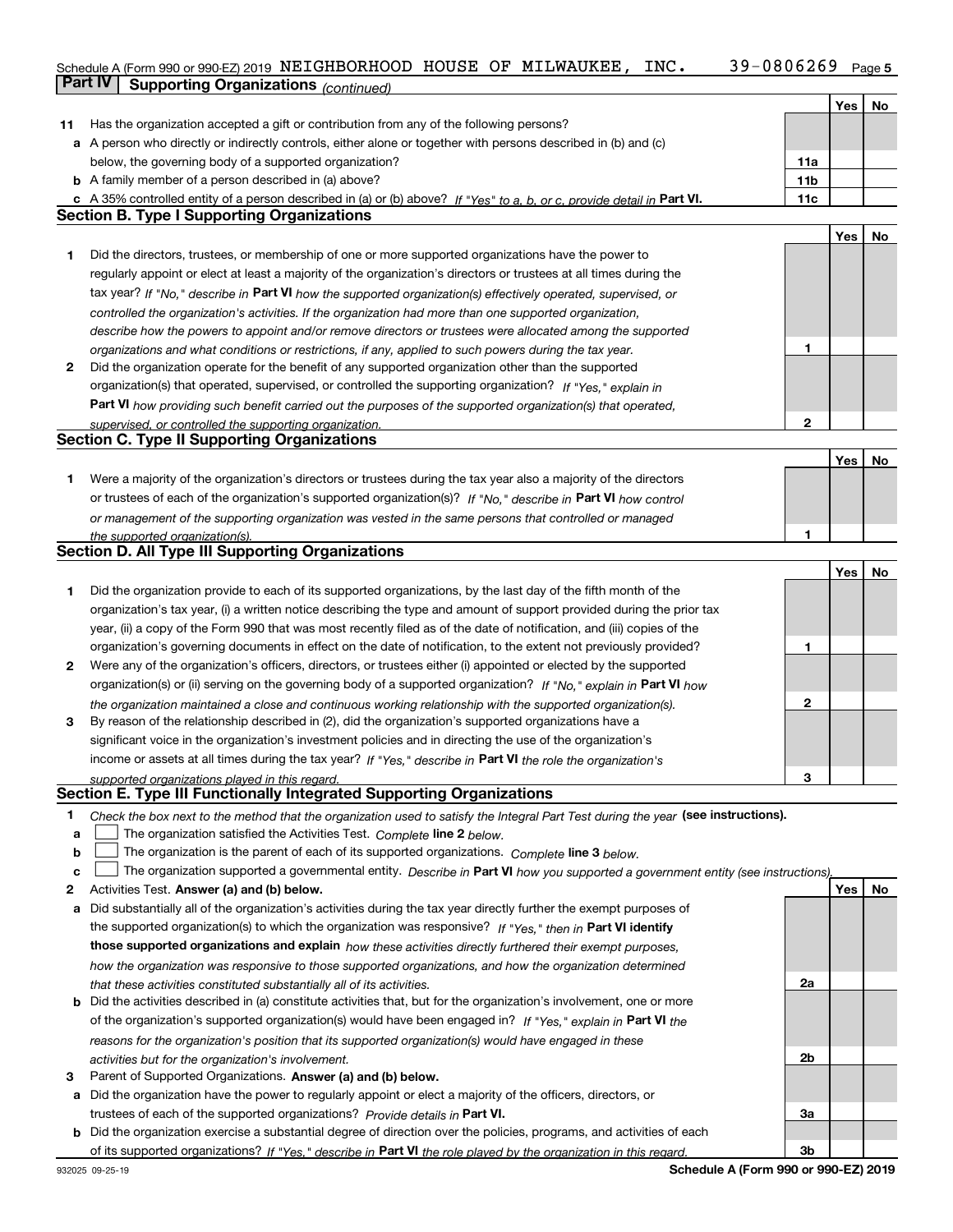Schedule A (Form 990 or 990-EZ) 2019 NEIGHBORHOOD HOUSE OF MILWAUKEE, INC. 39-0806269 Page 5

**Part IV | Supporting Organizations** *(continued)*

| | | | Yes | No |
|---|---|---|---|---|
| **11** | Has the organization accepted a gift or contribution from any of the following persons? | | | |
| **a** | A person who directly or indirectly controls, either alone or together with persons described in (b) and (c) below, the governing body of a supported organization? | **11a** | | |
| **b** | A family member of a person described in (a) above? | **11b** | | |
| **c** | A 35% controlled entity of a person described in (a) or (b) above? *If "Yes" to a, b, or c, provide detail in* **Part VI.** | **11c** | | |

## Section B. Type I Supporting Organizations

| | | | Yes | No |
|---|---|---|---|---|
| **1** | Did the directors, trustees, or membership of one or more supported organizations have the power to regularly appoint or elect at least a majority of the organization's directors or trustees at all times during the tax year? *If "No," describe in* **Part VI** *how the supported organization(s) effectively operated, supervised, or controlled the organization's activities. If the organization had more than one supported organization, describe how the powers to appoint and/or remove directors or trustees were allocated among the supported organizations and what conditions or restrictions, if any, applied to such powers during the tax year.* | **1** | | |
| **2** | Did the organization operate for the benefit of any supported organization other than the supported organization(s) that operated, supervised, or controlled the supporting organization? *If "Yes," explain in* **Part VI** *how providing such benefit carried out the purposes of the supported organization(s) that operated, supervised, or controlled the supporting organization.* | **2** | | |

## Section C. Type II Supporting Organizations

| | | | Yes | No |
|---|---|---|---|---|
| **1** | Were a majority of the organization's directors or trustees during the tax year also a majority of the directors or trustees of each of the organization's supported organization(s)? *If "No," describe in* **Part VI** *how control or management of the supporting organization was vested in the same persons that controlled or managed the supported organization(s).* | **1** | | |

## Section D. All Type III Supporting Organizations

| | | | Yes | No |
|---|---|---|---|---|
| **1** | Did the organization provide to each of its supported organizations, by the last day of the fifth month of the organization's tax year, (i) a written notice describing the type and amount of support provided during the prior tax year, (ii) a copy of the Form 990 that was most recently filed as of the date of notification, and (iii) copies of the organization's governing documents in effect on the date of notification, to the extent not previously provided? | **1** | | |
| **2** | Were any of the organization's officers, directors, or trustees either (i) appointed or elected by the supported organization(s) or (ii) serving on the governing body of a supported organization? *If "No," explain in* **Part VI** *how the organization maintained a close and continuous working relationship with the supported organization(s).* | **2** | | |
| **3** | By reason of the relationship described in (2), did the organization's supported organizations have a significant voice in the organization's investment policies and in directing the use of the organization's income or assets at all times during the tax year? *If "Yes," describe in* **Part VI** *the role the organization's supported organizations played in this regard.* | **3** | | |

## Section E. Type III Functionally Integrated Supporting Organizations

**1** *Check the box next to the method that the organization used to satisfy the Integral Part Test during the year* **(see instructions).**

- **a** ☐ The organization satisfied the Activities Test. *Complete* **line 2** *below.*
- **b** ☐ The organization is the parent of each of its supported organizations. *Complete* **line 3** *below.*
- **c** ☐ The organization supported a governmental entity. *Describe in* **Part VI** *how you supported a government entity (see instructions).*

| | | | Yes | No |
|---|---|---|---|---|
| **2** | Activities Test. **Answer (a) and (b) below.** | | | |
| **a** | Did substantially all of the organization's activities during the tax year directly further the exempt purposes of the supported organization(s) to which the organization was responsive? *If "Yes," then in* **Part VI identify those supported organizations and explain** *how these activities directly furthered their exempt purposes, how the organization was responsive to those supported organizations, and how the organization determined that these activities constituted substantially all of its activities.* | **2a** | | |
| **b** | Did the activities described in (a) constitute activities that, but for the organization's involvement, one or more of the organization's supported organization(s) would have been engaged in? *If "Yes," explain in* **Part VI** *the reasons for the organization's position that its supported organization(s) would have engaged in these activities but for the organization's involvement.* | **2b** | | |
| **3** | Parent of Supported Organizations. **Answer (a) and (b) below.** | | | |
| **a** | Did the organization have the power to regularly appoint or elect a majority of the officers, directors, or trustees of each of the supported organizations? *Provide details in* **Part VI.** | **3a** | | |
| **b** | Did the organization exercise a substantial degree of direction over the policies, programs, and activities of each of its supported organizations? *If "Yes," describe in* **Part VI** *the role played by the organization in this regard.* | **3b** | | |

932025 09-25-19 **Schedule A (Form 990 or 990-EZ) 2019**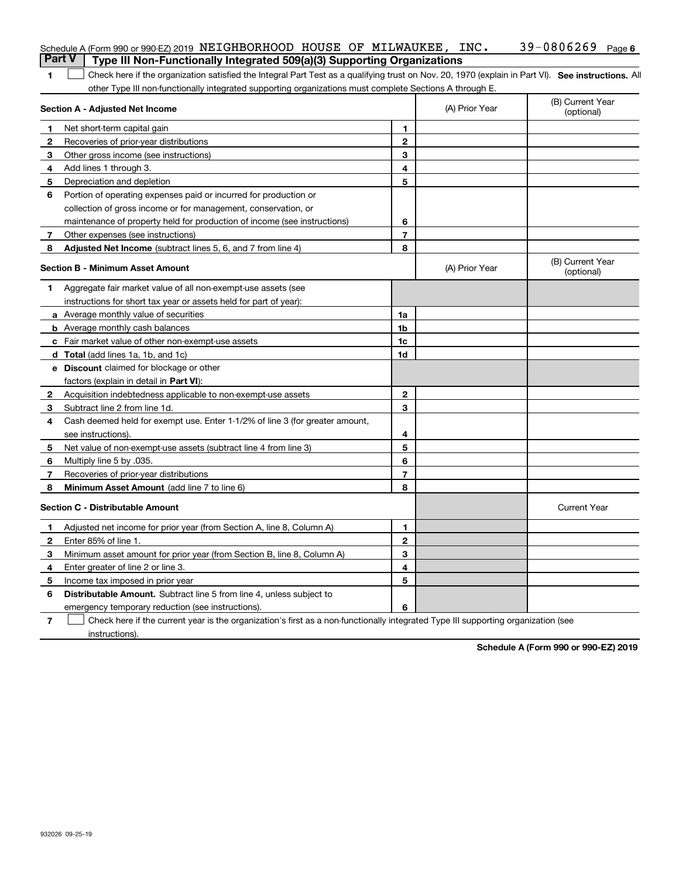Schedule A (Form 990 or 990-EZ) 2019 NEIGHBORHOOD HOUSE OF MILWAUKEE, INC. 39-0806269 Page 6

## Part V Type III Non-Functionally Integrated 509(a)(3) Supporting Organizations

1 ☐ Check here if the organization satisfied the Integral Part Test as a qualifying trust on Nov. 20, 1970 (explain in Part VI). **See instructions.** All other Type III non-functionally integrated supporting organizations must complete Sections A through E.

| **Section A - Adjusted Net Income** | | (A) Prior Year | (B) Current Year (optional) |
|---|---|---|---|
| **1** Net short-term capital gain | 1 | | |
| **2** Recoveries of prior-year distributions | 2 | | |
| **3** Other gross income (see instructions) | 3 | | |
| **4** Add lines 1 through 3. | 4 | | |
| **5** Depreciation and depletion | 5 | | |
| **6** Portion of operating expenses paid or incurred for production or collection of gross income or for management, conservation, or maintenance of property held for production of income (see instructions) | 6 | | |
| **7** Other expenses (see instructions) | 7 | | |
| **8** **Adjusted Net Income** (subtract lines 5, 6, and 7 from line 4) | 8 | | |

| **Section B - Minimum Asset Amount** | | (A) Prior Year | (B) Current Year (optional) |
|---|---|---|---|
| **1** Aggregate fair market value of all non-exempt-use assets (see instructions for short tax year or assets held for part of year): | | | |
| **a** Average monthly value of securities | 1a | | |
| **b** Average monthly cash balances | 1b | | |
| **c** Fair market value of other non-exempt-use assets | 1c | | |
| **d** **Total** (add lines 1a, 1b, and 1c) | 1d | | |
| **e** **Discount** claimed for blockage or other factors (explain in detail in **Part VI**): | | | |
| **2** Acquisition indebtedness applicable to non-exempt-use assets | 2 | | |
| **3** Subtract line 2 from line 1d. | 3 | | |
| **4** Cash deemed held for exempt use. Enter 1-1/2% of line 3 (for greater amount, see instructions). | 4 | | |
| **5** Net value of non-exempt-use assets (subtract line 4 from line 3) | 5 | | |
| **6** Multiply line 5 by .035. | 6 | | |
| **7** Recoveries of prior-year distributions | 7 | | |
| **8** **Minimum Asset Amount** (add line 7 to line 6) | 8 | | |

| **Section C - Distributable Amount** | | | Current Year |
|---|---|---|---|
| **1** Adjusted net income for prior year (from Section A, line 8, Column A) | 1 | | |
| **2** Enter 85% of line 1. | 2 | | |
| **3** Minimum asset amount for prior year (from Section B, line 8, Column A) | 3 | | |
| **4** Enter greater of line 2 or line 3. | 4 | | |
| **5** Income tax imposed in prior year | 5 | | |
| **6** **Distributable Amount.** Subtract line 5 from line 4, unless subject to emergency temporary reduction (see instructions). | 6 | | |

7 ☐ Check here if the current year is the organization's first as a non-functionally integrated Type III supporting organization (see instructions).

**Schedule A (Form 990 or 990-EZ) 2019**

932026 09-25-19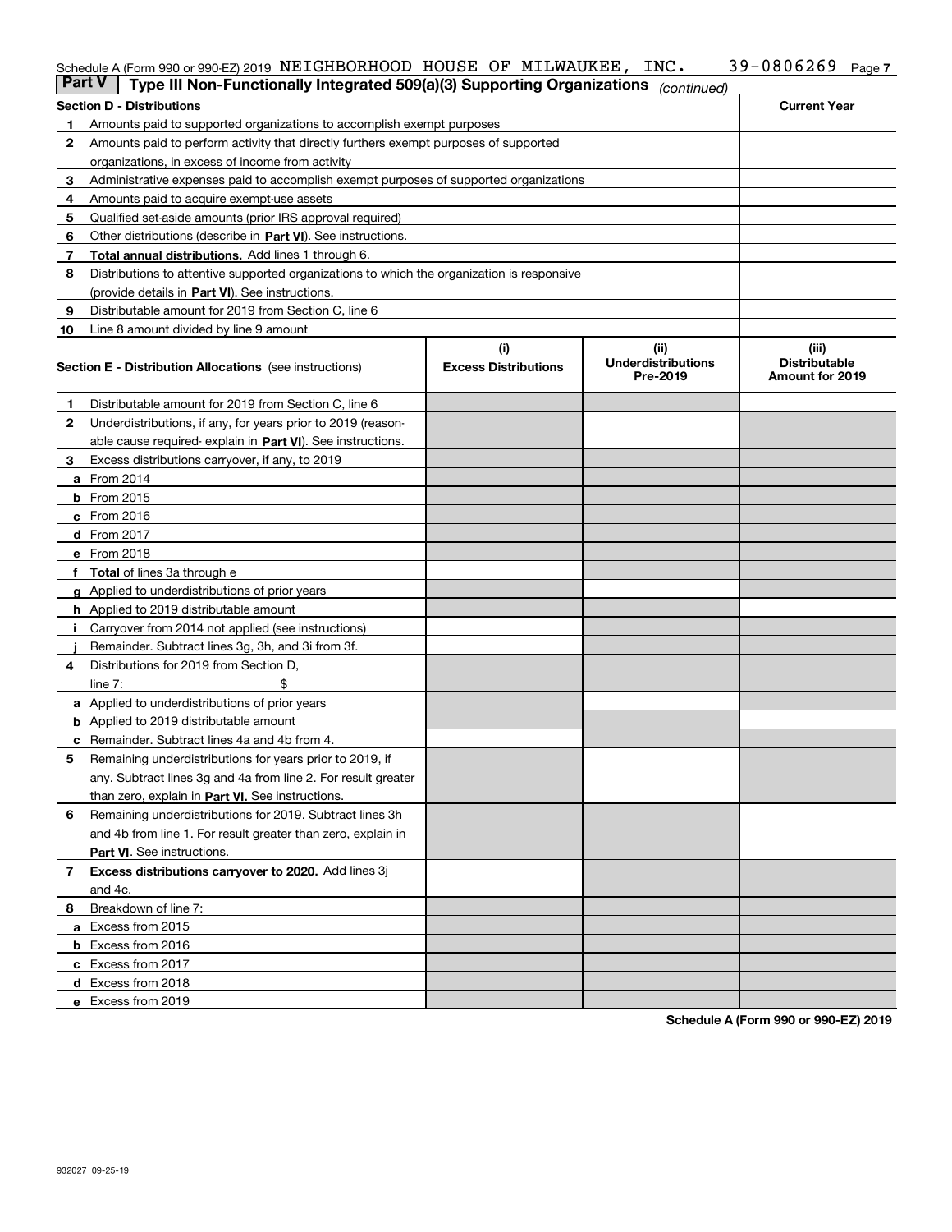Schedule A (Form 990 or 990-EZ) 2019 NEIGHBORHOOD HOUSE OF MILWAUKEE, INC. 39-0806269 Page 7

## Part V Type III Non-Functionally Integrated 509(a)(3) Supporting Organizations *(continued)*

| Section D - Distributions | | Current Year |
|---|---|---|
| 1 | Amounts paid to supported organizations to accomplish exempt purposes | |
| 2 | Amounts paid to perform activity that directly furthers exempt purposes of supported organizations, in excess of income from activity | |
| 3 | Administrative expenses paid to accomplish exempt purposes of supported organizations | |
| 4 | Amounts paid to acquire exempt-use assets | |
| 5 | Qualified set-aside amounts (prior IRS approval required) | |
| 6 | Other distributions (describe in **Part VI**). See instructions. | |
| 7 | **Total annual distributions.** Add lines 1 through 6. | |
| 8 | Distributions to attentive supported organizations to which the organization is responsive (provide details in **Part VI**). See instructions. | |
| 9 | Distributable amount for 2019 from Section C, line 6 | |
| 10 | Line 8 amount divided by line 9 amount | |

| | Section E - Distribution Allocations (see instructions) | (i) Excess Distributions | (ii) Underdistributions Pre-2019 | (iii) Distributable Amount for 2019 |
|---|---|---|---|---|
| 1 | Distributable amount for 2019 from Section C, line 6 | | | |
| 2 | Underdistributions, if any, for years prior to 2019 (reasonable cause required- explain in **Part VI**). See instructions. | | | |
| 3 | Excess distributions carryover, if any, to 2019 | | | |
| a | From 2014 | | | |
| b | From 2015 | | | |
| c | From 2016 | | | |
| d | From 2017 | | | |
| e | From 2018 | | | |
| f | **Total** of lines 3a through e | | | |
| g | Applied to underdistributions of prior years | | | |
| h | Applied to 2019 distributable amount | | | |
| i | Carryover from 2014 not applied (see instructions) | | | |
| j | Remainder. Subtract lines 3g, 3h, and 3i from 3f. | | | |
| 4 | Distributions for 2019 from Section D, line 7: $ | | | |
| a | Applied to underdistributions of prior years | | | |
| b | Applied to 2019 distributable amount | | | |
| c | Remainder. Subtract lines 4a and 4b from 4. | | | |
| 5 | Remaining underdistributions for years prior to 2019, if any. Subtract lines 3g and 4a from line 2. For result greater than zero, explain in **Part VI.** See instructions. | | | |
| 6 | Remaining underdistributions for 2019. Subtract lines 3h and 4b from line 1. For result greater than zero, explain in **Part VI**. See instructions. | | | |
| 7 | **Excess distributions carryover to 2020.** Add lines 3j and 4c. | | | |
| 8 | Breakdown of line 7: | | | |
| a | Excess from 2015 | | | |
| b | Excess from 2016 | | | |
| c | Excess from 2017 | | | |
| d | Excess from 2018 | | | |
| e | Excess from 2019 | | | |

**Schedule A (Form 990 or 990-EZ) 2019**

932027 09-25-19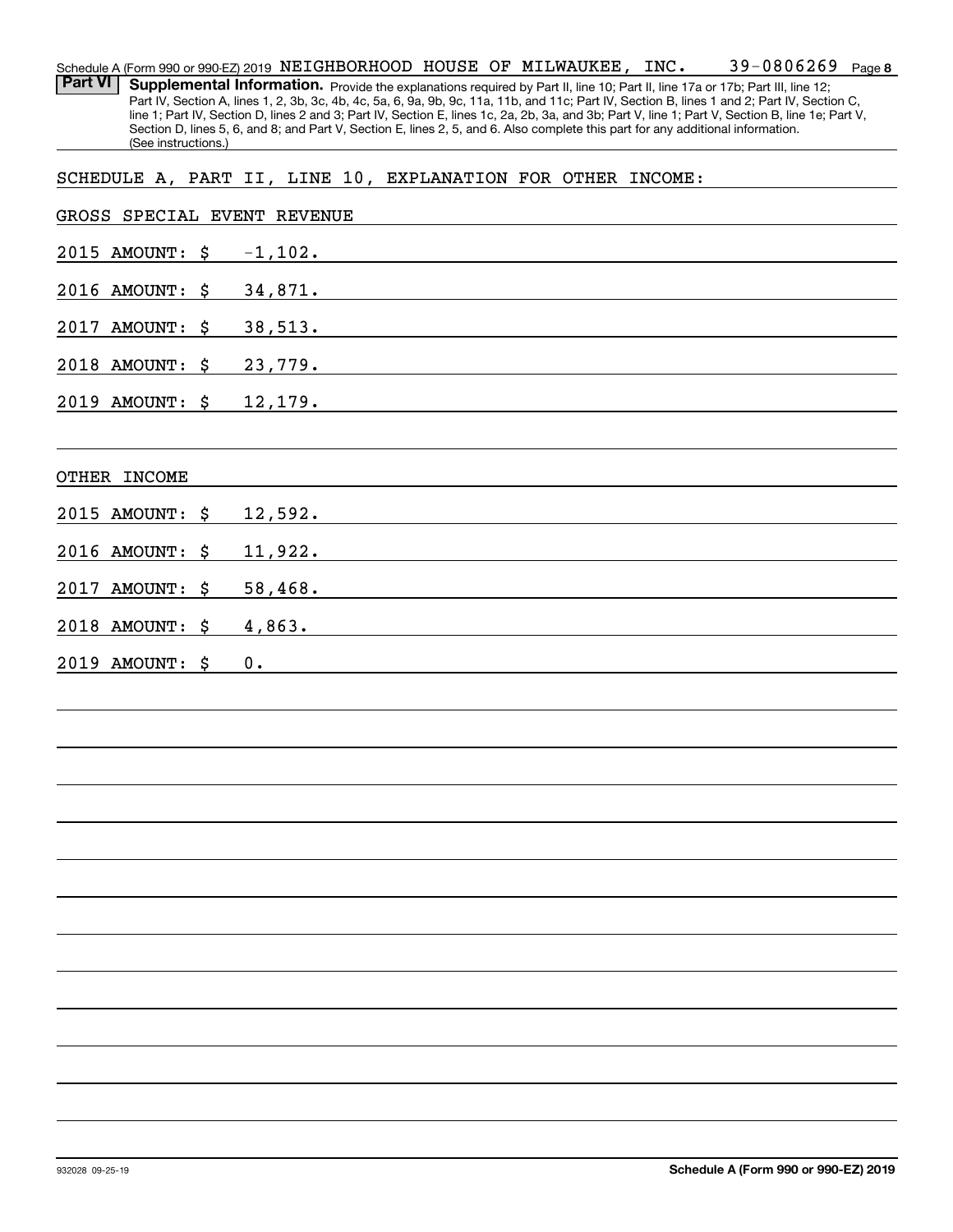Schedule A (Form 990 or 990-EZ) 2019 NEIGHBORHOOD HOUSE OF MILWAUKEE, INC. 39-0806269 Page 8

**Part VI** **Supplemental Information.** Provide the explanations required by Part II, line 10; Part II, line 17a or 17b; Part III, line 12; Part IV, Section A, lines 1, 2, 3b, 3c, 4b, 4c, 5a, 6, 9a, 9b, 9c, 11a, 11b, and 11c; Part IV, Section B, lines 1 and 2; Part IV, Section C, line 1; Part IV, Section D, lines 2 and 3; Part IV, Section E, lines 1c, 2a, 2b, 3a, and 3b; Part V, line 1; Part V, Section B, line 1e; Part V, Section D, lines 5, 6, and 8; and Part V, Section E, lines 2, 5, and 6. Also complete this part for any additional information. (See instructions.)

SCHEDULE A, PART II, LINE 10, EXPLANATION FOR OTHER INCOME:

GROSS SPECIAL EVENT REVENUE

2015 AMOUNT: $ -1,102.

2016 AMOUNT: $ 34,871.

2017 AMOUNT: $ 38,513.

2018 AMOUNT: $ 23,779.

2019 AMOUNT: $ 12,179.

OTHER INCOME

2015 AMOUNT: $ 12,592.

2016 AMOUNT: $ 11,922.

2017 AMOUNT: $ 58,468.

2018 AMOUNT: $ 4,863.

2019 AMOUNT: $ 0.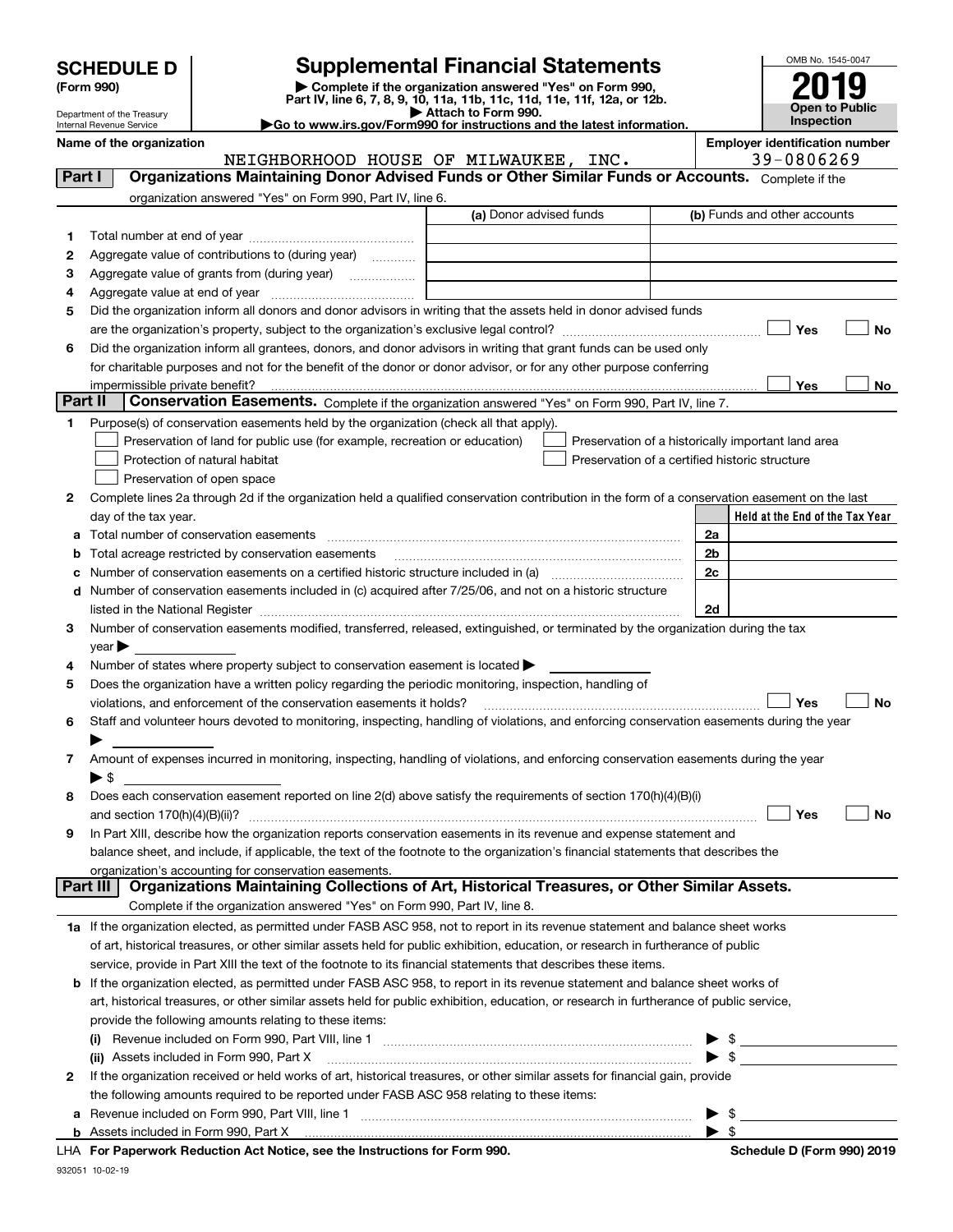# SCHEDULE D (Form 990)

Department of the Treasury
Internal Revenue Service

## Supplemental Financial Statements

▶ Complete if the organization answered "Yes" on Form 990, Part IV, line 6, 7, 8, 9, 10, 11a, 11b, 11c, 11d, 11e, 11f, 12a, or 12b.
▶ Attach to Form 990.
▶Go to www.irs.gov/Form990 for instructions and the latest information.

OMB No. 1545-0047

**2019**

**Open to Public Inspection**

**Name of the organization**: NEIGHBORHOOD HOUSE OF MILWAUKEE, INC.

**Employer identification number**: 39-0806269

### Part I — Organizations Maintaining Donor Advised Funds or Other Similar Funds or Accounts.
Complete if the organization answered "Yes" on Form 990, Part IV, line 6.

| | | (a) Donor advised funds | (b) Funds and other accounts |
|---|---|---|---|
| 1 | Total number at end of year | | |
| 2 | Aggregate value of contributions to (during year) | | |
| 3 | Aggregate value of grants from (during year) | | |
| 4 | Aggregate value at end of year | | |

5 Did the organization inform all donors and donor advisors in writing that the assets held in donor advised funds are the organization's property, subject to the organization's exclusive legal control? ☐ Yes ☐ No

6 Did the organization inform all grantees, donors, and donor advisors in writing that grant funds can be used only for charitable purposes and not for the benefit of the donor or donor advisor, or for any other purpose conferring impermissible private benefit? ☐ Yes ☐ No

### Part II — Conservation Easements.
Complete if the organization answered "Yes" on Form 990, Part IV, line 7.

1 Purpose(s) of conservation easements held by the organization (check all that apply).

- ☐ Preservation of land for public use (for example, recreation or education)
- ☐ Protection of natural habitat
- ☐ Preservation of open space
- ☐ Preservation of a historically important land area
- ☐ Preservation of a certified historic structure

2 Complete lines 2a through 2d if the organization held a qualified conservation contribution in the form of a conservation easement on the last day of the tax year.

| | | | Held at the End of the Tax Year |
|---|---|---|---|
| a | Total number of conservation easements | 2a | |
| b | Total acreage restricted by conservation easements | 2b | |
| c | Number of conservation easements on a certified historic structure included in (a) | 2c | |
| d | Number of conservation easements included in (c) acquired after 7/25/06, and not on a historic structure listed in the National Register | 2d | |

3 Number of conservation easements modified, transferred, released, extinguished, or terminated by the organization during the tax year ▶

4 Number of states where property subject to conservation easement is located ▶

5 Does the organization have a written policy regarding the periodic monitoring, inspection, handling of violations, and enforcement of the conservation easements it holds? ☐ Yes ☐ No

6 Staff and volunteer hours devoted to monitoring, inspecting, handling of violations, and enforcing conservation easements during the year ▶

7 Amount of expenses incurred in monitoring, inspecting, handling of violations, and enforcing conservation easements during the year ▶ $

8 Does each conservation easement reported on line 2(d) above satisfy the requirements of section 170(h)(4)(B)(i) and section 170(h)(4)(B)(ii)? ☐ Yes ☐ No

9 In Part XIII, describe how the organization reports conservation easements in its revenue and expense statement and balance sheet, and include, if applicable, the text of the footnote to the organization's financial statements that describes the organization's accounting for conservation easements.

### Part III — Organizations Maintaining Collections of Art, Historical Treasures, or Other Similar Assets.
Complete if the organization answered "Yes" on Form 990, Part IV, line 8.

1a If the organization elected, as permitted under FASB ASC 958, not to report in its revenue statement and balance sheet works of art, historical treasures, or other similar assets held for public exhibition, education, or research in furtherance of public service, provide in Part XIII the text of the footnote to its financial statements that describes these items.

b If the organization elected, as permitted under FASB ASC 958, to report in its revenue statement and balance sheet works of art, historical treasures, or other similar assets held for public exhibition, education, or research in furtherance of public service, provide the following amounts relating to these items:

(i) Revenue included on Form 990, Part VIII, line 1 ▶ $

(ii) Assets included in Form 990, Part X ▶ $

2 If the organization received or held works of art, historical treasures, or other similar assets for financial gain, provide the following amounts required to be reported under FASB ASC 958 relating to these items:

a Revenue included on Form 990, Part VIII, line 1 ▶ $

b Assets included in Form 990, Part X ▶ $

LHA For Paperwork Reduction Act Notice, see the Instructions for Form 990. Schedule D (Form 990) 2019

932051 10-02-19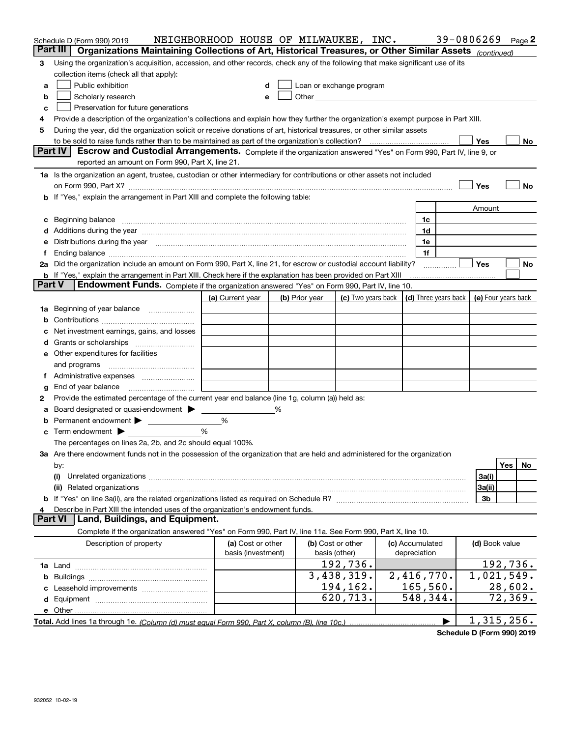Schedule D (Form 990) 2019    NEIGHBORHOOD HOUSE OF MILWAUKEE, INC.    39-0806269    Page 2

## Part III Organizations Maintaining Collections of Art, Historical Treasures, or Other Similar Assets *(continued)*

**3** Using the organization's acquisition, accession, and other records, check any of the following that make significant use of its collection items (check all that apply):

- **a** ☐ Public exhibition
- **b** ☐ Scholarly research
- **c** ☐ Preservation for future generations
- **d** ☐ Loan or exchange program
- **e** ☐ Other

**4** Provide a description of the organization's collections and explain how they further the organization's exempt purpose in Part XIII.

**5** During the year, did the organization solicit or receive donations of art, historical treasures, or other similar assets to be sold to raise funds rather than to be maintained as part of the organization's collection? ☐ Yes ☐ No

## Part IV Escrow and Custodial Arrangements.

Complete if the organization answered "Yes" on Form 990, Part IV, line 9, or reported an amount on Form 990, Part X, line 21.

**1a** Is the organization an agent, trustee, custodian or other intermediary for contributions or other assets not included on Form 990, Part X? ☐ Yes ☐ No

**b** If "Yes," explain the arrangement in Part XIII and complete the following table:

| | | | Amount |
|---|---|---|---|
| **c** | Beginning balance | 1c | |
| **d** | Additions during the year | 1d | |
| **e** | Distributions during the year | 1e | |
| **f** | Ending balance | 1f | |

**2a** Did the organization include an amount on Form 990, Part X, line 21, for escrow or custodial account liability? ☐ Yes ☐ No

**b** If "Yes," explain the arrangement in Part XIII. Check here if the explanation has been provided on Part XIII ☐

## Part V Endowment Funds.

Complete if the organization answered "Yes" on Form 990, Part IV, line 10.

| | | (a) Current year | (b) Prior year | (c) Two years back | (d) Three years back | (e) Four years back |
|---|---|---|---|---|---|---|
| **1a** | Beginning of year balance | | | | | |
| **b** | Contributions | | | | | |
| **c** | Net investment earnings, gains, and losses | | | | | |
| **d** | Grants or scholarships | | | | | |
| **e** | Other expenditures for facilities and programs | | | | | |
| **f** | Administrative expenses | | | | | |
| **g** | End of year balance | | | | | |

**2** Provide the estimated percentage of the current year end balance (line 1g, column (a)) held as:

- **a** Board designated or quasi-endowment ▶ ______ %
- **b** Permanent endowment ▶ ______ %
- **c** Term endowment ▶ ______ %

The percentages on lines 2a, 2b, and 2c should equal 100%.

**3a** Are there endowment funds not in the possession of the organization that are held and administered for the organization by:

| | | | Yes | No |
|---|---|---|---|---|
| (i) | Unrelated organizations | 3a(i) | | |
| (ii) | Related organizations | 3a(ii) | | |
| **b** | If "Yes" on line 3a(ii), are the related organizations listed as required on Schedule R? | 3b | | |

**4** Describe in Part XIII the intended uses of the organization's endowment funds.

## Part VI Land, Buildings, and Equipment.

Complete if the organization answered "Yes" on Form 990, Part IV, line 11a. See Form 990, Part X, line 10.

| Description of property | (a) Cost or other basis (investment) | (b) Cost or other basis (other) | (c) Accumulated depreciation | (d) Book value |
|---|---|---|---|---|
| **1a** Land | | 192,736. | | 192,736. |
| **b** Buildings | | 3,438,319. | 2,416,770. | 1,021,549. |
| **c** Leasehold improvements | | 194,162. | 165,560. | 28,602. |
| **d** Equipment | | 620,713. | 548,344. | 72,369. |
| **e** Other | | | | |
| **Total.** Add lines 1a through 1e. *(Column (d) must equal Form 990, Part X, column (B), line 10c.)* ▶ | | | | 1,315,256. |

**Schedule D (Form 990) 2019**

932052 10-02-19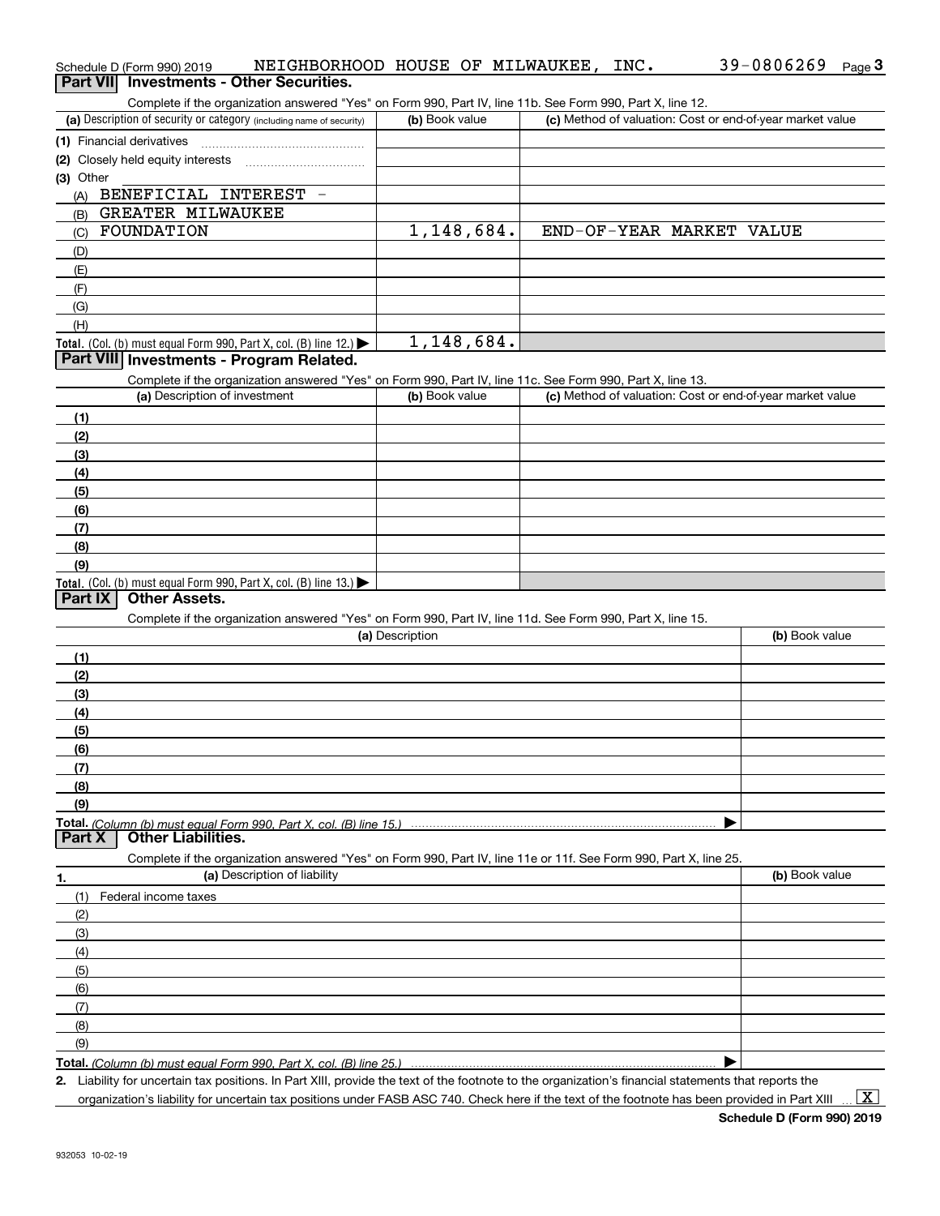Schedule D (Form 990) 2019 NEIGHBORHOOD HOUSE OF MILWAUKEE, INC. 39-0806269

## Part VII Investments - Other Securities.

Complete if the organization answered "Yes" on Form 990, Part IV, line 11b. See Form 990, Part X, line 12.

| (a) Description of security or category (including name of security) | (b) Book value | (c) Method of valuation: Cost or end-of-year market value |
|---|---|---|
| (1) Financial derivatives | | |
| (2) Closely held equity interests | | |
| (3) Other | | |
| (A) BENEFICIAL INTEREST - | | |
| (B) GREATER MILWAUKEE | | |
| (C) FOUNDATION | 1,148,684. | END-OF-YEAR MARKET VALUE |
| (D) | | |
| (E) | | |
| (F) | | |
| (G) | | |
| (H) | | |
| Total. (Col. (b) must equal Form 990, Part X, col. (B) line 12.) | 1,148,684. | |

## Part VIII Investments - Program Related.

Complete if the organization answered "Yes" on Form 990, Part IV, line 11c. See Form 990, Part X, line 13.

| (a) Description of investment | (b) Book value | (c) Method of valuation: Cost or end-of-year market value |
|---|---|---|
| (1) | | |
| (2) | | |
| (3) | | |
| (4) | | |
| (5) | | |
| (6) | | |
| (7) | | |
| (8) | | |
| (9) | | |
| Total. (Col. (b) must equal Form 990, Part X, col. (B) line 13.) | | |

## Part IX Other Assets.

Complete if the organization answered "Yes" on Form 990, Part IV, line 11d. See Form 990, Part X, line 15.

| (a) Description | (b) Book value |
|---|---|
| (1) | |
| (2) | |
| (3) | |
| (4) | |
| (5) | |
| (6) | |
| (7) | |
| (8) | |
| (9) | |
| Total. (Column (b) must equal Form 990, Part X, col. (B) line 15.) | |

## Part X Other Liabilities.

Complete if the organization answered "Yes" on Form 990, Part IV, line 11e or 11f. See Form 990, Part X, line 25.

| 1. (a) Description of liability | (b) Book value |
|---|---|
| (1) Federal income taxes | |
| (2) | |
| (3) | |
| (4) | |
| (5) | |
| (6) | |
| (7) | |
| (8) | |
| (9) | |
| Total. (Column (b) must equal Form 990, Part X, col. (B) line 25.) | |

2. Liability for uncertain tax positions. In Part XIII, provide the text of the footnote to the organization's financial statements that reports the organization's liability for uncertain tax positions under FASB ASC 740. Check here if the text of the footnote has been provided in Part XIII [X]

Schedule D (Form 990) 2019

932053 10-02-19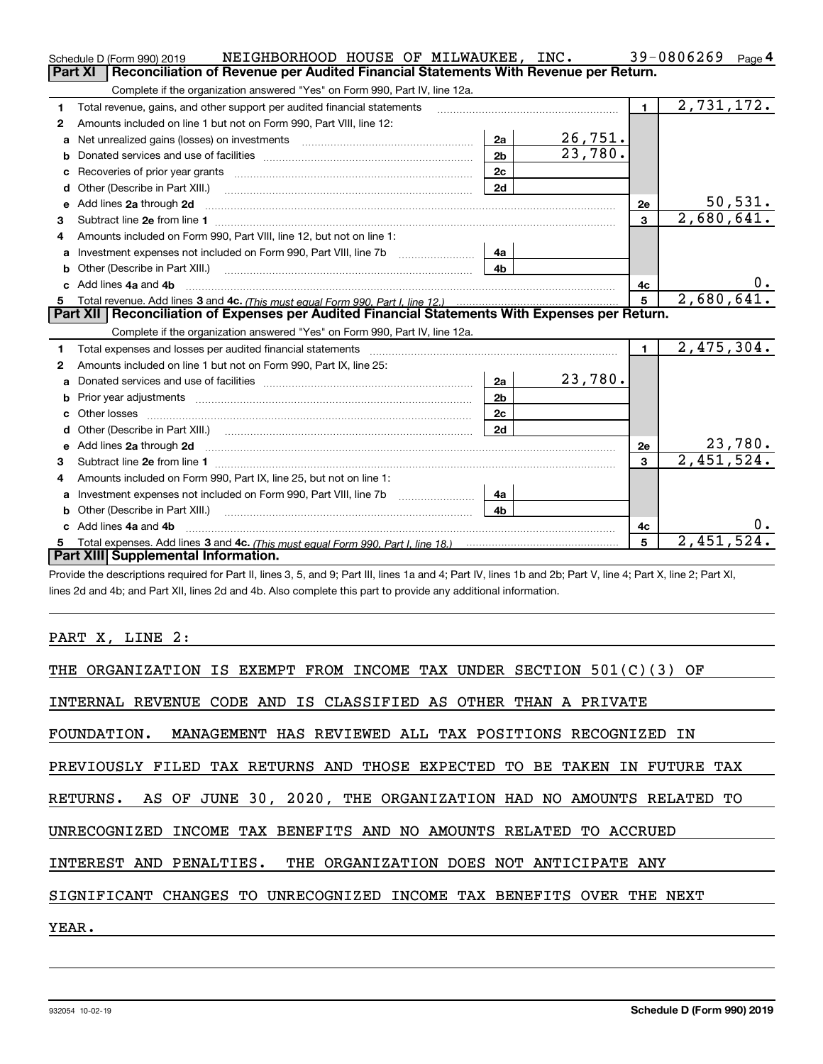Schedule D (Form 990) 2019 NEIGHBORHOOD HOUSE OF MILWAUKEE, INC. 39-0806269 Page 4

## Part XI | Reconciliation of Revenue per Audited Financial Statements With Revenue per Return.

Complete if the organization answered "Yes" on Form 990, Part IV, line 12a.

| | | | | | |
|---|---|---|---|---|---|
| 1 | Total revenue, gains, and other support per audited financial statements | | | 1 | 2,731,172. |
| 2 | Amounts included on line 1 but not on Form 990, Part VIII, line 12: | | | | |
| a | Net unrealized gains (losses) on investments | 2a | 26,751. | | |
| b | Donated services and use of facilities | 2b | 23,780. | | |
| c | Recoveries of prior year grants | 2c | | | |
| d | Other (Describe in Part XIII.) | 2d | | | |
| e | Add lines 2a through 2d | | | 2e | 50,531. |
| 3 | Subtract line 2e from line 1 | | | 3 | 2,680,641. |
| 4 | Amounts included on Form 990, Part VIII, line 12, but not on line 1: | | | | |
| a | Investment expenses not included on Form 990, Part VIII, line 7b | 4a | | | |
| b | Other (Describe in Part XIII.) | 4b | | | |
| c | Add lines 4a and 4b | | | 4c | 0. |
| 5 | Total revenue. Add lines 3 and 4c. *(This must equal Form 990, Part I, line 12.)* | | | 5 | 2,680,641. |

## Part XII | Reconciliation of Expenses per Audited Financial Statements With Expenses per Return.

Complete if the organization answered "Yes" on Form 990, Part IV, line 12a.

| | | | | | |
|---|---|---|---|---|---|
| 1 | Total expenses and losses per audited financial statements | | | 1 | 2,475,304. |
| 2 | Amounts included on line 1 but not on Form 990, Part IX, line 25: | | | | |
| a | Donated services and use of facilities | 2a | 23,780. | | |
| b | Prior year adjustments | 2b | | | |
| c | Other losses | 2c | | | |
| d | Other (Describe in Part XIII.) | 2d | | | |
| e | Add lines 2a through 2d | | | 2e | 23,780. |
| 3 | Subtract line 2e from line 1 | | | 3 | 2,451,524. |
| 4 | Amounts included on Form 990, Part IX, line 25, but not on line 1: | | | | |
| a | Investment expenses not included on Form 990, Part VIII, line 7b | 4a | | | |
| b | Other (Describe in Part XIII.) | 4b | | | |
| c | Add lines 4a and 4b | | | 4c | 0. |
| 5 | Total expenses. Add lines 3 and 4c. *(This must equal Form 990, Part I, line 18.)* | | | 5 | 2,451,524. |

## Part XIII | Supplemental Information.

Provide the descriptions required for Part II, lines 3, 5, and 9; Part III, lines 1a and 4; Part IV, lines 1b and 2b; Part V, line 4; Part X, line 2; Part XI, lines 2d and 4b; and Part XII, lines 2d and 4b. Also complete this part to provide any additional information.

PART X, LINE 2:

THE ORGANIZATION IS EXEMPT FROM INCOME TAX UNDER SECTION 501(C)(3) OF INTERNAL REVENUE CODE AND IS CLASSIFIED AS OTHER THAN A PRIVATE FOUNDATION. MANAGEMENT HAS REVIEWED ALL TAX POSITIONS RECOGNIZED IN PREVIOUSLY FILED TAX RETURNS AND THOSE EXPECTED TO BE TAKEN IN FUTURE TAX RETURNS. AS OF JUNE 30, 2020, THE ORGANIZATION HAD NO AMOUNTS RELATED TO UNRECOGNIZED INCOME TAX BENEFITS AND NO AMOUNTS RELATED TO ACCRUED INTEREST AND PENALTIES. THE ORGANIZATION DOES NOT ANTICIPATE ANY SIGNIFICANT CHANGES TO UNRECOGNIZED INCOME TAX BENEFITS OVER THE NEXT YEAR.

932054 10-02-19 **Schedule D (Form 990) 2019**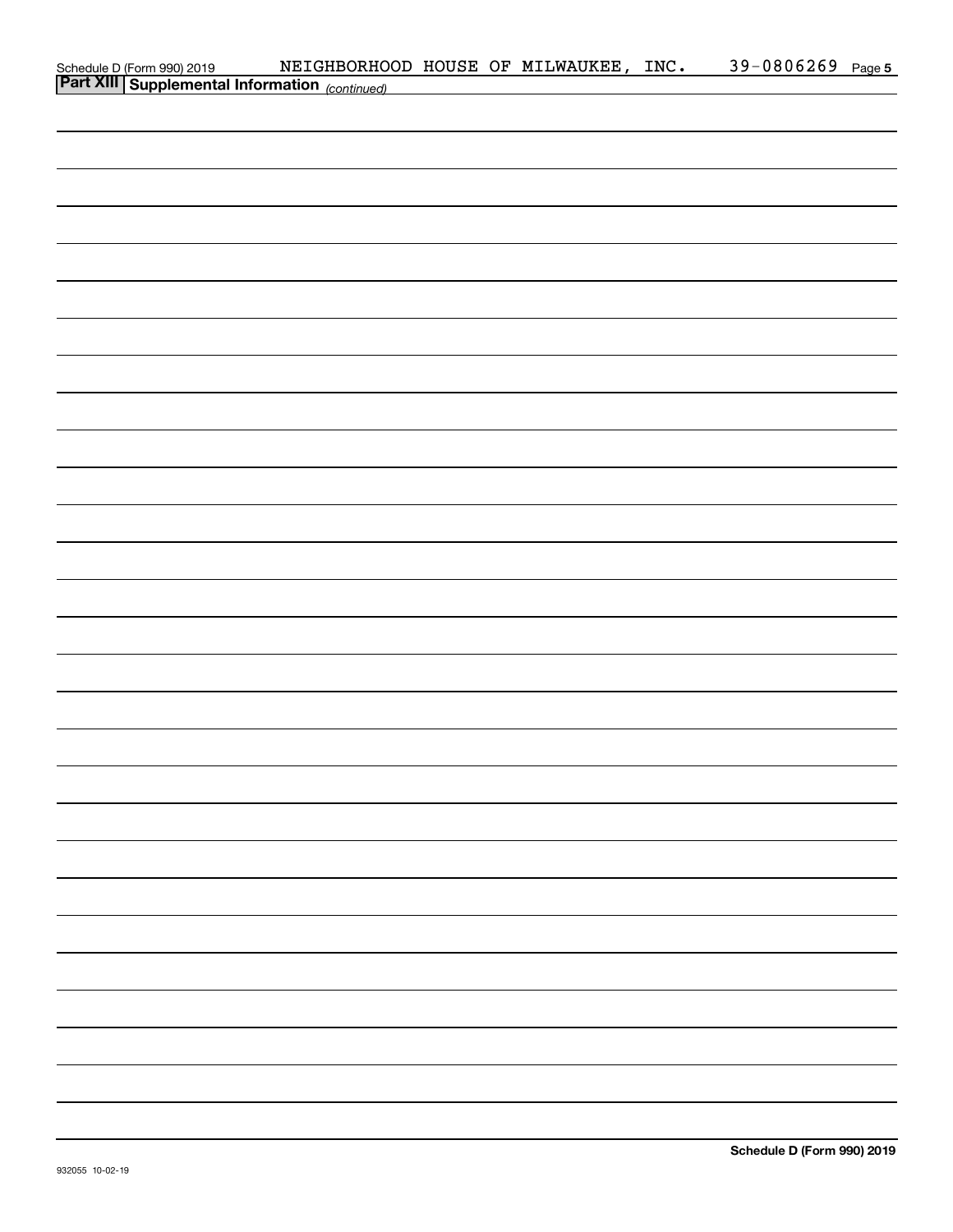Schedule D (Form 990) 2019 NEIGHBORHOOD HOUSE OF MILWAUKEE, INC. 39-0806269 Page 5

## Part XIII | Supplemental Information *(continued)*

Schedule D (Form 990) 2019

932055 10-02-19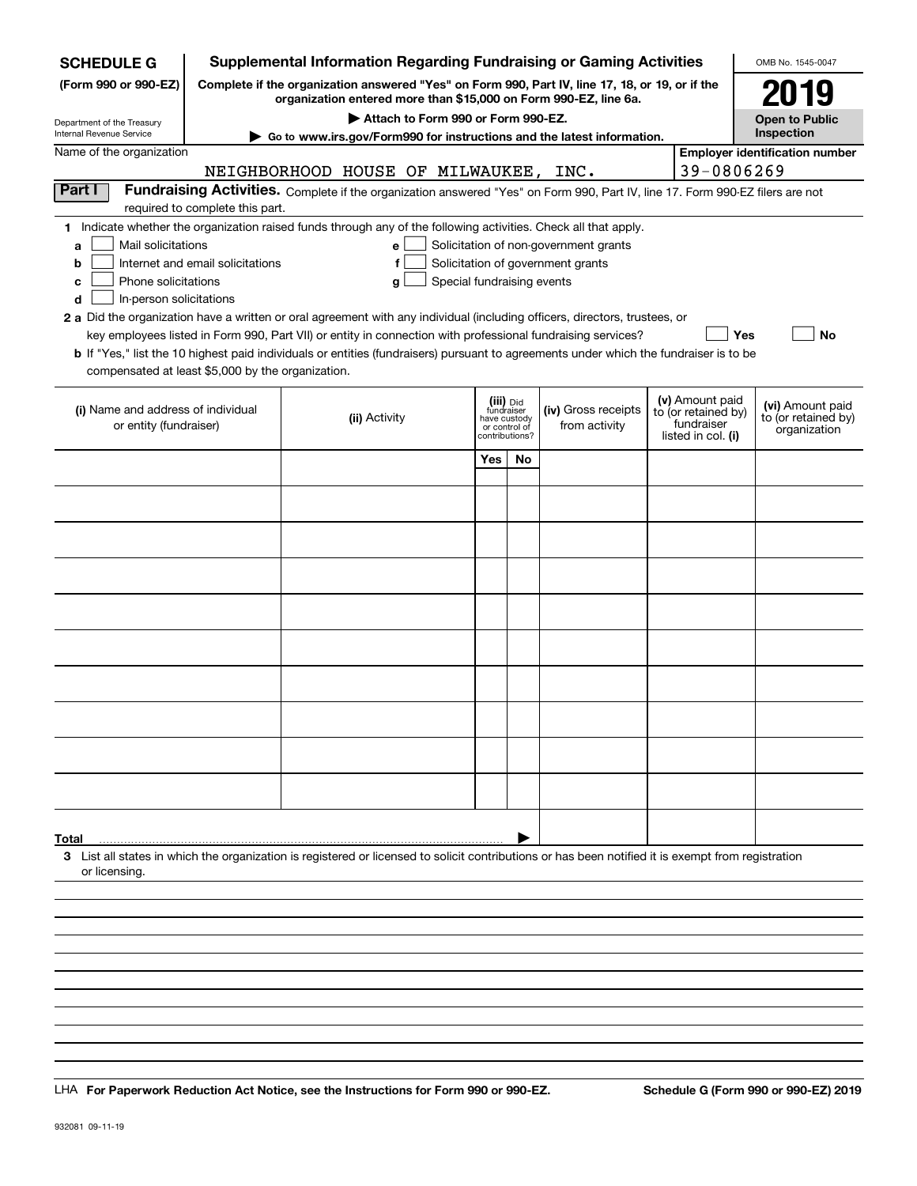**SCHEDULE G**
**(Form 990 or 990-EZ)**

Department of the Treasury
Internal Revenue Service

# Supplemental Information Regarding Fundraising or Gaming Activities

**Complete if the organization answered "Yes" on Form 990, Part IV, line 17, 18, or 19, or if the organization entered more than $15,000 on Form 990-EZ, line 6a.**

**▶ Attach to Form 990 or Form 990-EZ.**

**▶ Go to www.irs.gov/Form990 for instructions and the latest information.**

OMB No. 1545-0047

**2019**

**Open to Public Inspection**

Name of the organization: NEIGHBORHOOD HOUSE OF MILWAUKEE, INC.

**Employer identification number** 39-0806269

**Part I** **Fundraising Activities.** Complete if the organization answered "Yes" on Form 990, Part IV, line 17. Form 990-EZ filers are not required to complete this part.

**1** Indicate whether the organization raised funds through any of the following activities. Check all that apply.

- **a** ☐ Mail solicitations
- **b** ☐ Internet and email solicitations
- **c** ☐ Phone solicitations
- **d** ☐ In-person solicitations
- **e** ☐ Solicitation of non-government grants
- **f** ☐ Solicitation of government grants
- **g** ☐ Special fundraising events

**2 a** Did the organization have a written or oral agreement with any individual (including officers, directors, trustees, or key employees listed in Form 990, Part VII) or entity in connection with professional fundraising services? ☐ **Yes** ☐ **No**

**b** If "Yes," list the 10 highest paid individuals or entities (fundraisers) pursuant to agreements under which the fundraiser is to be compensated at least $5,000 by the organization.

| (i) Name and address of individual or entity (fundraiser) | (ii) Activity | (iii) Did fundraiser have custody or control of contributions? Yes | No | (iv) Gross receipts from activity | (v) Amount paid to (or retained by) fundraiser listed in col. (i) | (vi) Amount paid to (or retained by) organization |
|---|---|---|---|---|---|---|
| | | | | | | |
| | | | | | | |
| | | | | | | |
| | | | | | | |
| | | | | | | |
| | | | | | | |
| | | | | | | |
| | | | | | | |
| | | | | | | |
| | | | | | | |
| **Total** ▶ | | | | | | |

**3** List all states in which the organization is registered or licensed to solicit contributions or has been notified it is exempt from registration or licensing.

LHA **For Paperwork Reduction Act Notice, see the Instructions for Form 990 or 990-EZ.** **Schedule G (Form 990 or 990-EZ) 2019**

932081 09-11-19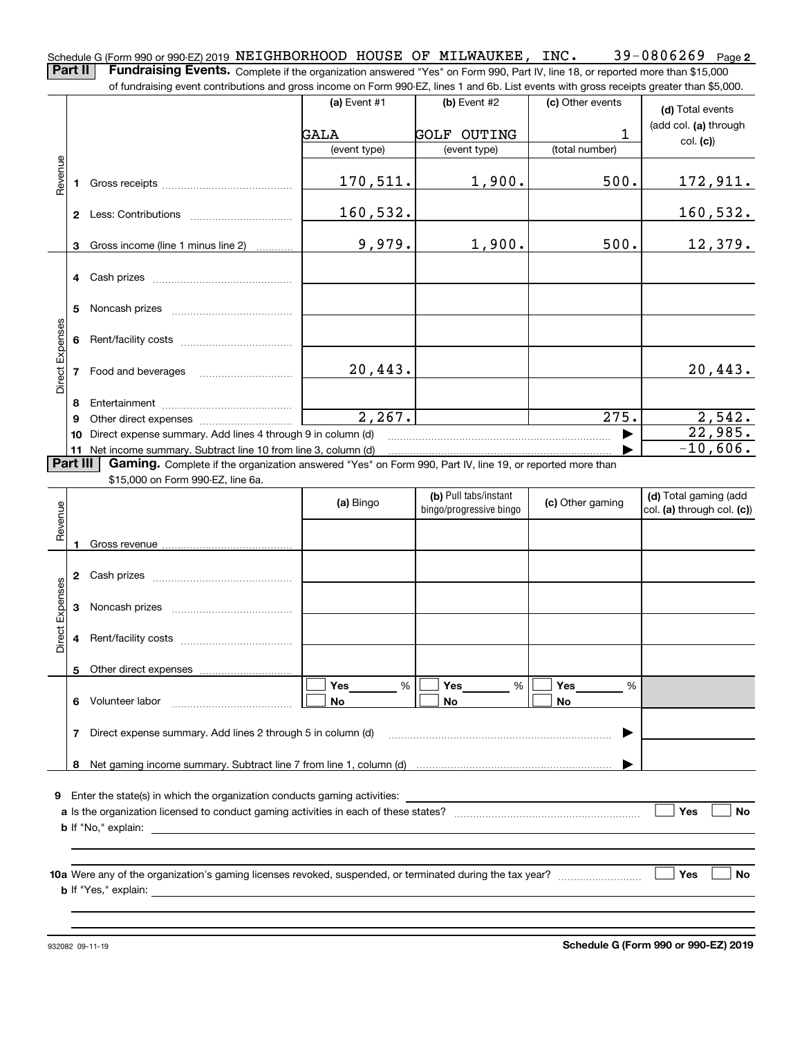Schedule G (Form 990 or 990-EZ) 2019 NEIGHBORHOOD HOUSE OF MILWAUKEE, INC. 39-0806269 Page **2**

**Part II** **Fundraising Events.** Complete if the organization answered "Yes" on Form 990, Part IV, line 18, or reported more than $15,000 of fundraising event contributions and gross income on Form 990-EZ, lines 1 and 6b. List events with gross receipts greater than $5,000.

| | | (a) Event #1 | (b) Event #2 | (c) Other events | (d) Total events (add col. (a) through col. (c)) |
|---|---|---|---|---|---|
| | | GALA | GOLF OUTING | 1 | |
| | | (event type) | (event type) | (total number) | |
| Revenue | 1 Gross receipts | 170,511. | 1,900. | 500. | 172,911. |
| | 2 Less: Contributions | 160,532. | | | 160,532. |
| | 3 Gross income (line 1 minus line 2) | 9,979. | 1,900. | 500. | 12,379. |
| Direct Expenses | 4 Cash prizes | | | | |
| | 5 Noncash prizes | | | | |
| | 6 Rent/facility costs | | | | |
| | 7 Food and beverages | 20,443. | | | 20,443. |
| | 8 Entertainment | | | | |
| | 9 Other direct expenses | 2,267. | | 275. | 2,542. |
| | 10 Direct expense summary. Add lines 4 through 9 in column (d) | | | ▶ | 22,985. |
| | 11 Net income summary. Subtract line 10 from line 3, column (d) | | | ▶ | -10,606. |

**Part III** **Gaming.** Complete if the organization answered "Yes" on Form 990, Part IV, line 19, or reported more than $15,000 on Form 990-EZ, line 6a.

| | | (a) Bingo | (b) Pull tabs/instant bingo/progressive bingo | (c) Other gaming | (d) Total gaming (add col. (a) through col. (c)) |
|---|---|---|---|---|---|
| Revenue | 1 Gross revenue | | | | |
| Direct Expenses | 2 Cash prizes | | | | |
| | 3 Noncash prizes | | | | |
| | 4 Rent/facility costs | | | | |
| | 5 Other direct expenses | | | | |
| | 6 Volunteer labor | ☐ Yes ___ % ☐ No | ☐ Yes ___ % ☐ No | ☐ Yes ___ % ☐ No | |
| | 7 Direct expense summary. Add lines 2 through 5 in column (d) | | | ▶ | |
| | 8 Net gaming income summary. Subtract line 7 from line 1, column (d) | | | ▶ | |

**9** Enter the state(s) in which the organization conducts gaming activities: ____________

**a** Is the organization licensed to conduct gaming activities in each of these states? ☐ Yes ☐ No

**b** If "No," explain: ____________

**10a** Were any of the organization's gaming licenses revoked, suspended, or terminated during the tax year? ☐ Yes ☐ No

**b** If "Yes," explain: ____________

932082 09-11-19 **Schedule G (Form 990 or 990-EZ) 2019**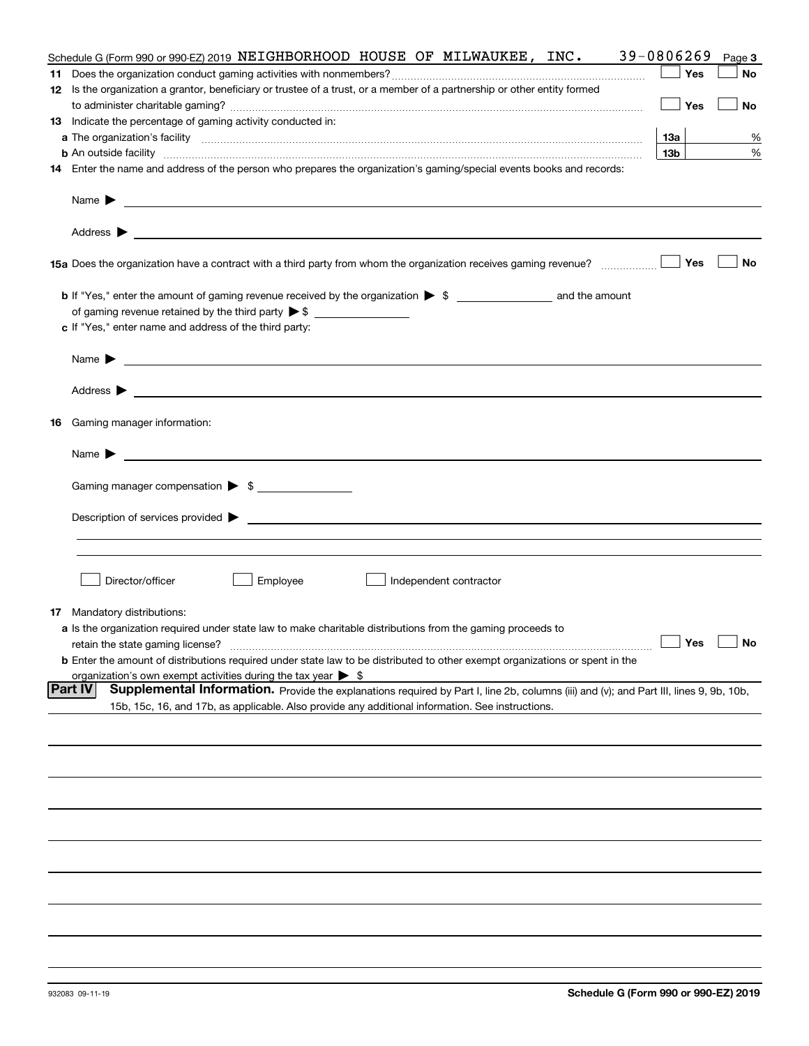Schedule G (Form 990 or 990-EZ) 2019 NEIGHBORHOOD HOUSE OF MILWAUKEE, INC. 39-0806269 Page 3

**11** Does the organization conduct gaming activities with nonmembers? ☐ Yes ☐ No

**12** Is the organization a grantor, beneficiary or trustee of a trust, or a member of a partnership or other entity formed to administer charitable gaming? ☐ Yes ☐ No

**13** Indicate the percentage of gaming activity conducted in:

**a** The organization's facility **13a** %

**b** An outside facility **13b** %

**14** Enter the name and address of the person who prepares the organization's gaming/special events books and records:

Name ▶

Address ▶

**15a** Does the organization have a contract with a third party from whom the organization receives gaming revenue? ☐ Yes ☐ No

**b** If "Yes," enter the amount of gaming revenue received by the organization ▶ $ ______ and the amount of gaming revenue retained by the third party ▶ $ ______

**c** If "Yes," enter name and address of the third party:

Name ▶

Address ▶

**16** Gaming manager information:

Name ▶

Gaming manager compensation ▶ $

Description of services provided ▶

☐ Director/officer ☐ Employee ☐ Independent contractor

**17** Mandatory distributions:

**a** Is the organization required under state law to make charitable distributions from the gaming proceeds to retain the state gaming license? ☐ Yes ☐ No

**b** Enter the amount of distributions required under state law to be distributed to other exempt organizations or spent in the organization's own exempt activities during the tax year ▶ $

**Part IV** **Supplemental Information.** Provide the explanations required by Part I, line 2b, columns (iii) and (v); and Part III, lines 9, 9b, 10b, 15b, 15c, 16, and 17b, as applicable. Also provide any additional information. See instructions.

932083 09-11-19 **Schedule G (Form 990 or 990-EZ) 2019**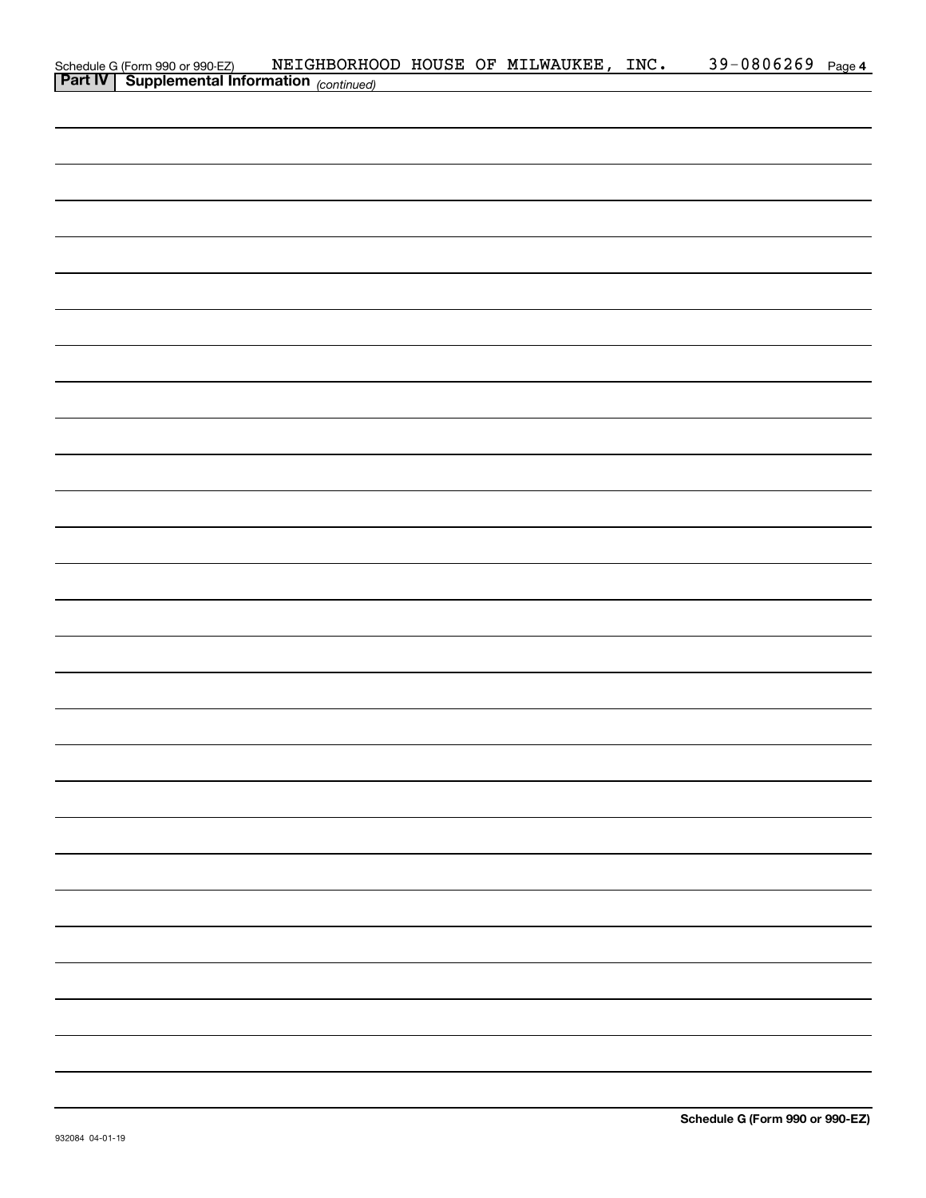Schedule G (Form 990 or 990-EZ) NEIGHBORHOOD HOUSE OF MILWAUKEE, INC. 39-0806269 Page 4

**Part IV | Supplemental Information** *(continued)*

**Schedule G (Form 990 or 990-EZ)**

932084 04-01-19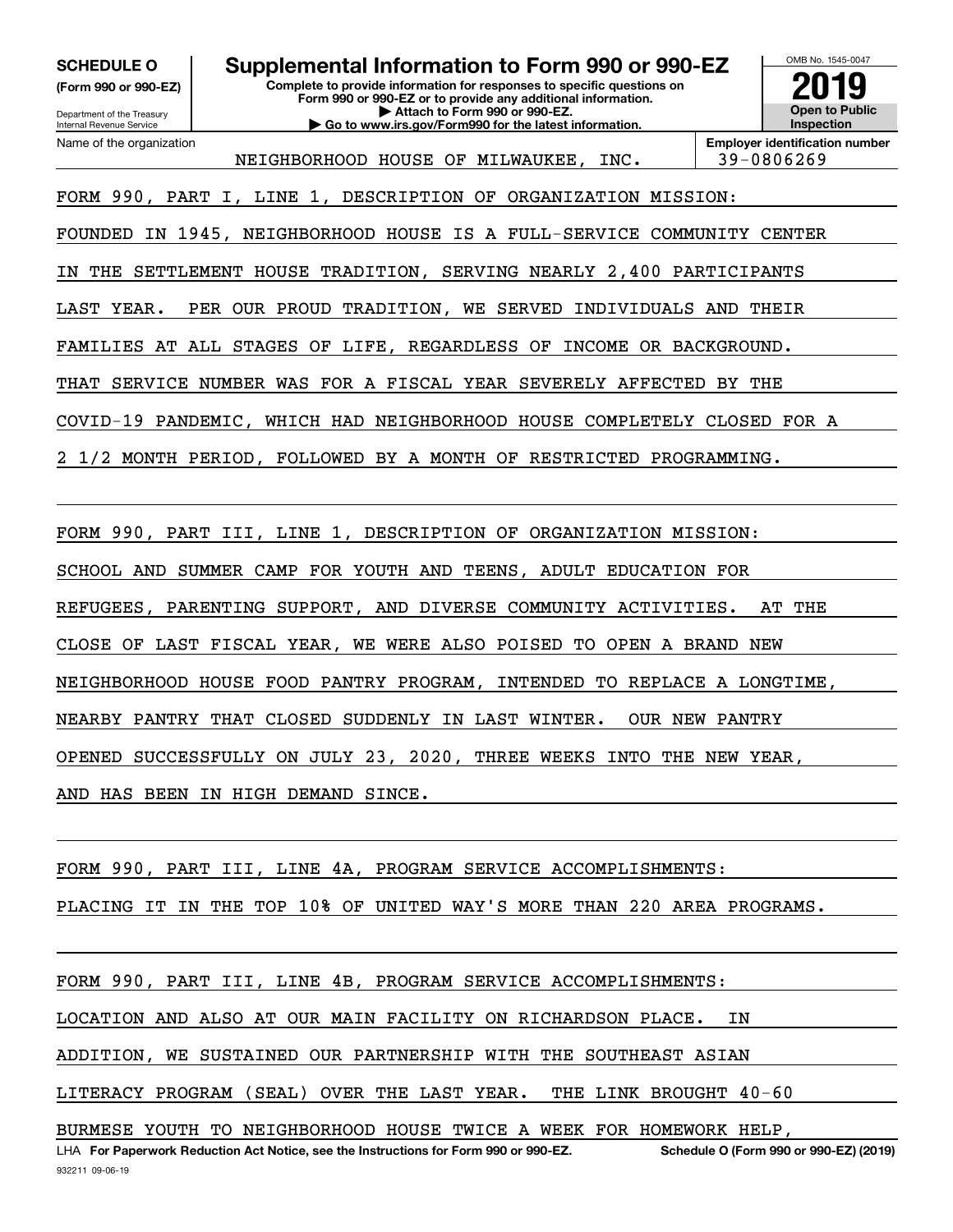**SCHEDULE O**
**(Form 990 or 990-EZ)**

Department of the Treasury
Internal Revenue Service

# Supplemental Information to Form 990 or 990-EZ

**Complete to provide information for responses to specific questions on Form 990 or 990-EZ or to provide any additional information.**
**▶ Attach to Form 990 or 990-EZ.**
**▶ Go to www.irs.gov/Form990 for the latest information.**

OMB No. 1545-0047
**2019**
**Open to Public Inspection**

| Name of the organization | Employer identification number |
|---|---|
| NEIGHBORHOOD HOUSE OF MILWAUKEE, INC. | 39-0806269 |

FORM 990, PART I, LINE 1, DESCRIPTION OF ORGANIZATION MISSION:

FOUNDED IN 1945, NEIGHBORHOOD HOUSE IS A FULL-SERVICE COMMUNITY CENTER IN THE SETTLEMENT HOUSE TRADITION, SERVING NEARLY 2,400 PARTICIPANTS LAST YEAR. PER OUR PROUD TRADITION, WE SERVED INDIVIDUALS AND THEIR FAMILIES AT ALL STAGES OF LIFE, REGARDLESS OF INCOME OR BACKGROUND. THAT SERVICE NUMBER WAS FOR A FISCAL YEAR SEVERELY AFFECTED BY THE COVID-19 PANDEMIC, WHICH HAD NEIGHBORHOOD HOUSE COMPLETELY CLOSED FOR A 2 1/2 MONTH PERIOD, FOLLOWED BY A MONTH OF RESTRICTED PROGRAMMING.

FORM 990, PART III, LINE 1, DESCRIPTION OF ORGANIZATION MISSION:

SCHOOL AND SUMMER CAMP FOR YOUTH AND TEENS, ADULT EDUCATION FOR REFUGEES, PARENTING SUPPORT, AND DIVERSE COMMUNITY ACTIVITIES. AT THE CLOSE OF LAST FISCAL YEAR, WE WERE ALSO POISED TO OPEN A BRAND NEW NEIGHBORHOOD HOUSE FOOD PANTRY PROGRAM, INTENDED TO REPLACE A LONGTIME, NEARBY PANTRY THAT CLOSED SUDDENLY IN LAST WINTER. OUR NEW PANTRY OPENED SUCCESSFULLY ON JULY 23, 2020, THREE WEEKS INTO THE NEW YEAR, AND HAS BEEN IN HIGH DEMAND SINCE.

FORM 990, PART III, LINE 4A, PROGRAM SERVICE ACCOMPLISHMENTS:

PLACING IT IN THE TOP 10% OF UNITED WAY'S MORE THAN 220 AREA PROGRAMS.

FORM 990, PART III, LINE 4B, PROGRAM SERVICE ACCOMPLISHMENTS:

LOCATION AND ALSO AT OUR MAIN FACILITY ON RICHARDSON PLACE. IN ADDITION, WE SUSTAINED OUR PARTNERSHIP WITH THE SOUTHEAST ASIAN LITERACY PROGRAM (SEAL) OVER THE LAST YEAR. THE LINK BROUGHT 40-60 BURMESE YOUTH TO NEIGHBORHOOD HOUSE TWICE A WEEK FOR HOMEWORK HELP,

LHA **For Paperwork Reduction Act Notice, see the Instructions for Form 990 or 990-EZ.** **Schedule O (Form 990 or 990-EZ) (2019)**
932211 09-06-19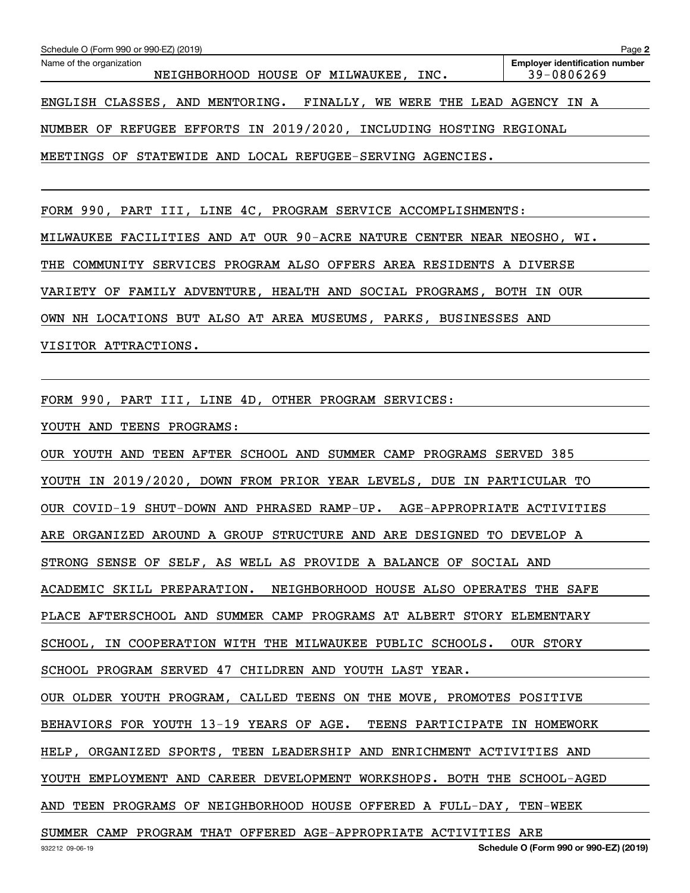Schedule O (Form 990 or 990-EZ) (2019)

Name of the organization: NEIGHBORHOOD HOUSE OF MILWAUKEE, INC.

Employer identification number: 39-0806269

ENGLISH CLASSES, AND MENTORING. FINALLY, WE WERE THE LEAD AGENCY IN A NUMBER OF REFUGEE EFFORTS IN 2019/2020, INCLUDING HOSTING REGIONAL MEETINGS OF STATEWIDE AND LOCAL REFUGEE-SERVING AGENCIES.

FORM 990, PART III, LINE 4C, PROGRAM SERVICE ACCOMPLISHMENTS:

MILWAUKEE FACILITIES AND AT OUR 90-ACRE NATURE CENTER NEAR NEOSHO, WI. THE COMMUNITY SERVICES PROGRAM ALSO OFFERS AREA RESIDENTS A DIVERSE VARIETY OF FAMILY ADVENTURE, HEALTH AND SOCIAL PROGRAMS, BOTH IN OUR OWN NH LOCATIONS BUT ALSO AT AREA MUSEUMS, PARKS, BUSINESSES AND VISITOR ATTRACTIONS.

FORM 990, PART III, LINE 4D, OTHER PROGRAM SERVICES:

YOUTH AND TEENS PROGRAMS:

OUR YOUTH AND TEEN AFTER SCHOOL AND SUMMER CAMP PROGRAMS SERVED 385 YOUTH IN 2019/2020, DOWN FROM PRIOR YEAR LEVELS, DUE IN PARTICULAR TO OUR COVID-19 SHUT-DOWN AND PHRASED RAMP-UP. AGE-APPROPRIATE ACTIVITIES ARE ORGANIZED AROUND A GROUP STRUCTURE AND ARE DESIGNED TO DEVELOP A STRONG SENSE OF SELF, AS WELL AS PROVIDE A BALANCE OF SOCIAL AND ACADEMIC SKILL PREPARATION. NEIGHBORHOOD HOUSE ALSO OPERATES THE SAFE PLACE AFTERSCHOOL AND SUMMER CAMP PROGRAMS AT ALBERT STORY ELEMENTARY SCHOOL, IN COOPERATION WITH THE MILWAUKEE PUBLIC SCHOOLS. OUR STORY SCHOOL PROGRAM SERVED 47 CHILDREN AND YOUTH LAST YEAR.

OUR OLDER YOUTH PROGRAM, CALLED TEENS ON THE MOVE, PROMOTES POSITIVE BEHAVIORS FOR YOUTH 13-19 YEARS OF AGE. TEENS PARTICIPATE IN HOMEWORK HELP, ORGANIZED SPORTS, TEEN LEADERSHIP AND ENRICHMENT ACTIVITIES AND YOUTH EMPLOYMENT AND CAREER DEVELOPMENT WORKSHOPS. BOTH THE SCHOOL-AGED AND TEEN PROGRAMS OF NEIGHBORHOOD HOUSE OFFERED A FULL-DAY, TEN-WEEK SUMMER CAMP PROGRAM THAT OFFERED AGE-APPROPRIATE ACTIVITIES ARE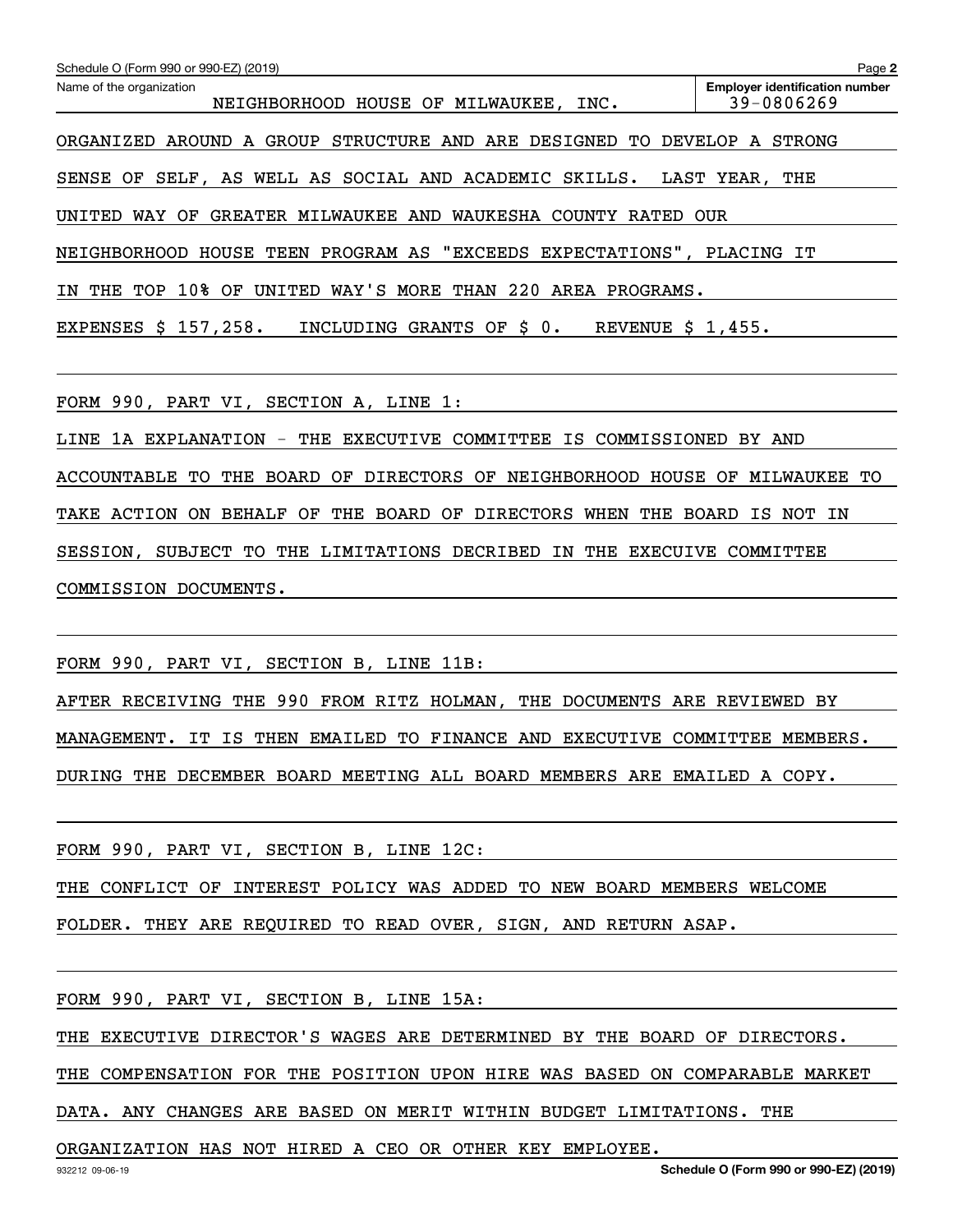Schedule O (Form 990 or 990-EZ) (2019) Page 2

Name of the organization: NEIGHBORHOOD HOUSE OF MILWAUKEE, INC.

Employer identification number: 39-0806269

ORGANIZED AROUND A GROUP STRUCTURE AND ARE DESIGNED TO DEVELOP A STRONG SENSE OF SELF, AS WELL AS SOCIAL AND ACADEMIC SKILLS. LAST YEAR, THE UNITED WAY OF GREATER MILWAUKEE AND WAUKESHA COUNTY RATED OUR NEIGHBORHOOD HOUSE TEEN PROGRAM AS "EXCEEDS EXPECTATIONS", PLACING IT IN THE TOP 10% OF UNITED WAY'S MORE THAN 220 AREA PROGRAMS.

EXPENSES $ 157,258. INCLUDING GRANTS OF $ 0. REVENUE $ 1,455.

FORM 990, PART VI, SECTION A, LINE 1:

LINE 1A EXPLANATION - THE EXECUTIVE COMMITTEE IS COMMISSIONED BY AND ACCOUNTABLE TO THE BOARD OF DIRECTORS OF NEIGHBORHOOD HOUSE OF MILWAUKEE TO TAKE ACTION ON BEHALF OF THE BOARD OF DIRECTORS WHEN THE BOARD IS NOT IN SESSION, SUBJECT TO THE LIMITATIONS DECRIBED IN THE EXECUIVE COMMITTEE COMMISSION DOCUMENTS.

FORM 990, PART VI, SECTION B, LINE 11B:

AFTER RECEIVING THE 990 FROM RITZ HOLMAN, THE DOCUMENTS ARE REVIEWED BY MANAGEMENT. IT IS THEN EMAILED TO FINANCE AND EXECUTIVE COMMITTEE MEMBERS. DURING THE DECEMBER BOARD MEETING ALL BOARD MEMBERS ARE EMAILED A COPY.

FORM 990, PART VI, SECTION B, LINE 12C:

THE CONFLICT OF INTEREST POLICY WAS ADDED TO NEW BOARD MEMBERS WELCOME FOLDER. THEY ARE REQUIRED TO READ OVER, SIGN, AND RETURN ASAP.

FORM 990, PART VI, SECTION B, LINE 15A:

THE EXECUTIVE DIRECTOR'S WAGES ARE DETERMINED BY THE BOARD OF DIRECTORS. THE COMPENSATION FOR THE POSITION UPON HIRE WAS BASED ON COMPARABLE MARKET DATA. ANY CHANGES ARE BASED ON MERIT WITHIN BUDGET LIMITATIONS. THE ORGANIZATION HAS NOT HIRED A CEO OR OTHER KEY EMPLOYEE.

932212 09-06-19 Schedule O (Form 990 or 990-EZ) (2019)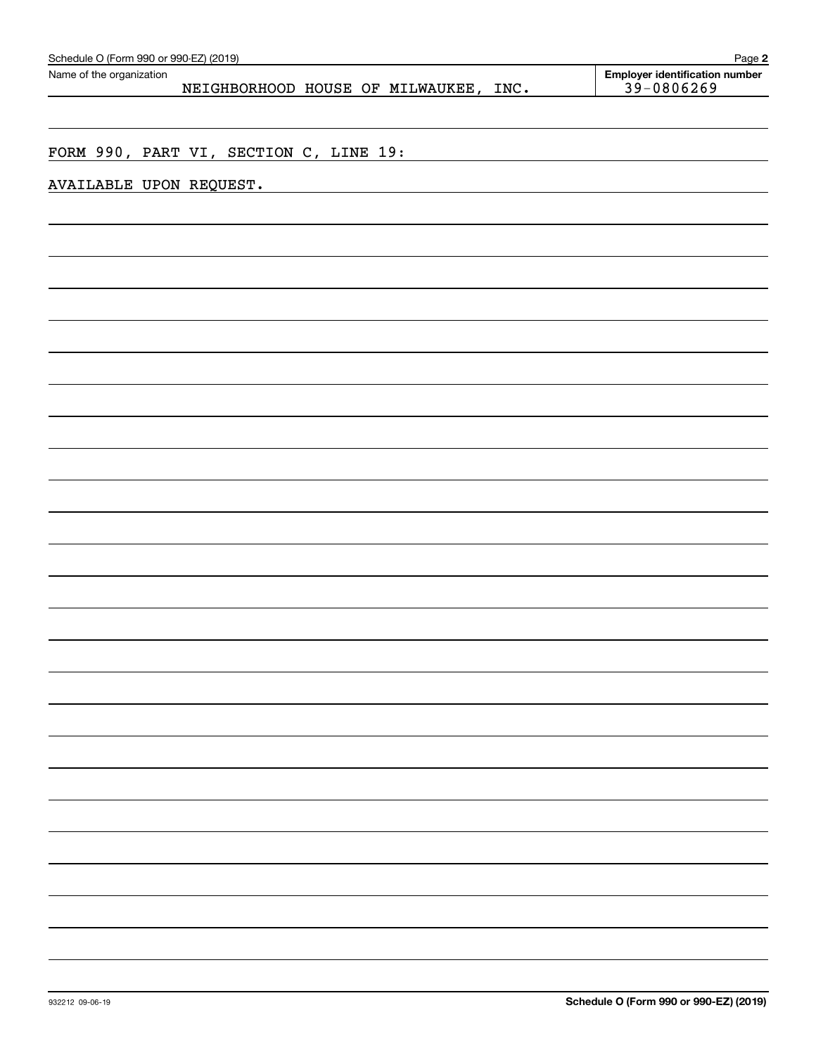Schedule O (Form 990 or 990-EZ) (2019)

| Name of the organization | Employer identification number |
| --- | --- |
| NEIGHBORHOOD HOUSE OF MILWAUKEE, INC. | 39-0806269 |

FORM 990, PART VI, SECTION C, LINE 19:

AVAILABLE UPON REQUEST.

932212 09-06-19

Schedule O (Form 990 or 990-EZ) (2019)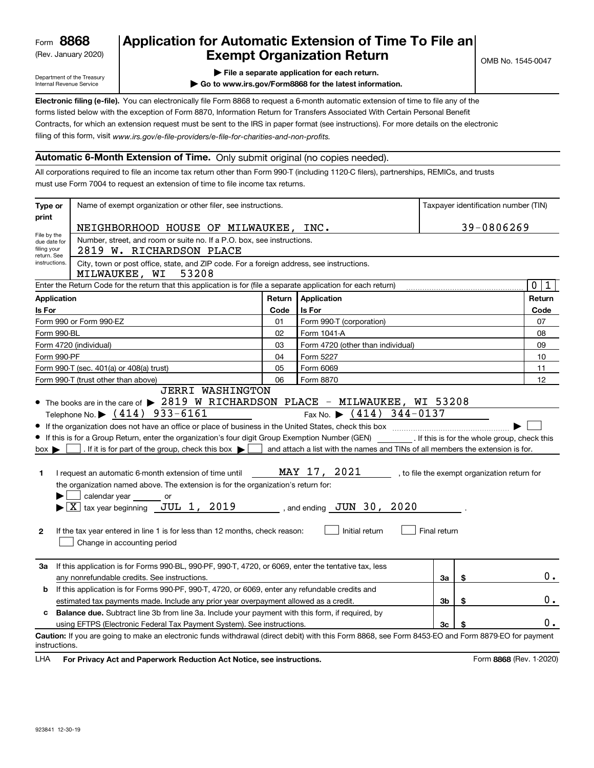Form **8868**
(Rev. January 2020)

Department of the Treasury
Internal Revenue Service

# Application for Automatic Extension of Time To File an Exempt Organization Return

▶ File a separate application for each return.
▶ Go to www.irs.gov/Form8868 for the latest information.

OMB No. 1545-0047

**Electronic filing (e-file).** You can electronically file Form 8868 to request a 6-month automatic extension of time to file any of the forms listed below with the exception of Form 8870, Information Return for Transfers Associated With Certain Personal Benefit Contracts, for which an extension request must be sent to the IRS in paper format (see instructions). For more details on the electronic filing of this form, visit *www.irs.gov/e-file-providers/e-file-for-charities-and-non-profits.*

## Automatic 6-Month Extension of Time. Only submit original (no copies needed).

All corporations required to file an income tax return other than Form 990-T (including 1120-C filers), partnerships, REMICs, and trusts must use Form 7004 to request an extension of time to file income tax returns.

**Type or print**

File by the due date for filing your return. See instructions.

| Name of exempt organization or other filer, see instructions. | Taxpayer identification number (TIN) |
|---|---|
| NEIGHBORHOOD HOUSE OF MILWAUKEE, INC. | 39-0806269 |
| Number, street, and room or suite no. If a P.O. box, see instructions. 2819 W. RICHARDSON PLACE | |
| City, town or post office, state, and ZIP code. For a foreign address, see instructions. MILWAUKEE, WI 53208 | |

Enter the Return Code for the return that this application is for (file a separate application for each return) 0 1

| Application Is For | Return Code | Application Is For | Return Code |
|---|---|---|---|
| Form 990 or Form 990-EZ | 01 | Form 990-T (corporation) | 07 |
| Form 990-BL | 02 | Form 1041-A | 08 |
| Form 4720 (individual) | 03 | Form 4720 (other than individual) | 09 |
| Form 990-PF | 04 | Form 5227 | 10 |
| Form 990-T (sec. 401(a) or 408(a) trust) | 05 | Form 6069 | 11 |
| Form 990-T (trust other than above) | 06 | Form 8870 | 12 |

- The books are in the care of ▶ JERRI WASHINGTON 2819 W RICHARDSON PLACE - MILWAUKEE, WI 53208
  Telephone No. ▶ (414) 933-6161 Fax No. ▶ (414) 344-0137
- If the organization does not have an office or place of business in the United States, check this box ▶ ☐
- If this is for a Group Return, enter the organization's four digit Group Exemption Number (GEN) ______ . If this is for the whole group, check this box ▶ ☐ . If it is for part of the group, check this box ▶ ☐ and attach a list with the names and TINs of all members the extension is for.

**1** I request an automatic 6-month extension of time until MAY 17, 2021 , to file the exempt organization return for the organization named above. The extension is for the organization's return for:
▶ ☐ calendar year ______ or
▶ ☒ tax year beginning JUL 1, 2019 , and ending JUN 30, 2020 .

**2** If the tax year entered in line 1 is for less than 12 months, check reason: ☐ Initial return ☐ Final return ☐ Change in accounting period

| | | | |
|---|---|---|---|
| **3a** | If this application is for Forms 990-BL, 990-PF, 990-T, 4720, or 6069, enter the tentative tax, less any nonrefundable credits. See instructions. | 3a | $ 0. |
| **b** | If this application is for Forms 990-PF, 990-T, 4720, or 6069, enter any refundable credits and estimated tax payments made. Include any prior year overpayment allowed as a credit. | 3b | $ 0. |
| **c** | **Balance due.** Subtract line 3b from line 3a. Include your payment with this form, if required, by using EFTPS (Electronic Federal Tax Payment System). See instructions. | 3c | $ 0. |

**Caution:** If you are going to make an electronic funds withdrawal (direct debit) with this Form 8868, see Form 8453-EO and Form 8879-EO for payment instructions.

LHA **For Privacy Act and Paperwork Reduction Act Notice, see instructions.** Form **8868** (Rev. 1-2020)

923841 12-30-19